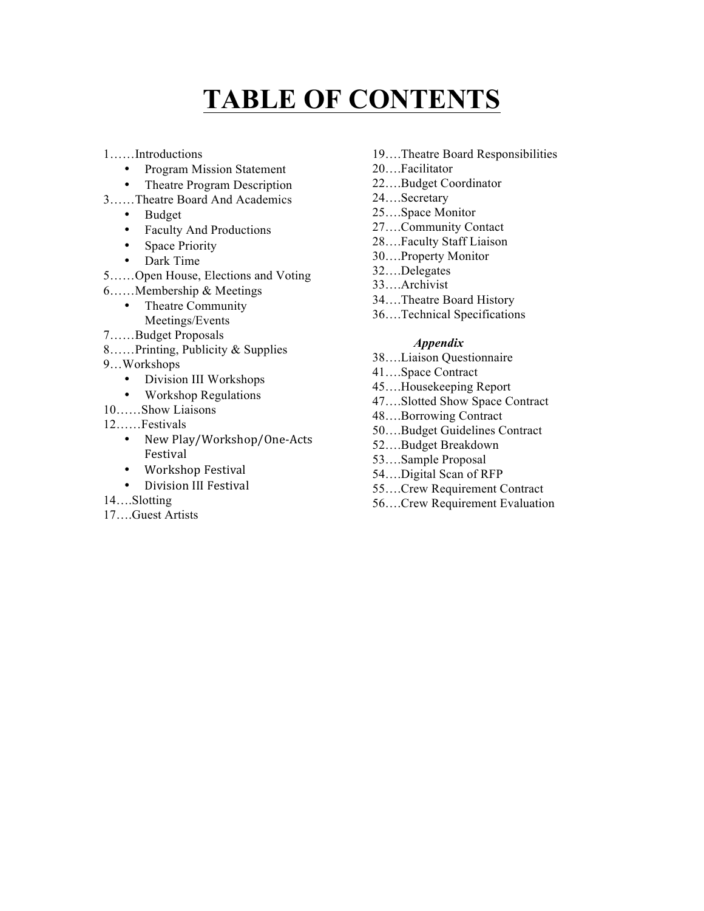# TABLE OF CONTENTS

1……Introductions
- Program Mission Statement
- Theatre Program Description

3……Theatre Board And Academics
- Budget
- Faculty And Productions
- Space Priority
- Dark Time

5……Open House, Elections and Voting

6……Membership & Meetings
- Theatre Community Meetings/Events

7……Budget Proposals

8……Printing, Publicity & Supplies

9…Workshops
- Division III Workshops
- Workshop Regulations

10……Show Liaisons

12……Festivals
- New Play/Workshop/One-Acts Festival
- Workshop Festival
- Division III Festival

14….Slotting

17….Guest Artists

19….Theatre Board Responsibilities

20….Facilitator

22….Budget Coordinator

24….Secretary

25….Space Monitor

27….Community Contact

28….Faculty Staff Liaison

30….Property Monitor

32….Delegates

33….Archivist

34….Theatre Board History

36….Technical Specifications

***Appendix***

38….Liaison Questionnaire

41….Space Contract

45….Housekeeping Report

47….Slotted Show Space Contract

48….Borrowing Contract

50….Budget Guidelines Contract

52….Budget Breakdown

53….Sample Proposal

54….Digital Scan of RFP

55….Crew Requirement Contract

56….Crew Requirement Evaluation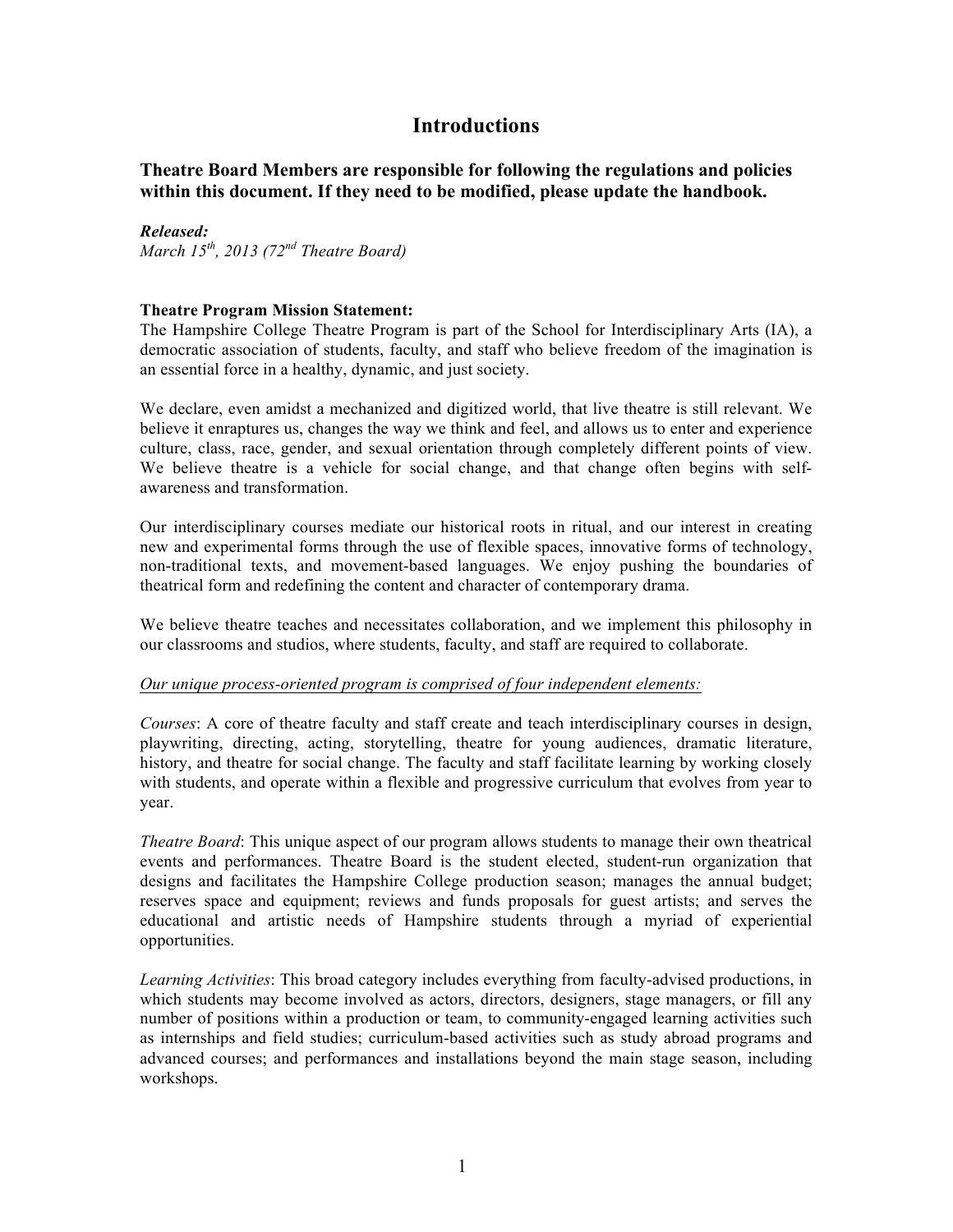# Introductions

### Theatre Board Members are responsible for following the regulations and policies within this document. If they need to be modified, please update the handbook.

***Released:***
*March 15th, 2013 (72nd Theatre Board)*

**Theatre Program Mission Statement:**
The Hampshire College Theatre Program is part of the School for Interdisciplinary Arts (IA), a democratic association of students, faculty, and staff who believe freedom of the imagination is an essential force in a healthy, dynamic, and just society.

We declare, even amidst a mechanized and digitized world, that live theatre is still relevant. We believe it enraptures us, changes the way we think and feel, and allows us to enter and experience culture, class, race, gender, and sexual orientation through completely different points of view. We believe theatre is a vehicle for social change, and that change often begins with self-awareness and transformation.

Our interdisciplinary courses mediate our historical roots in ritual, and our interest in creating new and experimental forms through the use of flexible spaces, innovative forms of technology, non-traditional texts, and movement-based languages. We enjoy pushing the boundaries of theatrical form and redefining the content and character of contemporary drama.

We believe theatre teaches and necessitates collaboration, and we implement this philosophy in our classrooms and studios, where students, faculty, and staff are required to collaborate.

<u>*Our unique process-oriented program is comprised of four independent elements:*</u>

*Courses*: A core of theatre faculty and staff create and teach interdisciplinary courses in design, playwriting, directing, acting, storytelling, theatre for young audiences, dramatic literature, history, and theatre for social change. The faculty and staff facilitate learning by working closely with students, and operate within a flexible and progressive curriculum that evolves from year to year.

*Theatre Board*: This unique aspect of our program allows students to manage their own theatrical events and performances. Theatre Board is the student elected, student-run organization that designs and facilitates the Hampshire College production season; manages the annual budget; reserves space and equipment; reviews and funds proposals for guest artists; and serves the educational and artistic needs of Hampshire students through a myriad of experiential opportunities.

*Learning Activities*: This broad category includes everything from faculty-advised productions, in which students may become involved as actors, directors, designers, stage managers, or fill any number of positions within a production or team, to community-engaged learning activities such as internships and field studies; curriculum-based activities such as study abroad programs and advanced courses; and performances and installations beyond the main stage season, including workshops.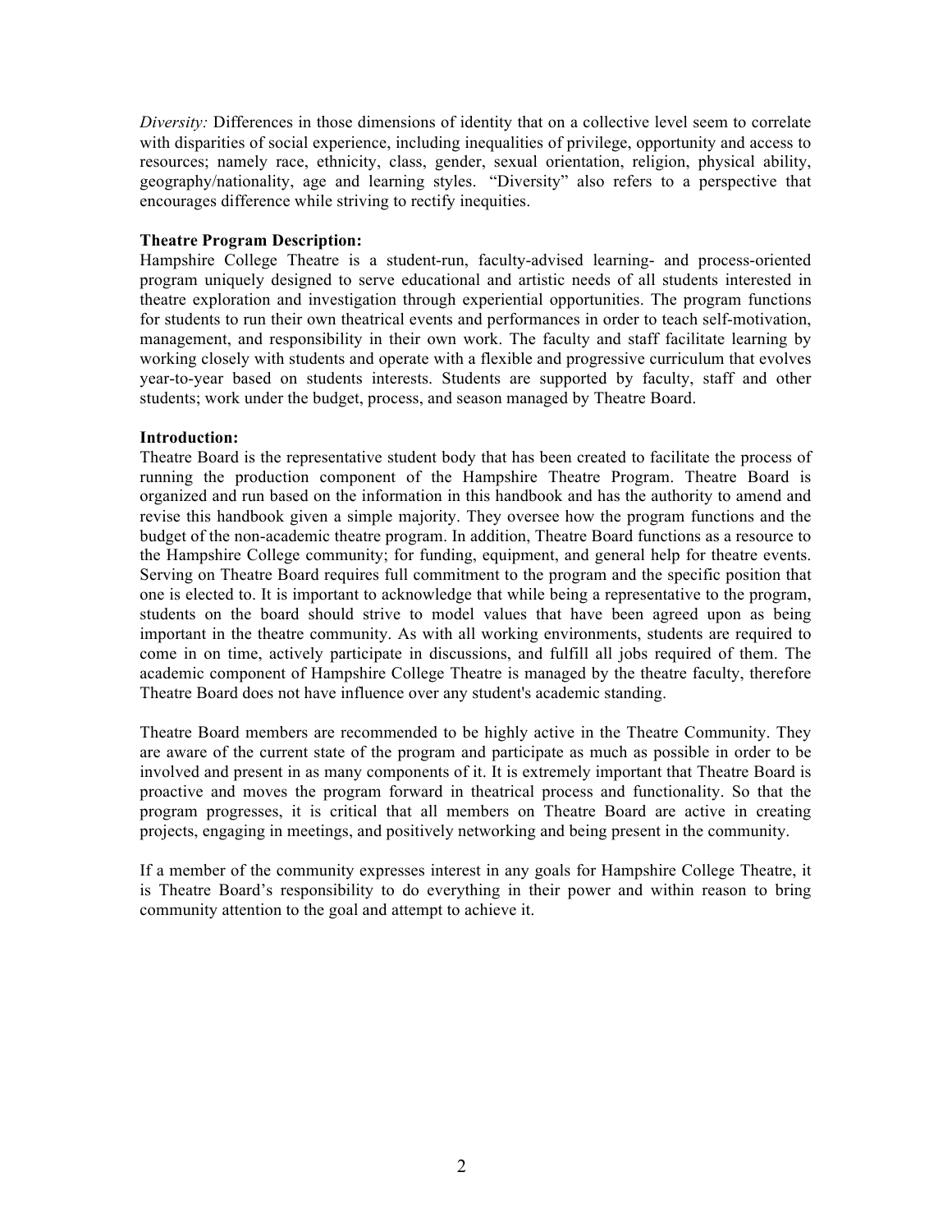*Diversity:* Differences in those dimensions of identity that on a collective level seem to correlate with disparities of social experience, including inequalities of privilege, opportunity and access to resources; namely race, ethnicity, class, gender, sexual orientation, religion, physical ability, geography/nationality, age and learning styles. "Diversity" also refers to a perspective that encourages difference while striving to rectify inequities.

**Theatre Program Description:**

Hampshire College Theatre is a student-run, faculty-advised learning- and process-oriented program uniquely designed to serve educational and artistic needs of all students interested in theatre exploration and investigation through experiential opportunities. The program functions for students to run their own theatrical events and performances in order to teach self-motivation, management, and responsibility in their own work. The faculty and staff facilitate learning by working closely with students and operate with a flexible and progressive curriculum that evolves year-to-year based on students interests. Students are supported by faculty, staff and other students; work under the budget, process, and season managed by Theatre Board.

**Introduction:**

Theatre Board is the representative student body that has been created to facilitate the process of running the production component of the Hampshire Theatre Program. Theatre Board is organized and run based on the information in this handbook and has the authority to amend and revise this handbook given a simple majority. They oversee how the program functions and the budget of the non-academic theatre program. In addition, Theatre Board functions as a resource to the Hampshire College community; for funding, equipment, and general help for theatre events. Serving on Theatre Board requires full commitment to the program and the specific position that one is elected to. It is important to acknowledge that while being a representative to the program, students on the board should strive to model values that have been agreed upon as being important in the theatre community. As with all working environments, students are required to come in on time, actively participate in discussions, and fulfill all jobs required of them. The academic component of Hampshire College Theatre is managed by the theatre faculty, therefore Theatre Board does not have influence over any student's academic standing.

Theatre Board members are recommended to be highly active in the Theatre Community. They are aware of the current state of the program and participate as much as possible in order to be involved and present in as many components of it. It is extremely important that Theatre Board is proactive and moves the program forward in theatrical process and functionality. So that the program progresses, it is critical that all members on Theatre Board are active in creating projects, engaging in meetings, and positively networking and being present in the community.

If a member of the community expresses interest in any goals for Hampshire College Theatre, it is Theatre Board's responsibility to do everything in their power and within reason to bring community attention to the goal and attempt to achieve it.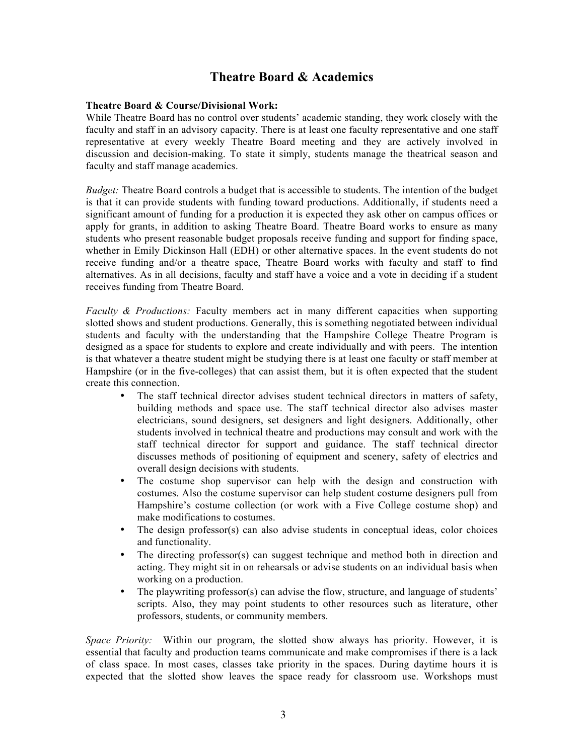# Theatre Board & Academics

**Theatre Board & Course/Divisional Work:**
While Theatre Board has no control over students' academic standing, they work closely with the faculty and staff in an advisory capacity. There is at least one faculty representative and one staff representative at every weekly Theatre Board meeting and they are actively involved in discussion and decision-making. To state it simply, students manage the theatrical season and faculty and staff manage academics.

*Budget:* Theatre Board controls a budget that is accessible to students. The intention of the budget is that it can provide students with funding toward productions. Additionally, if students need a significant amount of funding for a production it is expected they ask other on campus offices or apply for grants, in addition to asking Theatre Board. Theatre Board works to ensure as many students who present reasonable budget proposals receive funding and support for finding space, whether in Emily Dickinson Hall (EDH) or other alternative spaces. In the event students do not receive funding and/or a theatre space, Theatre Board works with faculty and staff to find alternatives. As in all decisions, faculty and staff have a voice and a vote in deciding if a student receives funding from Theatre Board.

*Faculty & Productions:* Faculty members act in many different capacities when supporting slotted shows and student productions. Generally, this is something negotiated between individual students and faculty with the understanding that the Hampshire College Theatre Program is designed as a space for students to explore and create individually and with peers. The intention is that whatever a theatre student might be studying there is at least one faculty or staff member at Hampshire (or in the five-colleges) that can assist them, but it is often expected that the student create this connection.

- The staff technical director advises student technical directors in matters of safety, building methods and space use. The staff technical director also advises master electricians, sound designers, set designers and light designers. Additionally, other students involved in technical theatre and productions may consult and work with the staff technical director for support and guidance. The staff technical director discusses methods of positioning of equipment and scenery, safety of electrics and overall design decisions with students.
- The costume shop supervisor can help with the design and construction with costumes. Also the costume supervisor can help student costume designers pull from Hampshire's costume collection (or work with a Five College costume shop) and make modifications to costumes.
- The design professor(s) can also advise students in conceptual ideas, color choices and functionality.
- The directing professor(s) can suggest technique and method both in direction and acting. They might sit in on rehearsals or advise students on an individual basis when working on a production.
- The playwriting professor(s) can advise the flow, structure, and language of students' scripts. Also, they may point students to other resources such as literature, other professors, students, or community members.

*Space Priority:* Within our program, the slotted show always has priority. However, it is essential that faculty and production teams communicate and make compromises if there is a lack of class space. In most cases, classes take priority in the spaces. During daytime hours it is expected that the slotted show leaves the space ready for classroom use. Workshops must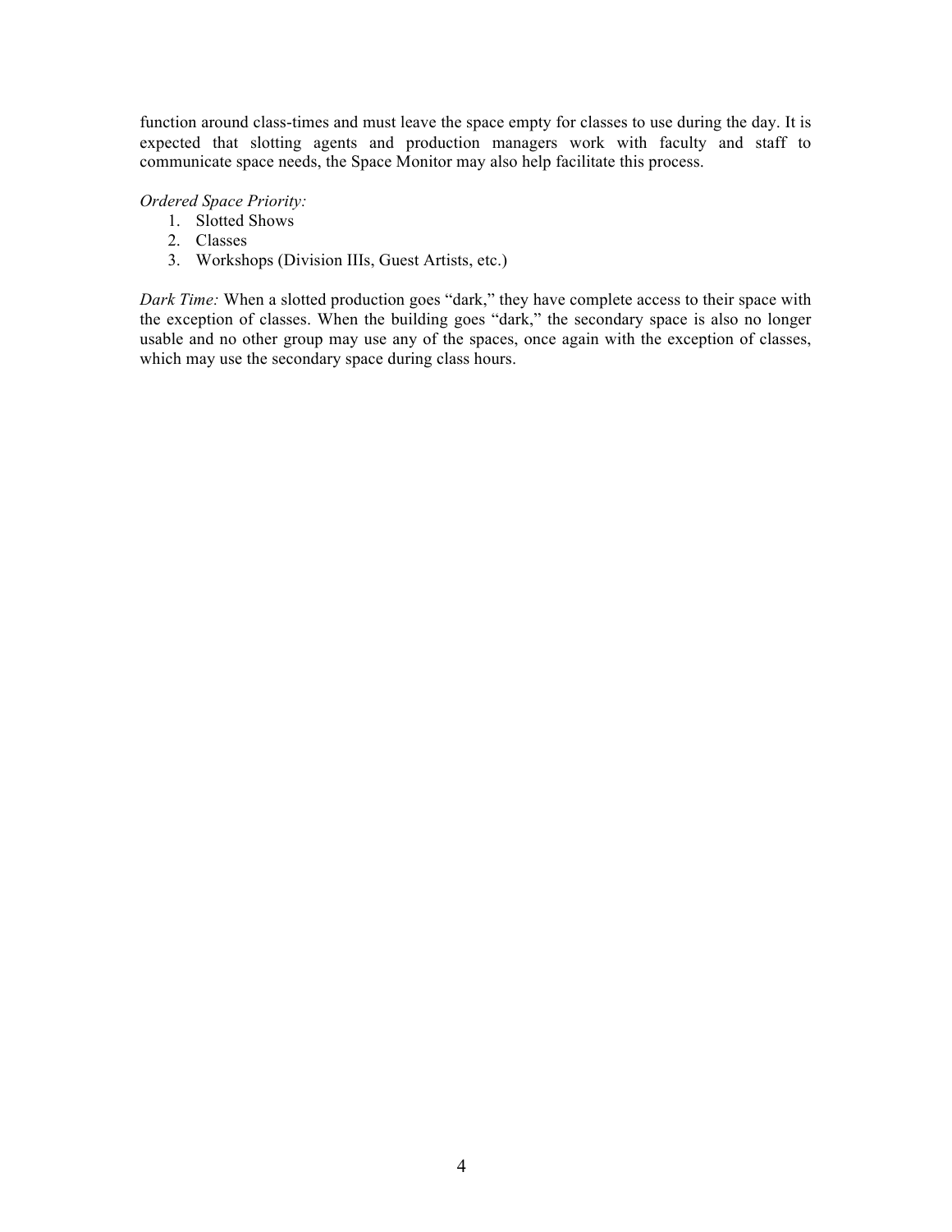function around class-times and must leave the space empty for classes to use during the day. It is expected that slotting agents and production managers work with faculty and staff to communicate space needs, the Space Monitor may also help facilitate this process.

*Ordered Space Priority:*

1. Slotted Shows
2. Classes
3. Workshops (Division IIIs, Guest Artists, etc.)

*Dark Time:* When a slotted production goes “dark,” they have complete access to their space with the exception of classes. When the building goes “dark,” the secondary space is also no longer usable and no other group may use any of the spaces, once again with the exception of classes, which may use the secondary space during class hours.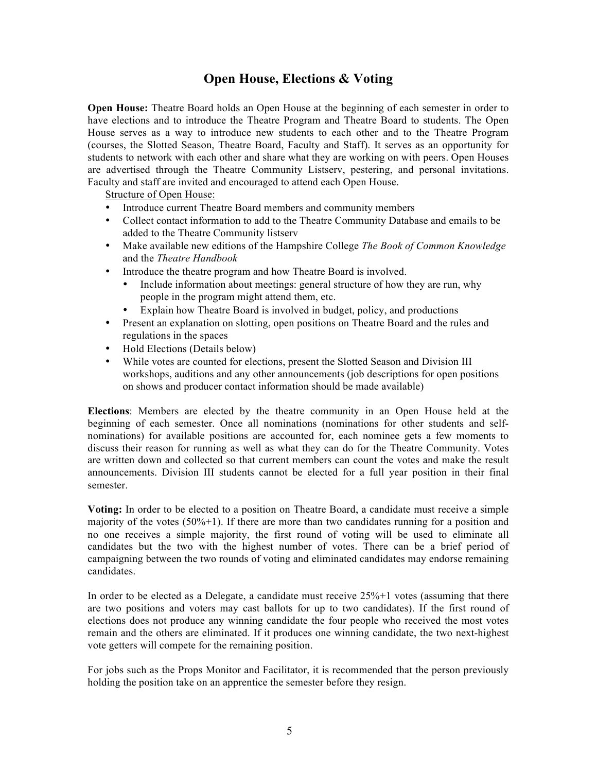# Open House, Elections & Voting

**Open House:** Theatre Board holds an Open House at the beginning of each semester in order to have elections and to introduce the Theatre Program and Theatre Board to students. The Open House serves as a way to introduce new students to each other and to the Theatre Program (courses, the Slotted Season, Theatre Board, Faculty and Staff). It serves as an opportunity for students to network with each other and share what they are working on with peers. Open Houses are advertised through the Theatre Community Listserv, pestering, and personal invitations. Faculty and staff are invited and encouraged to attend each Open House.

Structure of Open House:

- Introduce current Theatre Board members and community members
- Collect contact information to add to the Theatre Community Database and emails to be added to the Theatre Community listserv
- Make available new editions of the Hampshire College *The Book of Common Knowledge* and the *Theatre Handbook*
- Introduce the theatre program and how Theatre Board is involved.
  - Include information about meetings: general structure of how they are run, why people in the program might attend them, etc.
  - Explain how Theatre Board is involved in budget, policy, and productions
- Present an explanation on slotting, open positions on Theatre Board and the rules and regulations in the spaces
- Hold Elections (Details below)
- While votes are counted for elections, present the Slotted Season and Division III workshops, auditions and any other announcements (job descriptions for open positions on shows and producer contact information should be made available)

**Elections**: Members are elected by the theatre community in an Open House held at the beginning of each semester. Once all nominations (nominations for other students and self-nominations) for available positions are accounted for, each nominee gets a few moments to discuss their reason for running as well as what they can do for the Theatre Community. Votes are written down and collected so that current members can count the votes and make the result announcements. Division III students cannot be elected for a full year position in their final semester.

**Voting:** In order to be elected to a position on Theatre Board, a candidate must receive a simple majority of the votes (50%+1). If there are more than two candidates running for a position and no one receives a simple majority, the first round of voting will be used to eliminate all candidates but the two with the highest number of votes. There can be a brief period of campaigning between the two rounds of voting and eliminated candidates may endorse remaining candidates.

In order to be elected as a Delegate, a candidate must receive 25%+1 votes (assuming that there are two positions and voters may cast ballots for up to two candidates). If the first round of elections does not produce any winning candidate the four people who received the most votes remain and the others are eliminated. If it produces one winning candidate, the two next-highest vote getters will compete for the remaining position.

For jobs such as the Props Monitor and Facilitator, it is recommended that the person previously holding the position take on an apprentice the semester before they resign.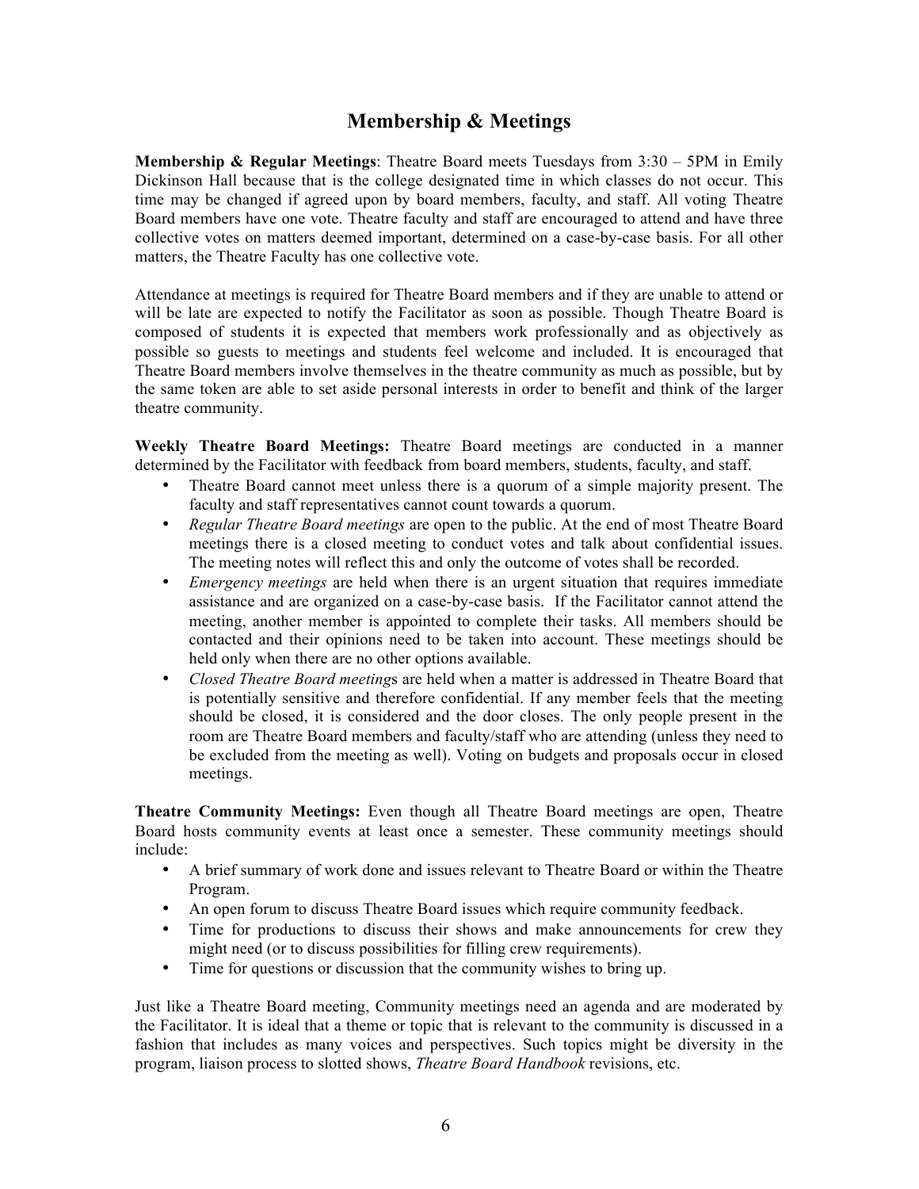## Membership & Meetings

**Membership & Regular Meetings**: Theatre Board meets Tuesdays from 3:30 – 5PM in Emily Dickinson Hall because that is the college designated time in which classes do not occur. This time may be changed if agreed upon by board members, faculty, and staff. All voting Theatre Board members have one vote. Theatre faculty and staff are encouraged to attend and have three collective votes on matters deemed important, determined on a case-by-case basis. For all other matters, the Theatre Faculty has one collective vote.

Attendance at meetings is required for Theatre Board members and if they are unable to attend or will be late are expected to notify the Facilitator as soon as possible. Though Theatre Board is composed of students it is expected that members work professionally and as objectively as possible so guests to meetings and students feel welcome and included. It is encouraged that Theatre Board members involve themselves in the theatre community as much as possible, but by the same token are able to set aside personal interests in order to benefit and think of the larger theatre community.

**Weekly Theatre Board Meetings:** Theatre Board meetings are conducted in a manner determined by the Facilitator with feedback from board members, students, faculty, and staff.

- Theatre Board cannot meet unless there is a quorum of a simple majority present. The faculty and staff representatives cannot count towards a quorum.
- *Regular Theatre Board meetings* are open to the public. At the end of most Theatre Board meetings there is a closed meeting to conduct votes and talk about confidential issues. The meeting notes will reflect this and only the outcome of votes shall be recorded.
- *Emergency meetings* are held when there is an urgent situation that requires immediate assistance and are organized on a case-by-case basis. If the Facilitator cannot attend the meeting, another member is appointed to complete their tasks. All members should be contacted and their opinions need to be taken into account. These meetings should be held only when there are no other options available.
- *Closed Theatre Board meetings* are held when a matter is addressed in Theatre Board that is potentially sensitive and therefore confidential. If any member feels that the meeting should be closed, it is considered and the door closes. The only people present in the room are Theatre Board members and faculty/staff who are attending (unless they need to be excluded from the meeting as well). Voting on budgets and proposals occur in closed meetings.

**Theatre Community Meetings:** Even though all Theatre Board meetings are open, Theatre Board hosts community events at least once a semester. These community meetings should include:

- A brief summary of work done and issues relevant to Theatre Board or within the Theatre Program.
- An open forum to discuss Theatre Board issues which require community feedback.
- Time for productions to discuss their shows and make announcements for crew they might need (or to discuss possibilities for filling crew requirements).
- Time for questions or discussion that the community wishes to bring up.

Just like a Theatre Board meeting, Community meetings need an agenda and are moderated by the Facilitator. It is ideal that a theme or topic that is relevant to the community is discussed in a fashion that includes as many voices and perspectives. Such topics might be diversity in the program, liaison process to slotted shows, *Theatre Board Handbook* revisions, etc.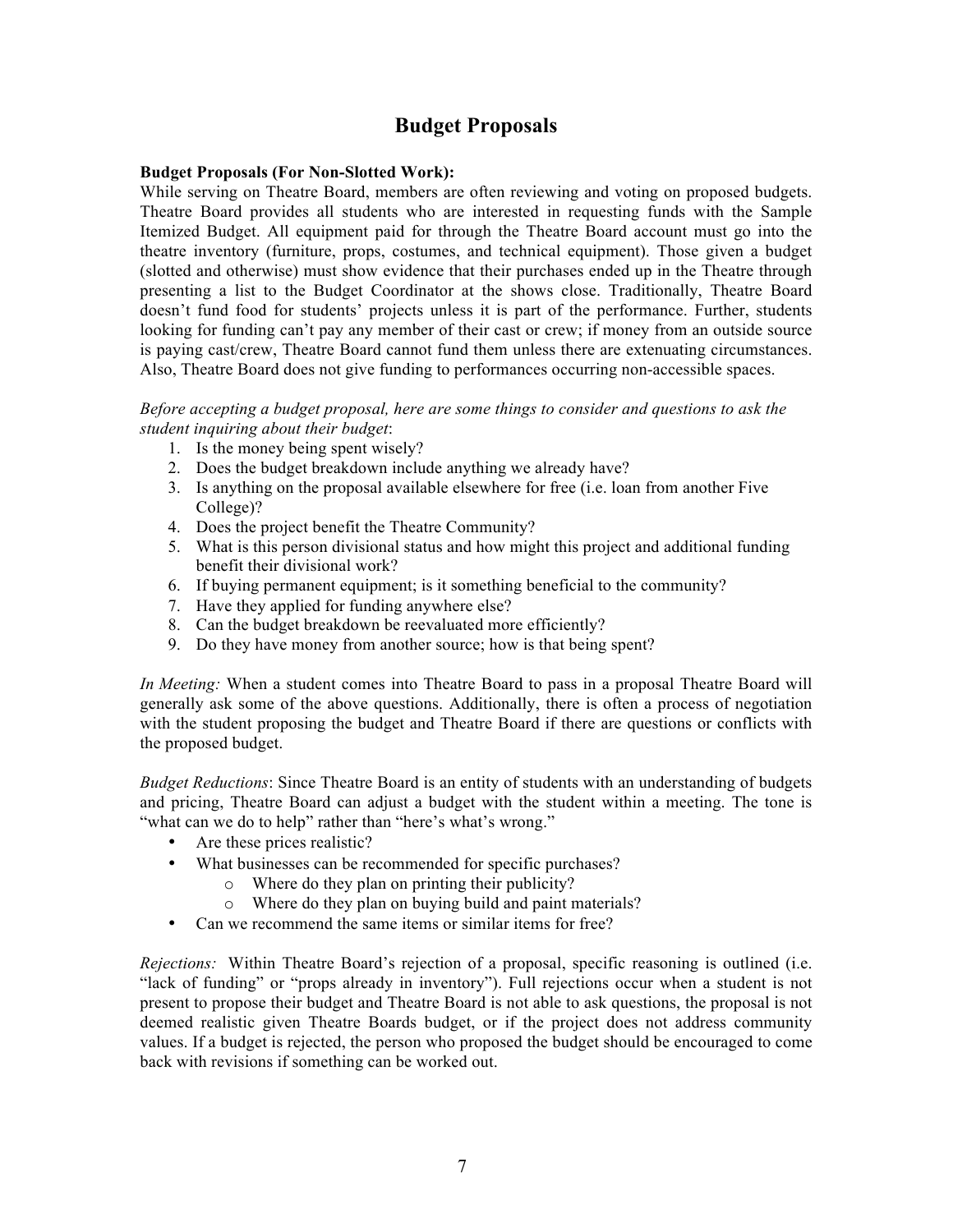# Budget Proposals

**Budget Proposals (For Non-Slotted Work):**
While serving on Theatre Board, members are often reviewing and voting on proposed budgets. Theatre Board provides all students who are interested in requesting funds with the Sample Itemized Budget. All equipment paid for through the Theatre Board account must go into the theatre inventory (furniture, props, costumes, and technical equipment). Those given a budget (slotted and otherwise) must show evidence that their purchases ended up in the Theatre through presenting a list to the Budget Coordinator at the shows close. Traditionally, Theatre Board doesn't fund food for students' projects unless it is part of the performance. Further, students looking for funding can't pay any member of their cast or crew; if money from an outside source is paying cast/crew, Theatre Board cannot fund them unless there are extenuating circumstances. Also, Theatre Board does not give funding to performances occurring non-accessible spaces.

*Before accepting a budget proposal, here are some things to consider and questions to ask the student inquiring about their budget*:

1. Is the money being spent wisely?
2. Does the budget breakdown include anything we already have?
3. Is anything on the proposal available elsewhere for free (i.e. loan from another Five College)?
4. Does the project benefit the Theatre Community?
5. What is this person divisional status and how might this project and additional funding benefit their divisional work?
6. If buying permanent equipment; is it something beneficial to the community?
7. Have they applied for funding anywhere else?
8. Can the budget breakdown be reevaluated more efficiently?
9. Do they have money from another source; how is that being spent?

*In Meeting:* When a student comes into Theatre Board to pass in a proposal Theatre Board will generally ask some of the above questions. Additionally, there is often a process of negotiation with the student proposing the budget and Theatre Board if there are questions or conflicts with the proposed budget.

*Budget Reductions*: Since Theatre Board is an entity of students with an understanding of budgets and pricing, Theatre Board can adjust a budget with the student within a meeting. The tone is "what can we do to help" rather than "here's what's wrong."

- Are these prices realistic?
- What businesses can be recommended for specific purchases?
  - Where do they plan on printing their publicity?
  - Where do they plan on buying build and paint materials?
- Can we recommend the same items or similar items for free?

*Rejections:* Within Theatre Board's rejection of a proposal, specific reasoning is outlined (i.e. "lack of funding" or "props already in inventory"). Full rejections occur when a student is not present to propose their budget and Theatre Board is not able to ask questions, the proposal is not deemed realistic given Theatre Boards budget, or if the project does not address community values. If a budget is rejected, the person who proposed the budget should be encouraged to come back with revisions if something can be worked out.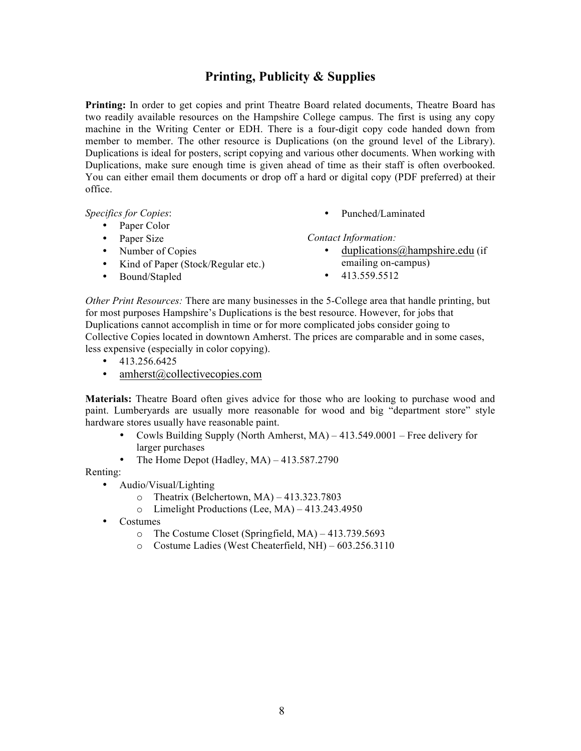## Printing, Publicity & Supplies

**Printing:** In order to get copies and print Theatre Board related documents, Theatre Board has two readily available resources on the Hampshire College campus. The first is using any copy machine in the Writing Center or EDH. There is a four-digit copy code handed down from member to member. The other resource is Duplications (on the ground level of the Library). Duplications is ideal for posters, script copying and various other documents. When working with Duplications, make sure enough time is given ahead of time as their staff is often overbooked. You can either email them documents or drop off a hard or digital copy (PDF preferred) at their office.

*Specifics for Copies*:

- Paper Color
- Paper Size
- Number of Copies
- Kind of Paper (Stock/Regular etc.)
- Bound/Stapled
- Punched/Laminated

*Contact Information:*

- duplications@hampshire.edu (if emailing on-campus)
- 413.559.5512

*Other Print Resources:* There are many businesses in the 5-College area that handle printing, but for most purposes Hampshire's Duplications is the best resource. However, for jobs that Duplications cannot accomplish in time or for more complicated jobs consider going to Collective Copies located in downtown Amherst. The prices are comparable and in some cases, less expensive (especially in color copying).

- 413.256.6425
- amherst@collectivecopies.com

**Materials:** Theatre Board often gives advice for those who are looking to purchase wood and paint. Lumberyards are usually more reasonable for wood and big "department store" style hardware stores usually have reasonable paint.

- Cowls Building Supply (North Amherst, MA) – 413.549.0001 – Free delivery for larger purchases
- The Home Depot (Hadley, MA) – 413.587.2790

Renting:

- Audio/Visual/Lighting
  - Theatrix (Belchertown, MA) – 413.323.7803
  - Limelight Productions (Lee, MA) – 413.243.4950
- Costumes
  - The Costume Closet (Springfield, MA) – 413.739.5693
  - Costume Ladies (West Cheaterfield, NH) – 603.256.3110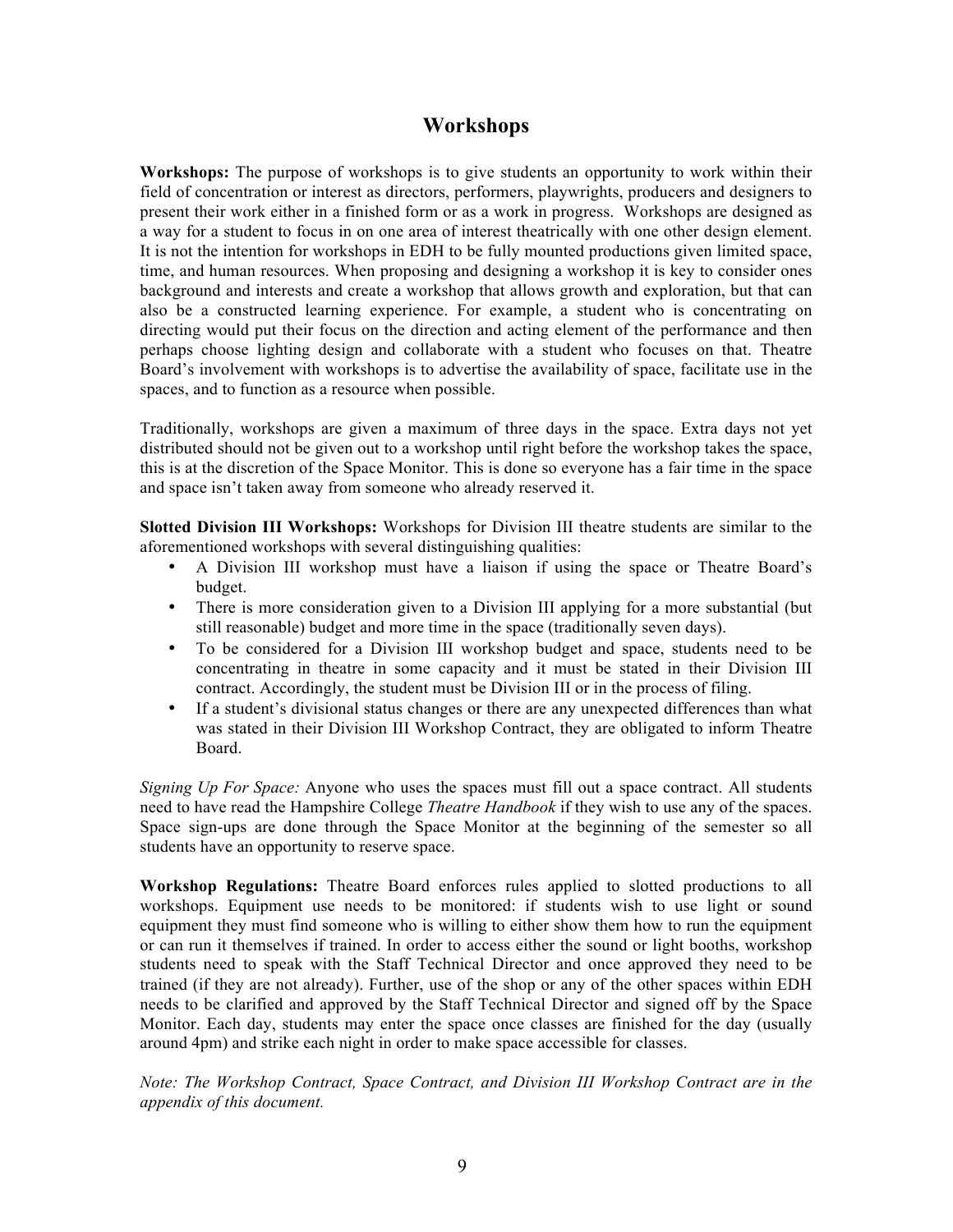# Workshops

**Workshops:** The purpose of workshops is to give students an opportunity to work within their field of concentration or interest as directors, performers, playwrights, producers and designers to present their work either in a finished form or as a work in progress. Workshops are designed as a way for a student to focus in on one area of interest theatrically with one other design element. It is not the intention for workshops in EDH to be fully mounted productions given limited space, time, and human resources. When proposing and designing a workshop it is key to consider ones background and interests and create a workshop that allows growth and exploration, but that can also be a constructed learning experience. For example, a student who is concentrating on directing would put their focus on the direction and acting element of the performance and then perhaps choose lighting design and collaborate with a student who focuses on that. Theatre Board's involvement with workshops is to advertise the availability of space, facilitate use in the spaces, and to function as a resource when possible.

Traditionally, workshops are given a maximum of three days in the space. Extra days not yet distributed should not be given out to a workshop until right before the workshop takes the space, this is at the discretion of the Space Monitor. This is done so everyone has a fair time in the space and space isn't taken away from someone who already reserved it.

**Slotted Division III Workshops:** Workshops for Division III theatre students are similar to the aforementioned workshops with several distinguishing qualities:

- A Division III workshop must have a liaison if using the space or Theatre Board's budget.
- There is more consideration given to a Division III applying for a more substantial (but still reasonable) budget and more time in the space (traditionally seven days).
- To be considered for a Division III workshop budget and space, students need to be concentrating in theatre in some capacity and it must be stated in their Division III contract. Accordingly, the student must be Division III or in the process of filing.
- If a student's divisional status changes or there are any unexpected differences than what was stated in their Division III Workshop Contract, they are obligated to inform Theatre Board.

*Signing Up For Space:* Anyone who uses the spaces must fill out a space contract. All students need to have read the Hampshire College *Theatre Handbook* if they wish to use any of the spaces. Space sign-ups are done through the Space Monitor at the beginning of the semester so all students have an opportunity to reserve space.

**Workshop Regulations:** Theatre Board enforces rules applied to slotted productions to all workshops. Equipment use needs to be monitored: if students wish to use light or sound equipment they must find someone who is willing to either show them how to run the equipment or can run it themselves if trained. In order to access either the sound or light booths, workshop students need to speak with the Staff Technical Director and once approved they need to be trained (if they are not already). Further, use of the shop or any of the other spaces within EDH needs to be clarified and approved by the Staff Technical Director and signed off by the Space Monitor. Each day, students may enter the space once classes are finished for the day (usually around 4pm) and strike each night in order to make space accessible for classes.

*Note: The Workshop Contract, Space Contract, and Division III Workshop Contract are in the appendix of this document.*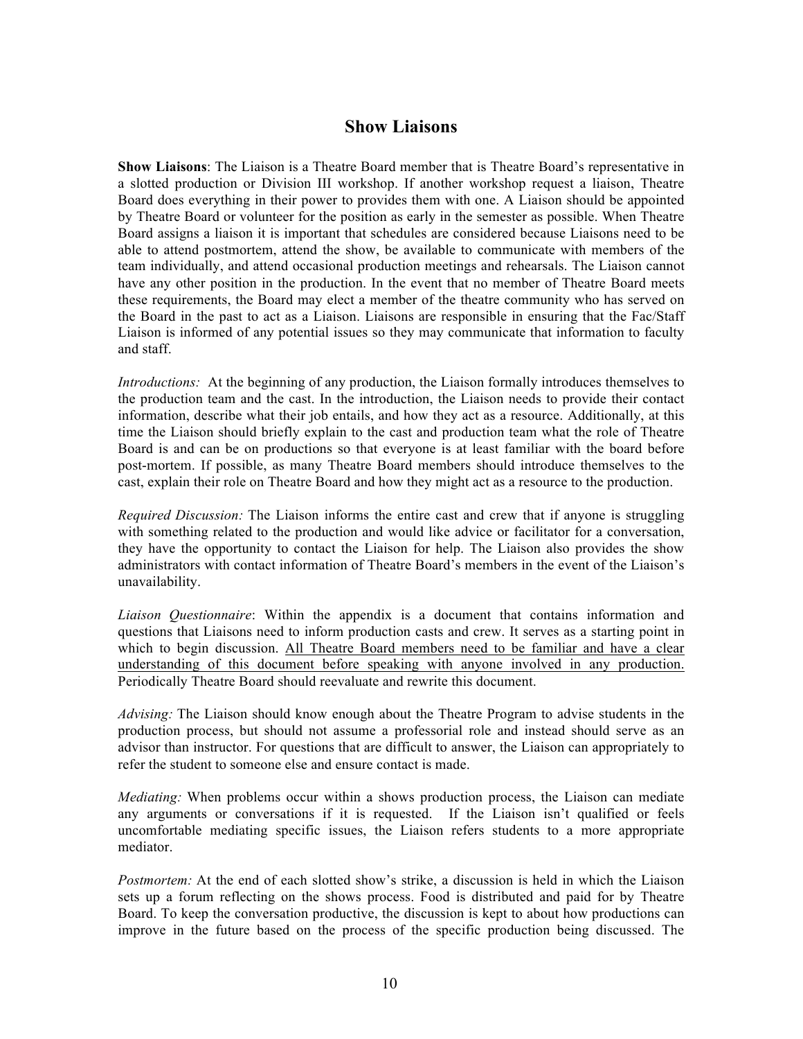## Show Liaisons

**Show Liaisons**: The Liaison is a Theatre Board member that is Theatre Board's representative in a slotted production or Division III workshop. If another workshop request a liaison, Theatre Board does everything in their power to provides them with one. A Liaison should be appointed by Theatre Board or volunteer for the position as early in the semester as possible. When Theatre Board assigns a liaison it is important that schedules are considered because Liaisons need to be able to attend postmortem, attend the show, be available to communicate with members of the team individually, and attend occasional production meetings and rehearsals. The Liaison cannot have any other position in the production. In the event that no member of Theatre Board meets these requirements, the Board may elect a member of the theatre community who has served on the Board in the past to act as a Liaison. Liaisons are responsible in ensuring that the Fac/Staff Liaison is informed of any potential issues so they may communicate that information to faculty and staff.

*Introductions:* At the beginning of any production, the Liaison formally introduces themselves to the production team and the cast. In the introduction, the Liaison needs to provide their contact information, describe what their job entails, and how they act as a resource. Additionally, at this time the Liaison should briefly explain to the cast and production team what the role of Theatre Board is and can be on productions so that everyone is at least familiar with the board before post-mortem. If possible, as many Theatre Board members should introduce themselves to the cast, explain their role on Theatre Board and how they might act as a resource to the production.

*Required Discussion:* The Liaison informs the entire cast and crew that if anyone is struggling with something related to the production and would like advice or facilitator for a conversation, they have the opportunity to contact the Liaison for help. The Liaison also provides the show administrators with contact information of Theatre Board's members in the event of the Liaison's unavailability.

*Liaison Questionnaire*: Within the appendix is a document that contains information and questions that Liaisons need to inform production casts and crew. It serves as a starting point in which to begin discussion. <u>All Theatre Board members need to be familiar and have a clear understanding of this document before speaking with anyone involved in any production.</u> Periodically Theatre Board should reevaluate and rewrite this document.

*Advising:* The Liaison should know enough about the Theatre Program to advise students in the production process, but should not assume a professorial role and instead should serve as an advisor than instructor. For questions that are difficult to answer, the Liaison can appropriately to refer the student to someone else and ensure contact is made.

*Mediating:* When problems occur within a shows production process, the Liaison can mediate any arguments or conversations if it is requested. If the Liaison isn't qualified or feels uncomfortable mediating specific issues, the Liaison refers students to a more appropriate mediator.

*Postmortem:* At the end of each slotted show's strike, a discussion is held in which the Liaison sets up a forum reflecting on the shows process. Food is distributed and paid for by Theatre Board. To keep the conversation productive, the discussion is kept to about how productions can improve in the future based on the process of the specific production being discussed. The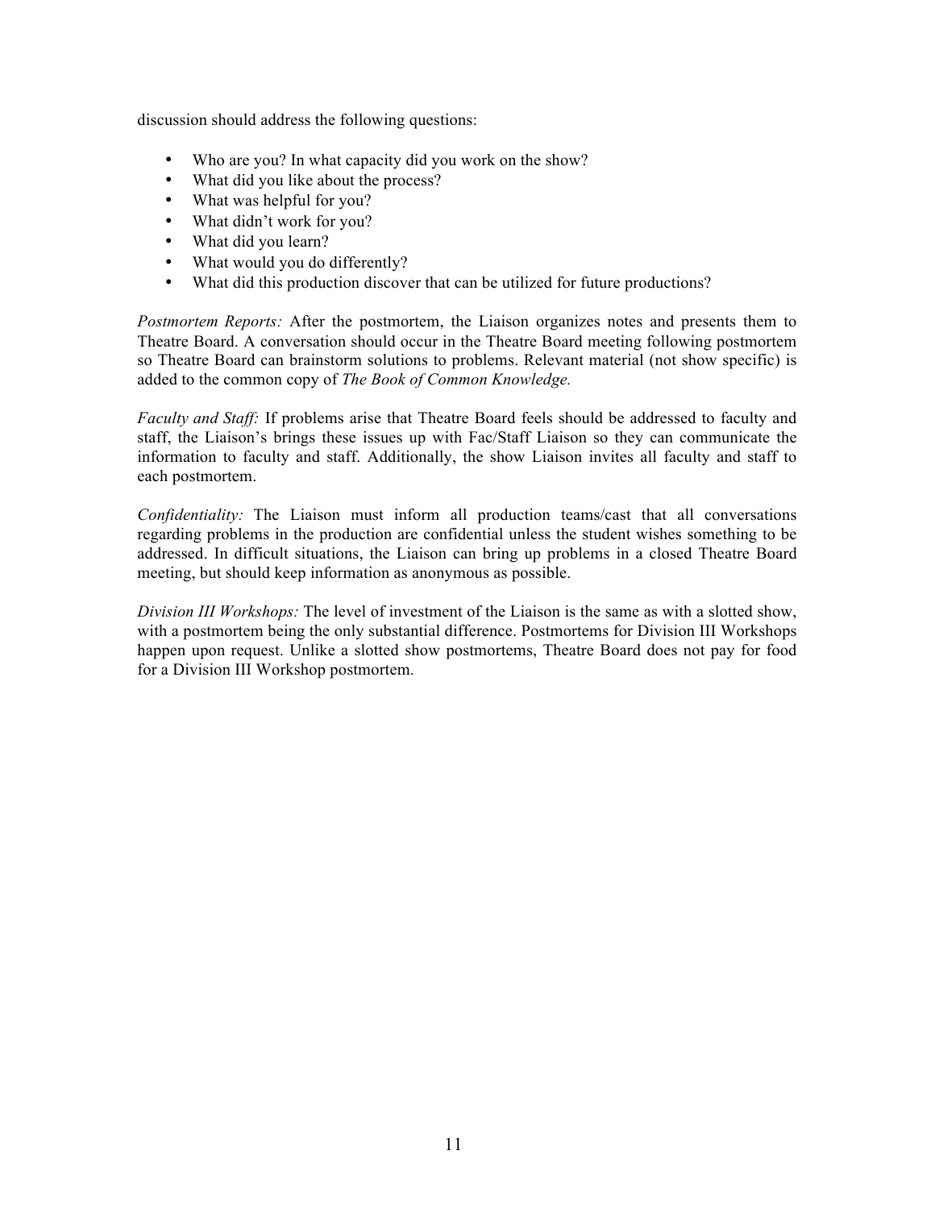discussion should address the following questions:

- Who are you? In what capacity did you work on the show?
- What did you like about the process?
- What was helpful for you?
- What didn't work for you?
- What did you learn?
- What would you do differently?
- What did this production discover that can be utilized for future productions?

*Postmortem Reports:* After the postmortem, the Liaison organizes notes and presents them to Theatre Board. A conversation should occur in the Theatre Board meeting following postmortem so Theatre Board can brainstorm solutions to problems. Relevant material (not show specific) is added to the common copy of *The Book of Common Knowledge.*

*Faculty and Staff:* If problems arise that Theatre Board feels should be addressed to faculty and staff, the Liaison's brings these issues up with Fac/Staff Liaison so they can communicate the information to faculty and staff. Additionally, the show Liaison invites all faculty and staff to each postmortem.

*Confidentiality:* The Liaison must inform all production teams/cast that all conversations regarding problems in the production are confidential unless the student wishes something to be addressed. In difficult situations, the Liaison can bring up problems in a closed Theatre Board meeting, but should keep information as anonymous as possible.

*Division III Workshops:* The level of investment of the Liaison is the same as with a slotted show, with a postmortem being the only substantial difference. Postmortems for Division III Workshops happen upon request. Unlike a slotted show postmortems, Theatre Board does not pay for food for a Division III Workshop postmortem.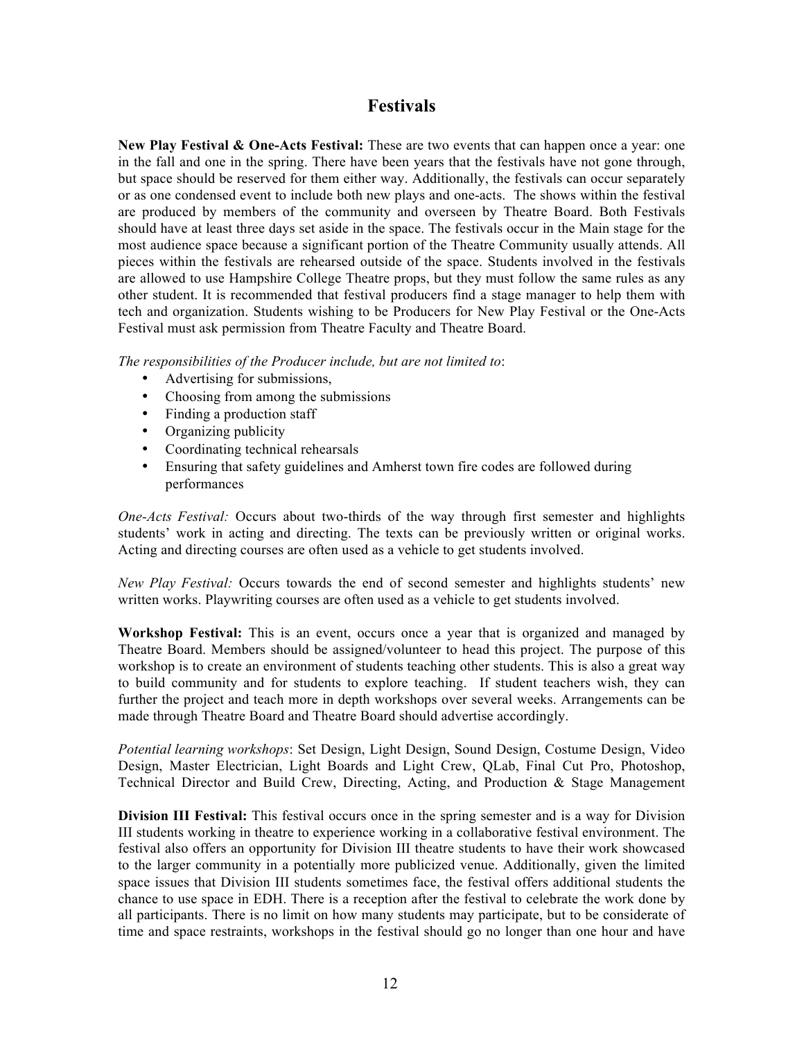# Festivals

**New Play Festival & One-Acts Festival:** These are two events that can happen once a year: one in the fall and one in the spring. There have been years that the festivals have not gone through, but space should be reserved for them either way. Additionally, the festivals can occur separately or as one condensed event to include both new plays and one-acts. The shows within the festival are produced by members of the community and overseen by Theatre Board. Both Festivals should have at least three days set aside in the space. The festivals occur in the Main stage for the most audience space because a significant portion of the Theatre Community usually attends. All pieces within the festivals are rehearsed outside of the space. Students involved in the festivals are allowed to use Hampshire College Theatre props, but they must follow the same rules as any other student. It is recommended that festival producers find a stage manager to help them with tech and organization. Students wishing to be Producers for New Play Festival or the One-Acts Festival must ask permission from Theatre Faculty and Theatre Board.

*The responsibilities of the Producer include, but are not limited to*:

- Advertising for submissions,
- Choosing from among the submissions
- Finding a production staff
- Organizing publicity
- Coordinating technical rehearsals
- Ensuring that safety guidelines and Amherst town fire codes are followed during performances

*One-Acts Festival:* Occurs about two-thirds of the way through first semester and highlights students' work in acting and directing. The texts can be previously written or original works. Acting and directing courses are often used as a vehicle to get students involved.

*New Play Festival:* Occurs towards the end of second semester and highlights students' new written works. Playwriting courses are often used as a vehicle to get students involved.

**Workshop Festival:** This is an event, occurs once a year that is organized and managed by Theatre Board. Members should be assigned/volunteer to head this project. The purpose of this workshop is to create an environment of students teaching other students. This is also a great way to build community and for students to explore teaching. If student teachers wish, they can further the project and teach more in depth workshops over several weeks. Arrangements can be made through Theatre Board and Theatre Board should advertise accordingly.

*Potential learning workshops*: Set Design, Light Design, Sound Design, Costume Design, Video Design, Master Electrician, Light Boards and Light Crew, QLab, Final Cut Pro, Photoshop, Technical Director and Build Crew, Directing, Acting, and Production & Stage Management

**Division III Festival:** This festival occurs once in the spring semester and is a way for Division III students working in theatre to experience working in a collaborative festival environment. The festival also offers an opportunity for Division III theatre students to have their work showcased to the larger community in a potentially more publicized venue. Additionally, given the limited space issues that Division III students sometimes face, the festival offers additional students the chance to use space in EDH. There is a reception after the festival to celebrate the work done by all participants. There is no limit on how many students may participate, but to be considerate of time and space restraints, workshops in the festival should go no longer than one hour and have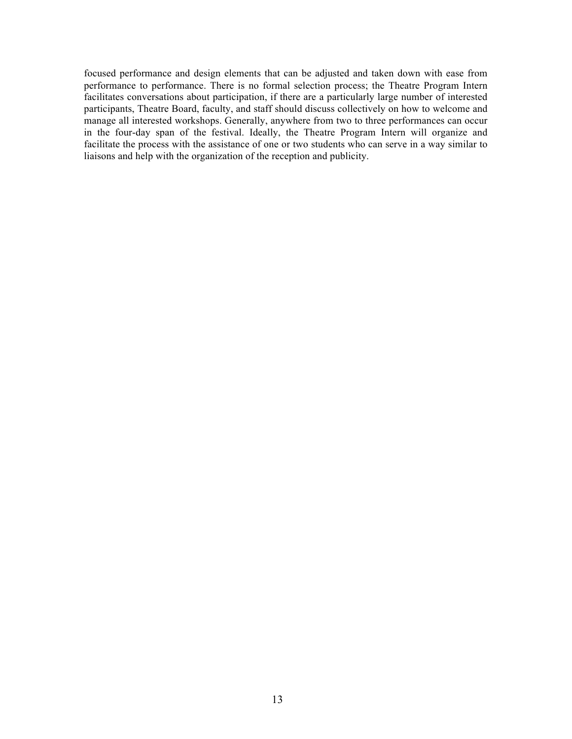focused performance and design elements that can be adjusted and taken down with ease from performance to performance. There is no formal selection process; the Theatre Program Intern facilitates conversations about participation, if there are a particularly large number of interested participants, Theatre Board, faculty, and staff should discuss collectively on how to welcome and manage all interested workshops. Generally, anywhere from two to three performances can occur in the four-day span of the festival. Ideally, the Theatre Program Intern will organize and facilitate the process with the assistance of one or two students who can serve in a way similar to liaisons and help with the organization of the reception and publicity.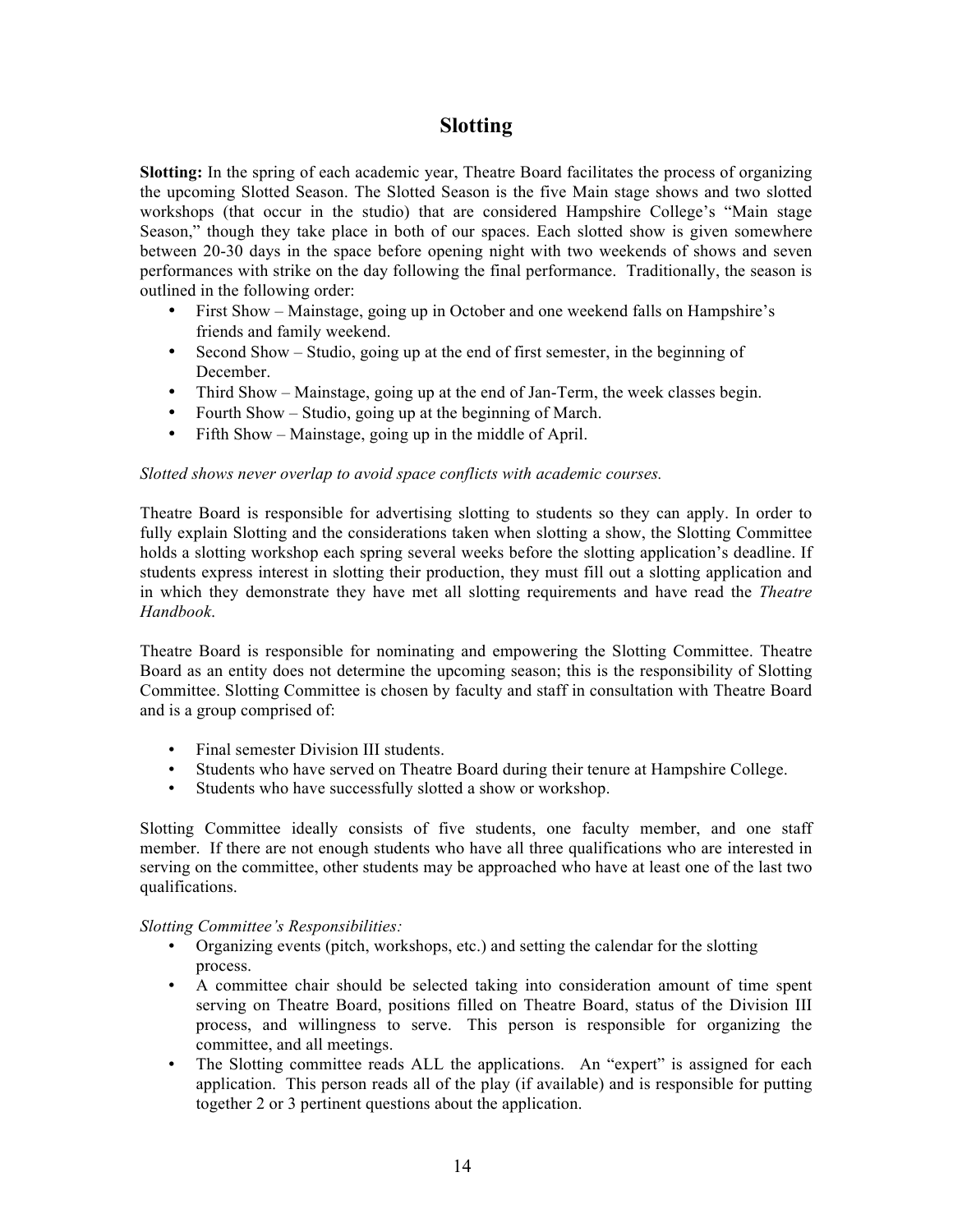# Slotting

**Slotting:** In the spring of each academic year, Theatre Board facilitates the process of organizing the upcoming Slotted Season. The Slotted Season is the five Main stage shows and two slotted workshops (that occur in the studio) that are considered Hampshire College's "Main stage Season," though they take place in both of our spaces. Each slotted show is given somewhere between 20-30 days in the space before opening night with two weekends of shows and seven performances with strike on the day following the final performance. Traditionally, the season is outlined in the following order:

- First Show – Mainstage, going up in October and one weekend falls on Hampshire's friends and family weekend.
- Second Show – Studio, going up at the end of first semester, in the beginning of December.
- Third Show – Mainstage, going up at the end of Jan-Term, the week classes begin.
- Fourth Show – Studio, going up at the beginning of March.
- Fifth Show – Mainstage, going up in the middle of April.

*Slotted shows never overlap to avoid space conflicts with academic courses.*

Theatre Board is responsible for advertising slotting to students so they can apply. In order to fully explain Slotting and the considerations taken when slotting a show, the Slotting Committee holds a slotting workshop each spring several weeks before the slotting application's deadline. If students express interest in slotting their production, they must fill out a slotting application and in which they demonstrate they have met all slotting requirements and have read the *Theatre Handbook*.

Theatre Board is responsible for nominating and empowering the Slotting Committee. Theatre Board as an entity does not determine the upcoming season; this is the responsibility of Slotting Committee. Slotting Committee is chosen by faculty and staff in consultation with Theatre Board and is a group comprised of:

- Final semester Division III students.
- Students who have served on Theatre Board during their tenure at Hampshire College.
- Students who have successfully slotted a show or workshop.

Slotting Committee ideally consists of five students, one faculty member, and one staff member. If there are not enough students who have all three qualifications who are interested in serving on the committee, other students may be approached who have at least one of the last two qualifications.

*Slotting Committee's Responsibilities:*

- Organizing events (pitch, workshops, etc.) and setting the calendar for the slotting process.
- A committee chair should be selected taking into consideration amount of time spent serving on Theatre Board, positions filled on Theatre Board, status of the Division III process, and willingness to serve. This person is responsible for organizing the committee, and all meetings.
- The Slotting committee reads ALL the applications. An "expert" is assigned for each application. This person reads all of the play (if available) and is responsible for putting together 2 or 3 pertinent questions about the application.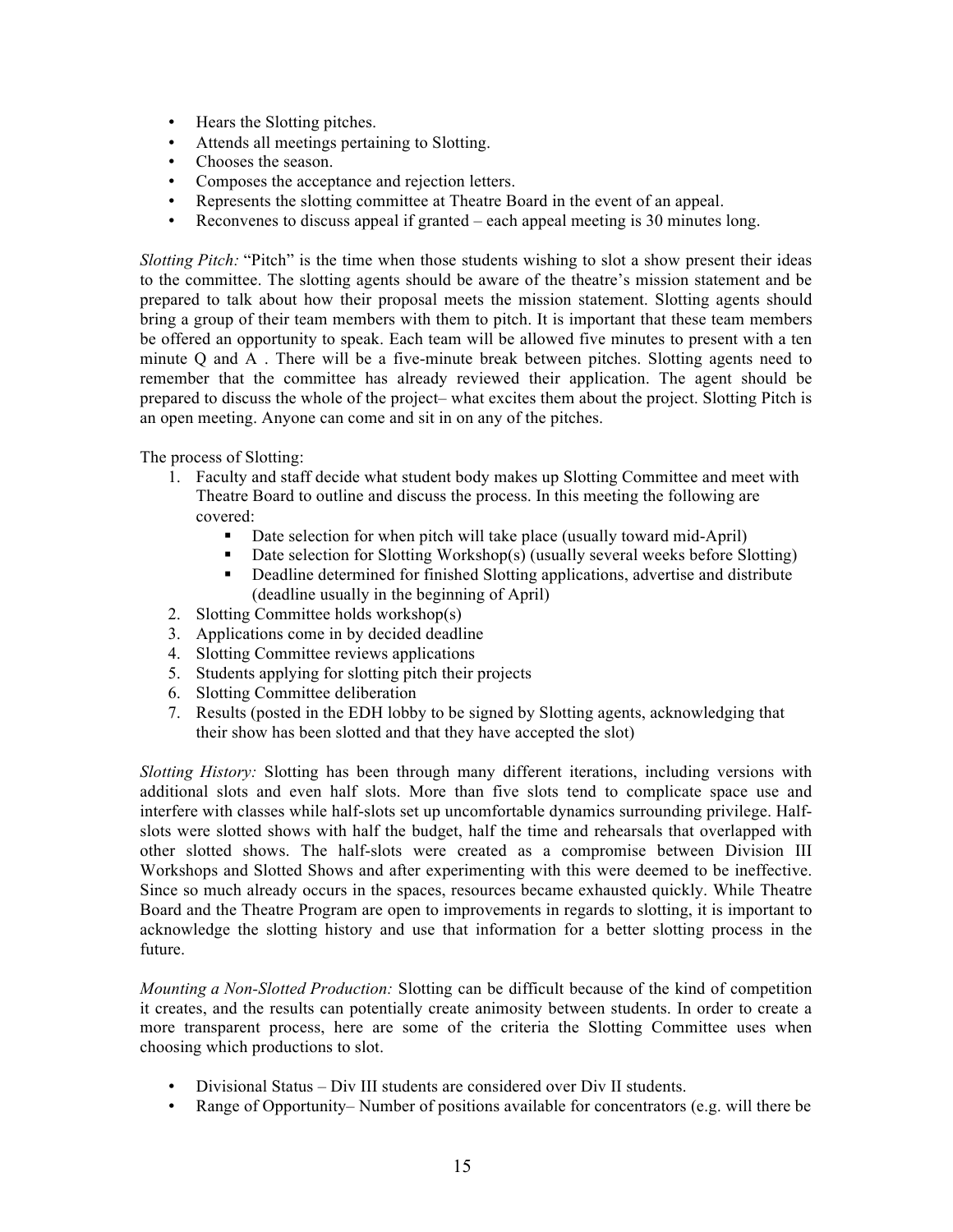- Hears the Slotting pitches.
- Attends all meetings pertaining to Slotting.
- Chooses the season.
- Composes the acceptance and rejection letters.
- Represents the slotting committee at Theatre Board in the event of an appeal.
- Reconvenes to discuss appeal if granted – each appeal meeting is 30 minutes long.

*Slotting Pitch:* "Pitch" is the time when those students wishing to slot a show present their ideas to the committee. The slotting agents should be aware of the theatre's mission statement and be prepared to talk about how their proposal meets the mission statement. Slotting agents should bring a group of their team members with them to pitch. It is important that these team members be offered an opportunity to speak. Each team will be allowed five minutes to present with a ten minute Q and A . There will be a five-minute break between pitches. Slotting agents need to remember that the committee has already reviewed their application. The agent should be prepared to discuss the whole of the project– what excites them about the project. Slotting Pitch is an open meeting. Anyone can come and sit in on any of the pitches.

The process of Slotting:

1. Faculty and staff decide what student body makes up Slotting Committee and meet with Theatre Board to outline and discuss the process. In this meeting the following are covered:
   - Date selection for when pitch will take place (usually toward mid-April)
   - Date selection for Slotting Workshop(s) (usually several weeks before Slotting)
   - Deadline determined for finished Slotting applications, advertise and distribute (deadline usually in the beginning of April)
2. Slotting Committee holds workshop(s)
3. Applications come in by decided deadline
4. Slotting Committee reviews applications
5. Students applying for slotting pitch their projects
6. Slotting Committee deliberation
7. Results (posted in the EDH lobby to be signed by Slotting agents, acknowledging that their show has been slotted and that they have accepted the slot)

*Slotting History:* Slotting has been through many different iterations, including versions with additional slots and even half slots. More than five slots tend to complicate space use and interfere with classes while half-slots set up uncomfortable dynamics surrounding privilege. Half-slots were slotted shows with half the budget, half the time and rehearsals that overlapped with other slotted shows. The half-slots were created as a compromise between Division III Workshops and Slotted Shows and after experimenting with this were deemed to be ineffective. Since so much already occurs in the spaces, resources became exhausted quickly. While Theatre Board and the Theatre Program are open to improvements in regards to slotting, it is important to acknowledge the slotting history and use that information for a better slotting process in the future.

*Mounting a Non-Slotted Production:* Slotting can be difficult because of the kind of competition it creates, and the results can potentially create animosity between students. In order to create a more transparent process, here are some of the criteria the Slotting Committee uses when choosing which productions to slot.

- Divisional Status – Div III students are considered over Div II students.
- Range of Opportunity– Number of positions available for concentrators (e.g. will there be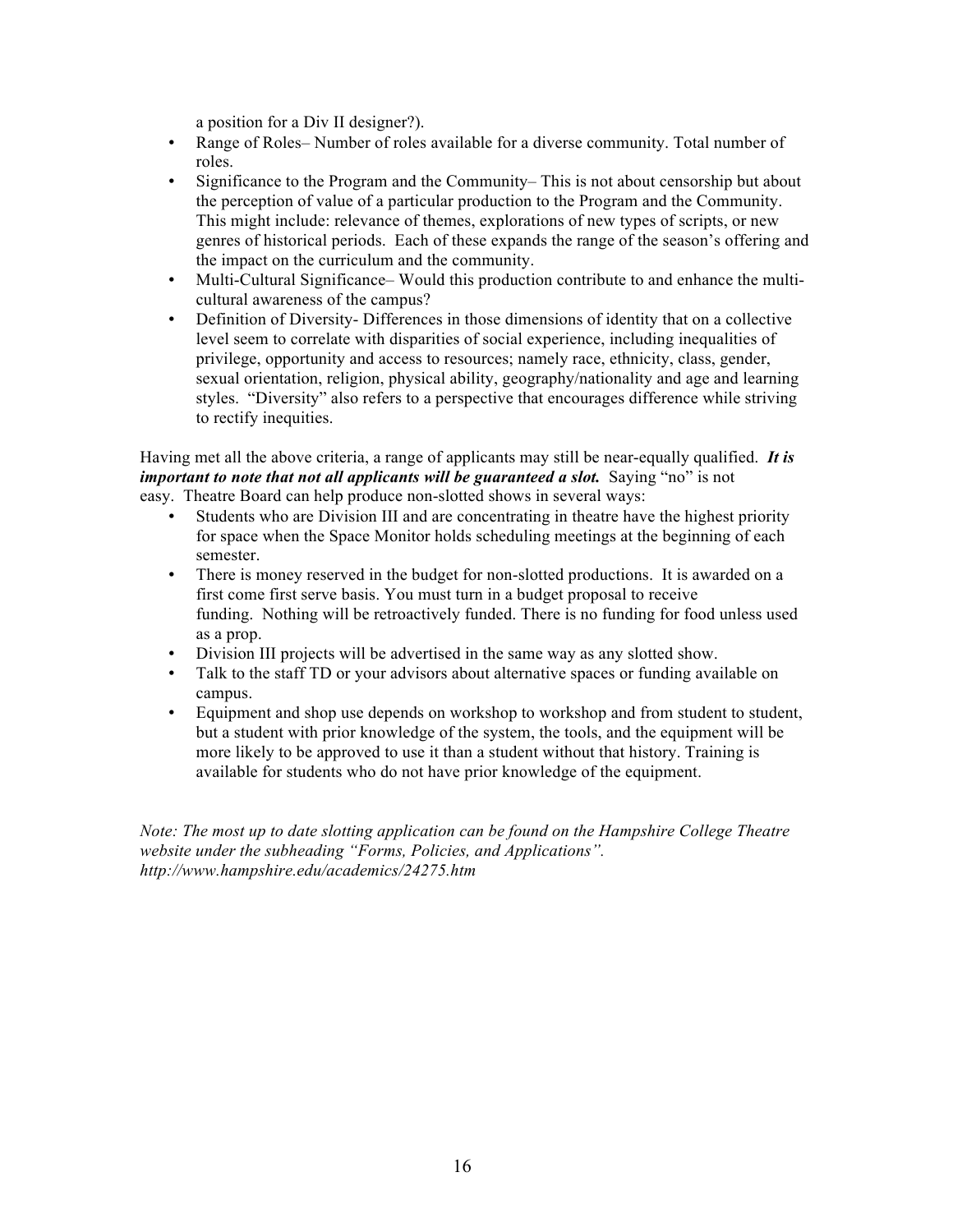a position for a Div II designer?).

- Range of Roles– Number of roles available for a diverse community. Total number of roles.
- Significance to the Program and the Community– This is not about censorship but about the perception of value of a particular production to the Program and the Community. This might include: relevance of themes, explorations of new types of scripts, or new genres of historical periods. Each of these expands the range of the season's offering and the impact on the curriculum and the community.
- Multi-Cultural Significance– Would this production contribute to and enhance the multi-cultural awareness of the campus?
- Definition of Diversity- Differences in those dimensions of identity that on a collective level seem to correlate with disparities of social experience, including inequalities of privilege, opportunity and access to resources; namely race, ethnicity, class, gender, sexual orientation, religion, physical ability, geography/nationality and age and learning styles. "Diversity" also refers to a perspective that encourages difference while striving to rectify inequities.

Having met all the above criteria, a range of applicants may still be near-equally qualified. ***It is important to note that not all applicants will be guaranteed a slot.*** Saying "no" is not easy. Theatre Board can help produce non-slotted shows in several ways:

- Students who are Division III and are concentrating in theatre have the highest priority for space when the Space Monitor holds scheduling meetings at the beginning of each semester.
- There is money reserved in the budget for non-slotted productions. It is awarded on a first come first serve basis. You must turn in a budget proposal to receive funding. Nothing will be retroactively funded. There is no funding for food unless used as a prop.
- Division III projects will be advertised in the same way as any slotted show.
- Talk to the staff TD or your advisors about alternative spaces or funding available on campus.
- Equipment and shop use depends on workshop to workshop and from student to student, but a student with prior knowledge of the system, the tools, and the equipment will be more likely to be approved to use it than a student without that history. Training is available for students who do not have prior knowledge of the equipment.

*Note: The most up to date slotting application can be found on the Hampshire College Theatre website under the subheading "Forms, Policies, and Applications". http://www.hampshire.edu/academics/24275.htm*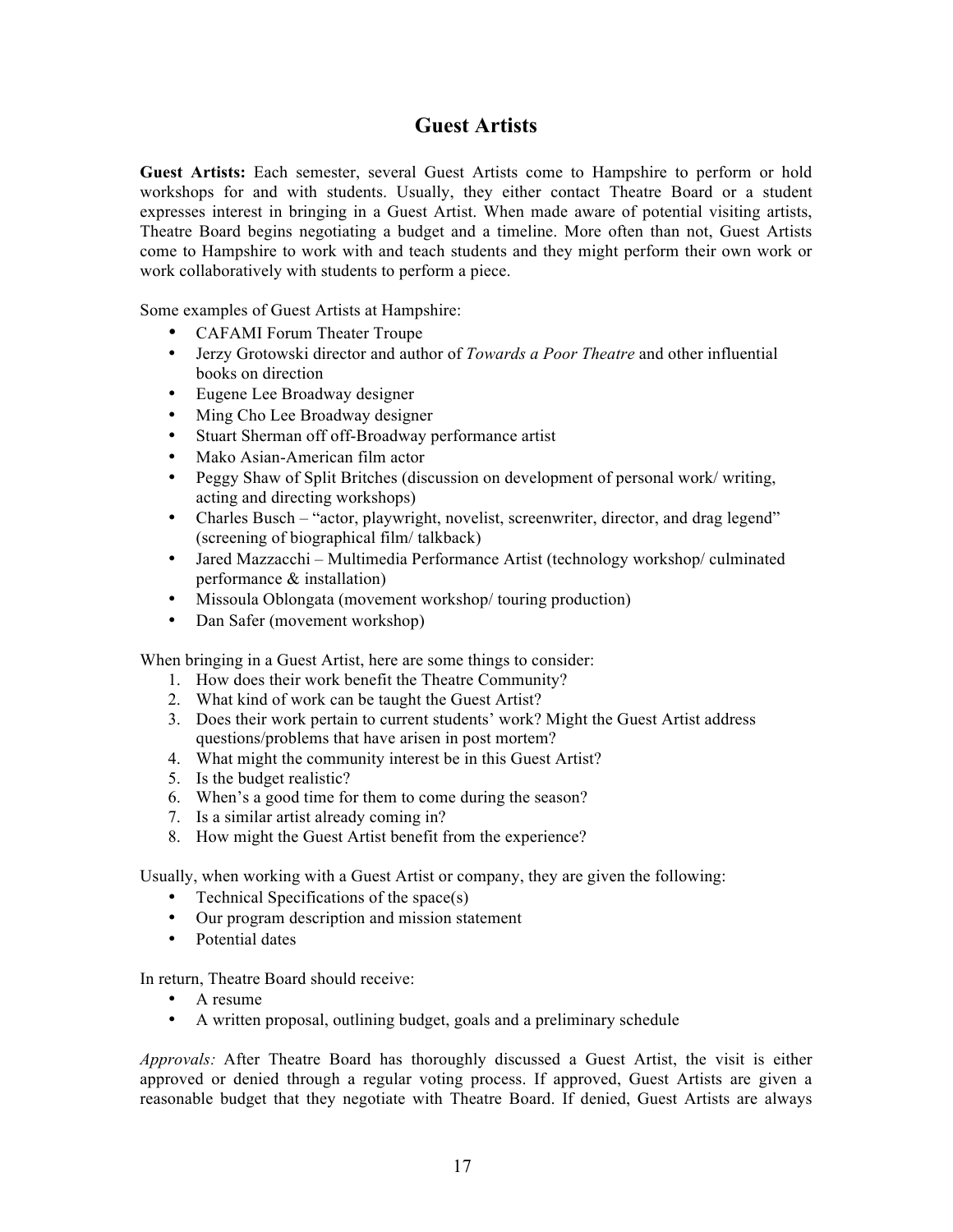## Guest Artists

**Guest Artists:** Each semester, several Guest Artists come to Hampshire to perform or hold workshops for and with students. Usually, they either contact Theatre Board or a student expresses interest in bringing in a Guest Artist. When made aware of potential visiting artists, Theatre Board begins negotiating a budget and a timeline. More often than not, Guest Artists come to Hampshire to work with and teach students and they might perform their own work or work collaboratively with students to perform a piece.

Some examples of Guest Artists at Hampshire:

- CAFAMI Forum Theater Troupe
- Jerzy Grotowski director and author of *Towards a Poor Theatre* and other influential books on direction
- Eugene Lee Broadway designer
- Ming Cho Lee Broadway designer
- Stuart Sherman off off-Broadway performance artist
- Mako Asian-American film actor
- Peggy Shaw of Split Britches (discussion on development of personal work/ writing, acting and directing workshops)
- Charles Busch – "actor, playwright, novelist, screenwriter, director, and drag legend" (screening of biographical film/ talkback)
- Jared Mazzacchi – Multimedia Performance Artist (technology workshop/ culminated performance & installation)
- Missoula Oblongata (movement workshop/ touring production)
- Dan Safer (movement workshop)

When bringing in a Guest Artist, here are some things to consider:

1. How does their work benefit the Theatre Community?
2. What kind of work can be taught the Guest Artist?
3. Does their work pertain to current students' work? Might the Guest Artist address questions/problems that have arisen in post mortem?
4. What might the community interest be in this Guest Artist?
5. Is the budget realistic?
6. When's a good time for them to come during the season?
7. Is a similar artist already coming in?
8. How might the Guest Artist benefit from the experience?

Usually, when working with a Guest Artist or company, they are given the following:

- Technical Specifications of the space(s)
- Our program description and mission statement
- Potential dates

In return, Theatre Board should receive:

- A resume
- A written proposal, outlining budget, goals and a preliminary schedule

*Approvals:* After Theatre Board has thoroughly discussed a Guest Artist, the visit is either approved or denied through a regular voting process. If approved, Guest Artists are given a reasonable budget that they negotiate with Theatre Board. If denied, Guest Artists are always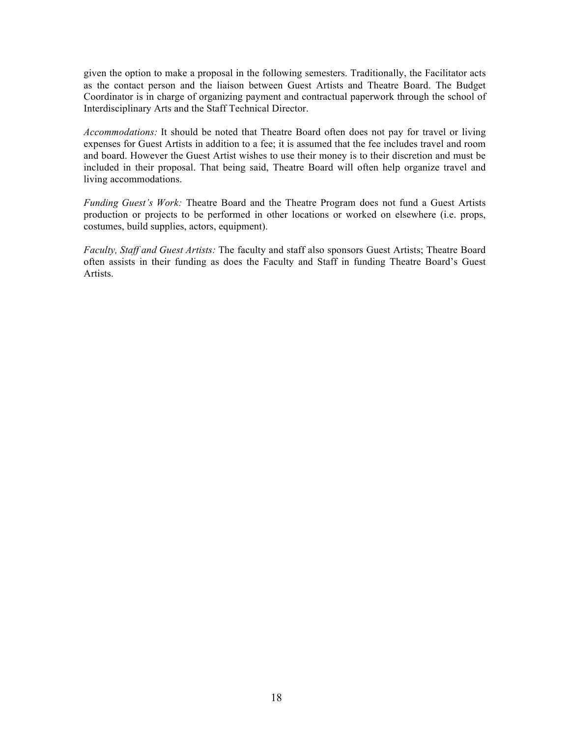given the option to make a proposal in the following semesters. Traditionally, the Facilitator acts as the contact person and the liaison between Guest Artists and Theatre Board. The Budget Coordinator is in charge of organizing payment and contractual paperwork through the school of Interdisciplinary Arts and the Staff Technical Director.

*Accommodations:* It should be noted that Theatre Board often does not pay for travel or living expenses for Guest Artists in addition to a fee; it is assumed that the fee includes travel and room and board. However the Guest Artist wishes to use their money is to their discretion and must be included in their proposal. That being said, Theatre Board will often help organize travel and living accommodations.

*Funding Guest's Work:* Theatre Board and the Theatre Program does not fund a Guest Artists production or projects to be performed in other locations or worked on elsewhere (i.e. props, costumes, build supplies, actors, equipment).

*Faculty, Staff and Guest Artists:* The faculty and staff also sponsors Guest Artists; Theatre Board often assists in their funding as does the Faculty and Staff in funding Theatre Board's Guest Artists.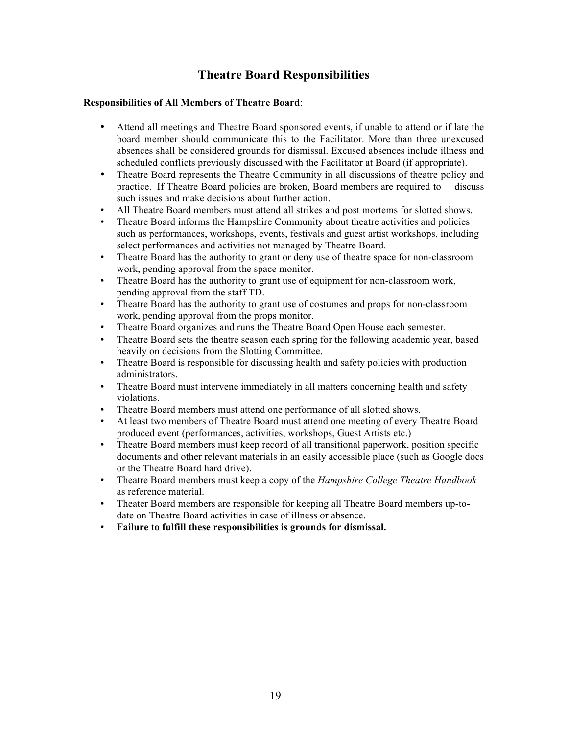# Theatre Board Responsibilities

**Responsibilities of All Members of Theatre Board**:

- Attend all meetings and Theatre Board sponsored events, if unable to attend or if late the board member should communicate this to the Facilitator. More than three unexcused absences shall be considered grounds for dismissal. Excused absences include illness and scheduled conflicts previously discussed with the Facilitator at Board (if appropriate).
- Theatre Board represents the Theatre Community in all discussions of theatre policy and practice. If Theatre Board policies are broken, Board members are required to discuss such issues and make decisions about further action.
- All Theatre Board members must attend all strikes and post mortems for slotted shows.
- Theatre Board informs the Hampshire Community about theatre activities and policies such as performances, workshops, events, festivals and guest artist workshops, including select performances and activities not managed by Theatre Board.
- Theatre Board has the authority to grant or deny use of theatre space for non-classroom work, pending approval from the space monitor.
- Theatre Board has the authority to grant use of equipment for non-classroom work, pending approval from the staff TD.
- Theatre Board has the authority to grant use of costumes and props for non-classroom work, pending approval from the props monitor.
- Theatre Board organizes and runs the Theatre Board Open House each semester.
- Theatre Board sets the theatre season each spring for the following academic year, based heavily on decisions from the Slotting Committee.
- Theatre Board is responsible for discussing health and safety policies with production administrators.
- Theatre Board must intervene immediately in all matters concerning health and safety violations.
- Theatre Board members must attend one performance of all slotted shows.
- At least two members of Theatre Board must attend one meeting of every Theatre Board produced event (performances, activities, workshops, Guest Artists etc.)
- Theatre Board members must keep record of all transitional paperwork, position specific documents and other relevant materials in an easily accessible place (such as Google docs or the Theatre Board hard drive).
- Theatre Board members must keep a copy of the *Hampshire College Theatre Handbook* as reference material.
- Theater Board members are responsible for keeping all Theatre Board members up-to-date on Theatre Board activities in case of illness or absence.
- **Failure to fulfill these responsibilities is grounds for dismissal.**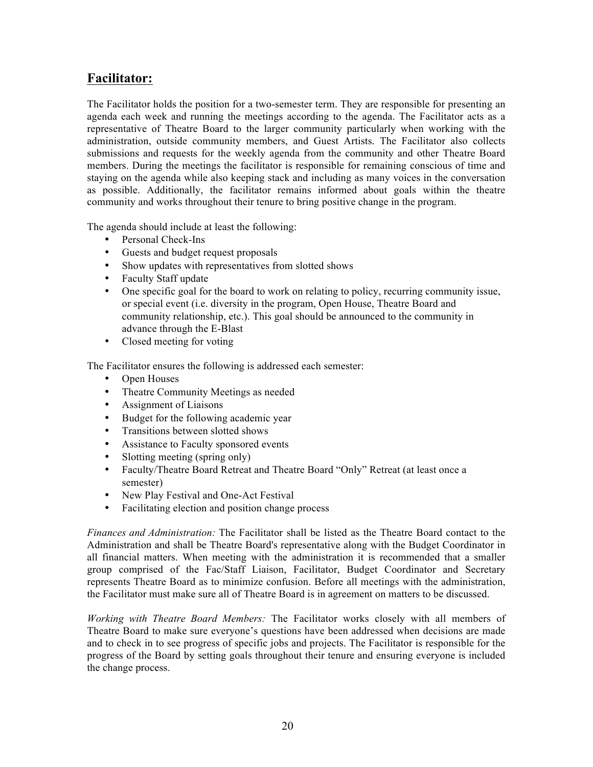## Facilitator:

The Facilitator holds the position for a two-semester term. They are responsible for presenting an agenda each week and running the meetings according to the agenda. The Facilitator acts as a representative of Theatre Board to the larger community particularly when working with the administration, outside community members, and Guest Artists. The Facilitator also collects submissions and requests for the weekly agenda from the community and other Theatre Board members. During the meetings the facilitator is responsible for remaining conscious of time and staying on the agenda while also keeping stack and including as many voices in the conversation as possible. Additionally, the facilitator remains informed about goals within the theatre community and works throughout their tenure to bring positive change in the program.

The agenda should include at least the following:

- Personal Check-Ins
- Guests and budget request proposals
- Show updates with representatives from slotted shows
- Faculty Staff update
- One specific goal for the board to work on relating to policy, recurring community issue, or special event (i.e. diversity in the program, Open House, Theatre Board and community relationship, etc.). This goal should be announced to the community in advance through the E-Blast
- Closed meeting for voting

The Facilitator ensures the following is addressed each semester:

- Open Houses
- Theatre Community Meetings as needed
- Assignment of Liaisons
- Budget for the following academic year
- Transitions between slotted shows
- Assistance to Faculty sponsored events
- Slotting meeting (spring only)
- Faculty/Theatre Board Retreat and Theatre Board "Only" Retreat (at least once a semester)
- New Play Festival and One-Act Festival
- Facilitating election and position change process

*Finances and Administration:* The Facilitator shall be listed as the Theatre Board contact to the Administration and shall be Theatre Board's representative along with the Budget Coordinator in all financial matters. When meeting with the administration it is recommended that a smaller group comprised of the Fac/Staff Liaison, Facilitator, Budget Coordinator and Secretary represents Theatre Board as to minimize confusion. Before all meetings with the administration, the Facilitator must make sure all of Theatre Board is in agreement on matters to be discussed.

*Working with Theatre Board Members:* The Facilitator works closely with all members of Theatre Board to make sure everyone's questions have been addressed when decisions are made and to check in to see progress of specific jobs and projects. The Facilitator is responsible for the progress of the Board by setting goals throughout their tenure and ensuring everyone is included the change process.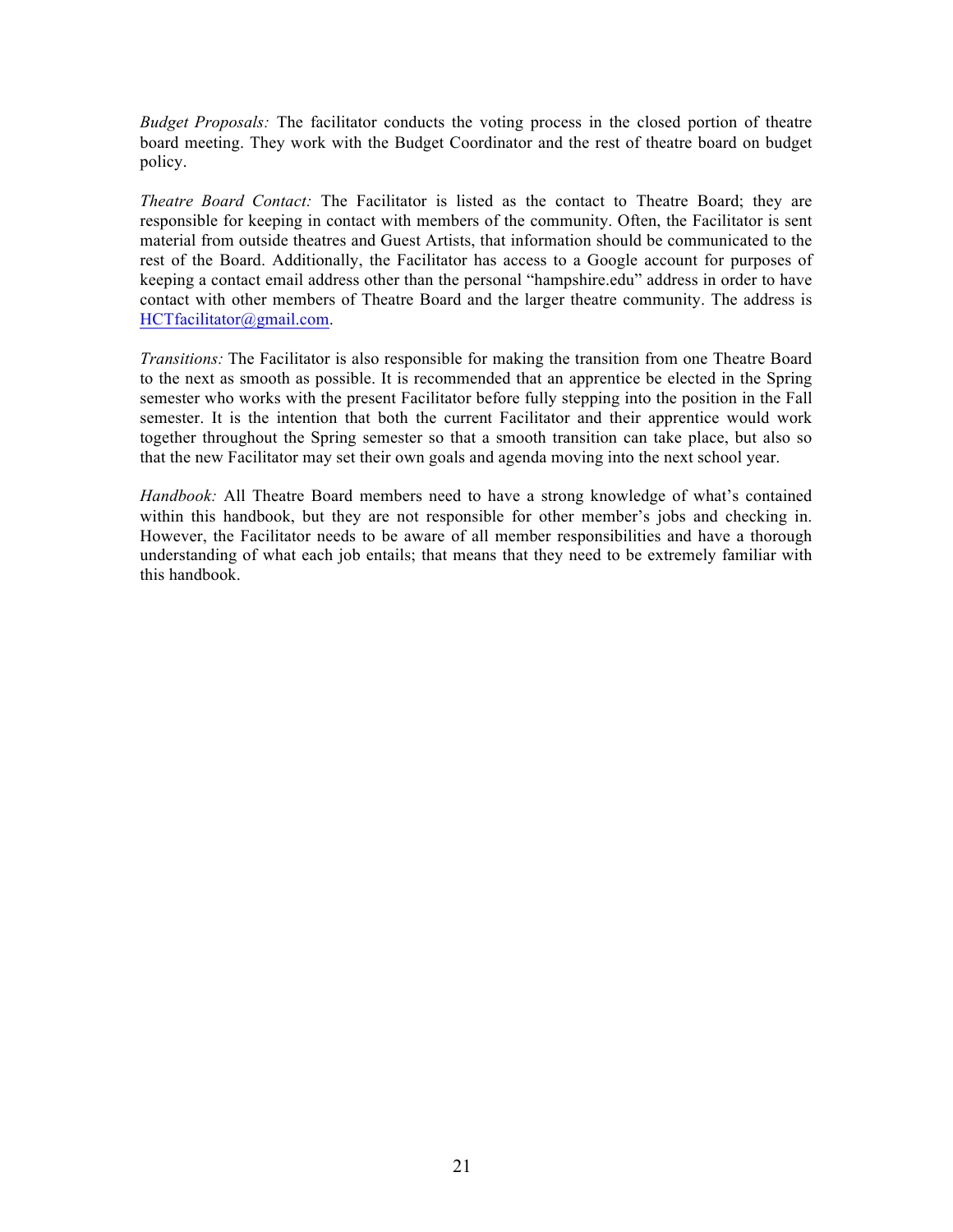*Budget Proposals:* The facilitator conducts the voting process in the closed portion of theatre board meeting. They work with the Budget Coordinator and the rest of theatre board on budget policy.

*Theatre Board Contact:* The Facilitator is listed as the contact to Theatre Board; they are responsible for keeping in contact with members of the community. Often, the Facilitator is sent material from outside theatres and Guest Artists, that information should be communicated to the rest of the Board. Additionally, the Facilitator has access to a Google account for purposes of keeping a contact email address other than the personal "hampshire.edu" address in order to have contact with other members of Theatre Board and the larger theatre community. The address is HCTfacilitator@gmail.com.

*Transitions:* The Facilitator is also responsible for making the transition from one Theatre Board to the next as smooth as possible. It is recommended that an apprentice be elected in the Spring semester who works with the present Facilitator before fully stepping into the position in the Fall semester. It is the intention that both the current Facilitator and their apprentice would work together throughout the Spring semester so that a smooth transition can take place, but also so that the new Facilitator may set their own goals and agenda moving into the next school year.

*Handbook:* All Theatre Board members need to have a strong knowledge of what's contained within this handbook, but they are not responsible for other member's jobs and checking in. However, the Facilitator needs to be aware of all member responsibilities and have a thorough understanding of what each job entails; that means that they need to be extremely familiar with this handbook.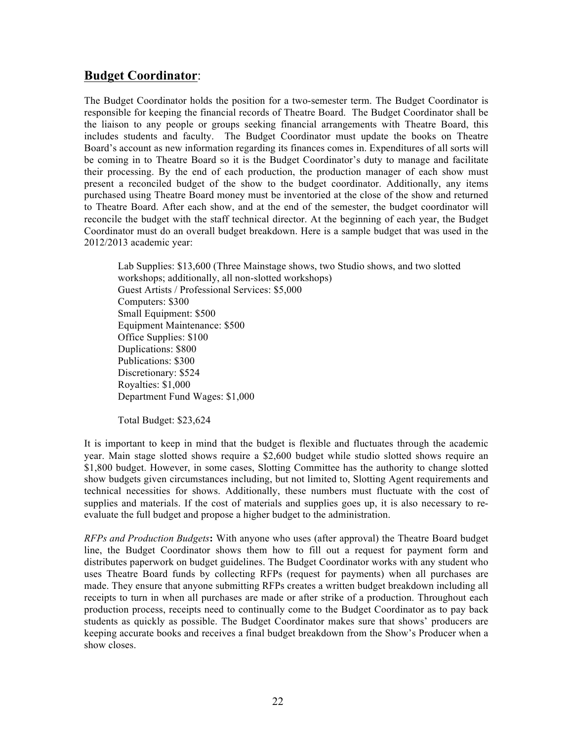## **Budget Coordinator**:

The Budget Coordinator holds the position for a two-semester term. The Budget Coordinator is responsible for keeping the financial records of Theatre Board. The Budget Coordinator shall be the liaison to any people or groups seeking financial arrangements with Theatre Board, this includes students and faculty. The Budget Coordinator must update the books on Theatre Board's account as new information regarding its finances comes in. Expenditures of all sorts will be coming in to Theatre Board so it is the Budget Coordinator's duty to manage and facilitate their processing. By the end of each production, the production manager of each show must present a reconciled budget of the show to the budget coordinator. Additionally, any items purchased using Theatre Board money must be inventoried at the close of the show and returned to Theatre Board. After each show, and at the end of the semester, the budget coordinator will reconcile the budget with the staff technical director. At the beginning of each year, the Budget Coordinator must do an overall budget breakdown. Here is a sample budget that was used in the 2012/2013 academic year:

> Lab Supplies: $13,600 (Three Mainstage shows, two Studio shows, and two slotted workshops; additionally, all non-slotted workshops)
> Guest Artists / Professional Services: $5,000
> Computers: $300
> Small Equipment: $500
> Equipment Maintenance: $500
> Office Supplies: $100
> Duplications: $800
> Publications: $300
> Discretionary: $524
> Royalties: $1,000
> Department Fund Wages: $1,000
>
> Total Budget: $23,624

It is important to keep in mind that the budget is flexible and fluctuates through the academic year. Main stage slotted shows require a $2,600 budget while studio slotted shows require an $1,800 budget. However, in some cases, Slotting Committee has the authority to change slotted show budgets given circumstances including, but not limited to, Slotting Agent requirements and technical necessities for shows. Additionally, these numbers must fluctuate with the cost of supplies and materials. If the cost of materials and supplies goes up, it is also necessary to re-evaluate the full budget and propose a higher budget to the administration.

*RFPs and Production Budgets***:** With anyone who uses (after approval) the Theatre Board budget line, the Budget Coordinator shows them how to fill out a request for payment form and distributes paperwork on budget guidelines. The Budget Coordinator works with any student who uses Theatre Board funds by collecting RFPs (request for payments) when all purchases are made. They ensure that anyone submitting RFPs creates a written budget breakdown including all receipts to turn in when all purchases are made or after strike of a production. Throughout each production process, receipts need to continually come to the Budget Coordinator as to pay back students as quickly as possible. The Budget Coordinator makes sure that shows' producers are keeping accurate books and receives a final budget breakdown from the Show's Producer when a show closes.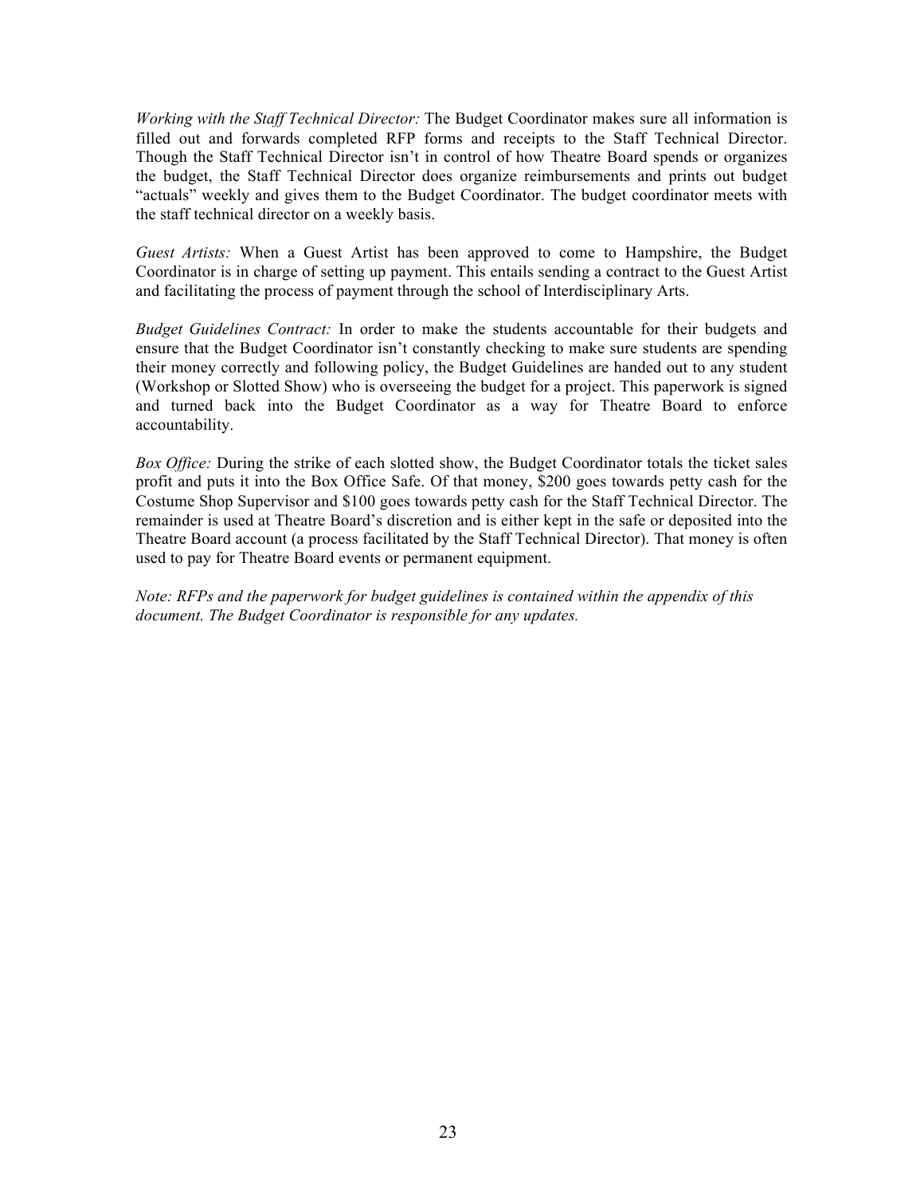*Working with the Staff Technical Director:* The Budget Coordinator makes sure all information is filled out and forwards completed RFP forms and receipts to the Staff Technical Director. Though the Staff Technical Director isn't in control of how Theatre Board spends or organizes the budget, the Staff Technical Director does organize reimbursements and prints out budget "actuals" weekly and gives them to the Budget Coordinator. The budget coordinator meets with the staff technical director on a weekly basis.

*Guest Artists:* When a Guest Artist has been approved to come to Hampshire, the Budget Coordinator is in charge of setting up payment. This entails sending a contract to the Guest Artist and facilitating the process of payment through the school of Interdisciplinary Arts.

*Budget Guidelines Contract:* In order to make the students accountable for their budgets and ensure that the Budget Coordinator isn't constantly checking to make sure students are spending their money correctly and following policy, the Budget Guidelines are handed out to any student (Workshop or Slotted Show) who is overseeing the budget for a project. This paperwork is signed and turned back into the Budget Coordinator as a way for Theatre Board to enforce accountability.

*Box Office:* During the strike of each slotted show, the Budget Coordinator totals the ticket sales profit and puts it into the Box Office Safe. Of that money, $200 goes towards petty cash for the Costume Shop Supervisor and $100 goes towards petty cash for the Staff Technical Director. The remainder is used at Theatre Board's discretion and is either kept in the safe or deposited into the Theatre Board account (a process facilitated by the Staff Technical Director). That money is often used to pay for Theatre Board events or permanent equipment.

*Note: RFPs and the paperwork for budget guidelines is contained within the appendix of this document. The Budget Coordinator is responsible for any updates.*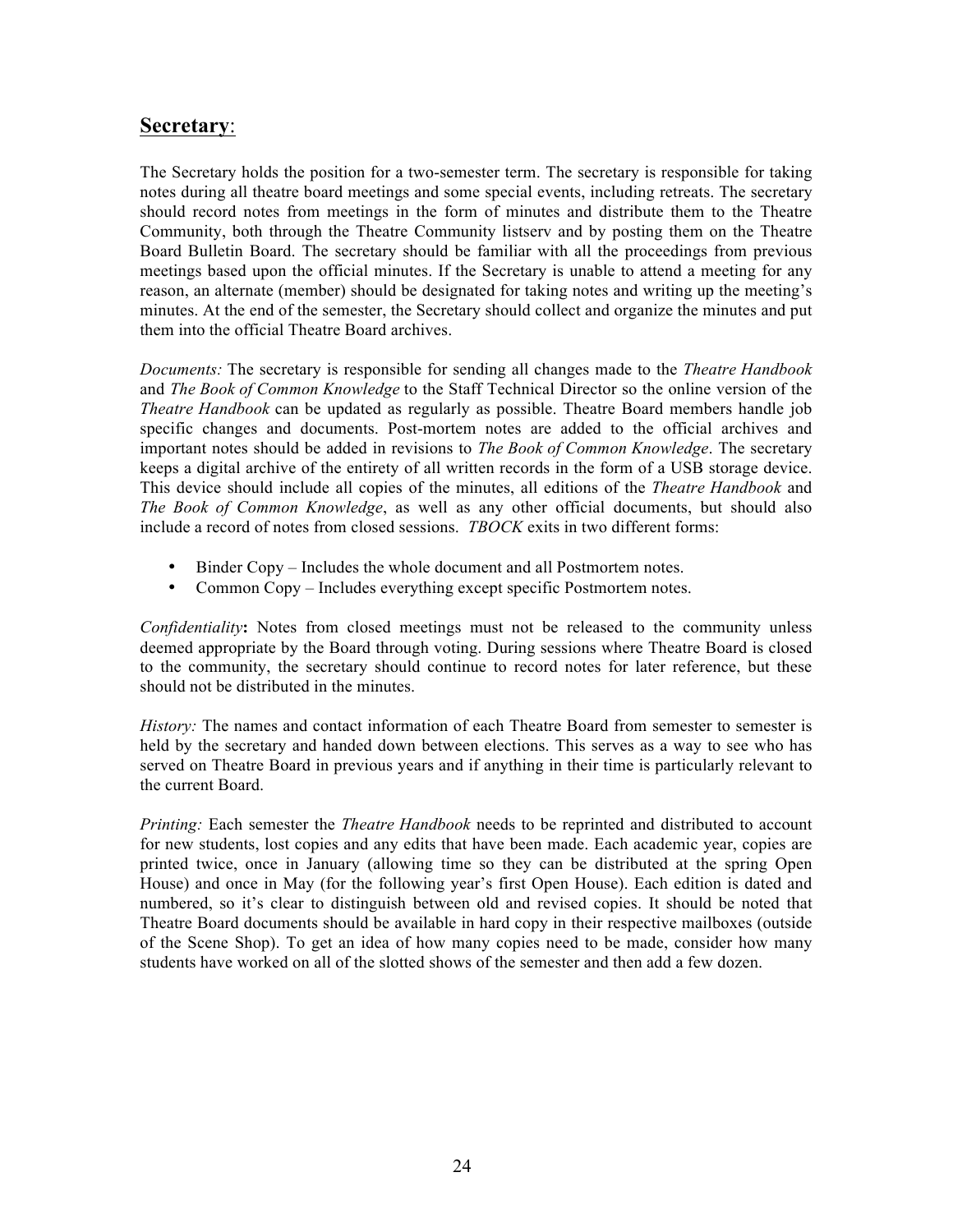## <u>Secretary</u>:

The Secretary holds the position for a two-semester term. The secretary is responsible for taking notes during all theatre board meetings and some special events, including retreats. The secretary should record notes from meetings in the form of minutes and distribute them to the Theatre Community, both through the Theatre Community listserv and by posting them on the Theatre Board Bulletin Board. The secretary should be familiar with all the proceedings from previous meetings based upon the official minutes. If the Secretary is unable to attend a meeting for any reason, an alternate (member) should be designated for taking notes and writing up the meeting's minutes. At the end of the semester, the Secretary should collect and organize the minutes and put them into the official Theatre Board archives.

*Documents:* The secretary is responsible for sending all changes made to the *Theatre Handbook* and *The Book of Common Knowledge* to the Staff Technical Director so the online version of the *Theatre Handbook* can be updated as regularly as possible. Theatre Board members handle job specific changes and documents. Post-mortem notes are added to the official archives and important notes should be added in revisions to *The Book of Common Knowledge*. The secretary keeps a digital archive of the entirety of all written records in the form of a USB storage device. This device should include all copies of the minutes, all editions of the *Theatre Handbook* and *The Book of Common Knowledge*, as well as any other official documents, but should also include a record of notes from closed sessions. *TBOCK* exits in two different forms:

- Binder Copy – Includes the whole document and all Postmortem notes.
- Common Copy – Includes everything except specific Postmortem notes.

*Confidentiality*: Notes from closed meetings must not be released to the community unless deemed appropriate by the Board through voting. During sessions where Theatre Board is closed to the community, the secretary should continue to record notes for later reference, but these should not be distributed in the minutes.

*History:* The names and contact information of each Theatre Board from semester to semester is held by the secretary and handed down between elections. This serves as a way to see who has served on Theatre Board in previous years and if anything in their time is particularly relevant to the current Board.

*Printing:* Each semester the *Theatre Handbook* needs to be reprinted and distributed to account for new students, lost copies and any edits that have been made. Each academic year, copies are printed twice, once in January (allowing time so they can be distributed at the spring Open House) and once in May (for the following year's first Open House). Each edition is dated and numbered, so it's clear to distinguish between old and revised copies. It should be noted that Theatre Board documents should be available in hard copy in their respective mailboxes (outside of the Scene Shop). To get an idea of how many copies need to be made, consider how many students have worked on all of the slotted shows of the semester and then add a few dozen.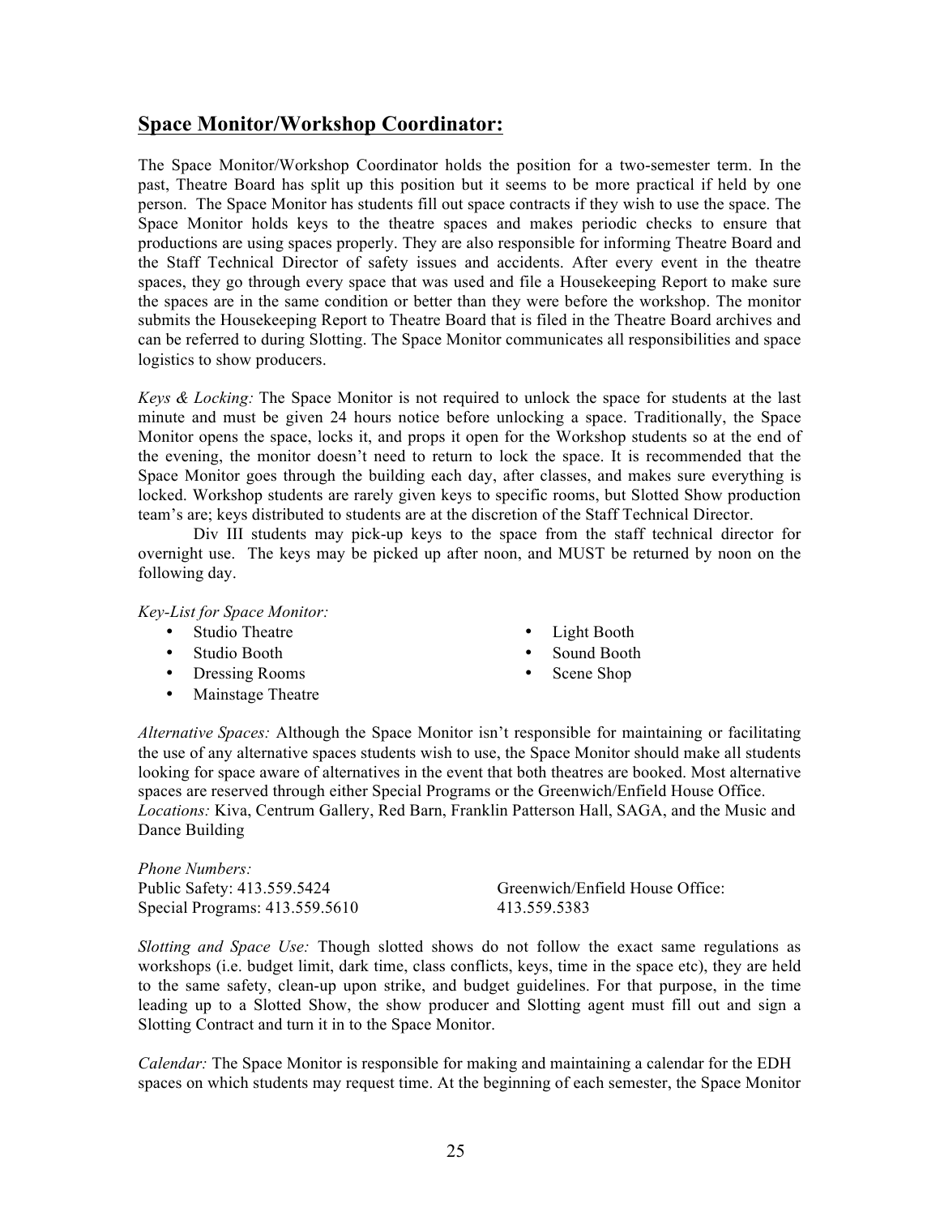## Space Monitor/Workshop Coordinator:

The Space Monitor/Workshop Coordinator holds the position for a two-semester term. In the past, Theatre Board has split up this position but it seems to be more practical if held by one person. The Space Monitor has students fill out space contracts if they wish to use the space. The Space Monitor holds keys to the theatre spaces and makes periodic checks to ensure that productions are using spaces properly. They are also responsible for informing Theatre Board and the Staff Technical Director of safety issues and accidents. After every event in the theatre spaces, they go through every space that was used and file a Housekeeping Report to make sure the spaces are in the same condition or better than they were before the workshop. The monitor submits the Housekeeping Report to Theatre Board that is filed in the Theatre Board archives and can be referred to during Slotting. The Space Monitor communicates all responsibilities and space logistics to show producers.

*Keys & Locking:* The Space Monitor is not required to unlock the space for students at the last minute and must be given 24 hours notice before unlocking a space. Traditionally, the Space Monitor opens the space, locks it, and props it open for the Workshop students so at the end of the evening, the monitor doesn't need to return to lock the space. It is recommended that the Space Monitor goes through the building each day, after classes, and makes sure everything is locked. Workshop students are rarely given keys to specific rooms, but Slotted Show production team's are; keys distributed to students are at the discretion of the Staff Technical Director.

Div III students may pick-up keys to the space from the staff technical director for overnight use. The keys may be picked up after noon, and MUST be returned by noon on the following day.

*Key-List for Space Monitor:*

- Studio Theatre
- Studio Booth
- Dressing Rooms
- Mainstage Theatre
- Light Booth
- Sound Booth
- Scene Shop

*Alternative Spaces:* Although the Space Monitor isn't responsible for maintaining or facilitating the use of any alternative spaces students wish to use, the Space Monitor should make all students looking for space aware of alternatives in the event that both theatres are booked. Most alternative spaces are reserved through either Special Programs or the Greenwich/Enfield House Office.
*Locations:* Kiva, Centrum Gallery, Red Barn, Franklin Patterson Hall, SAGA, and the Music and Dance Building

*Phone Numbers:*
Public Safety: 413.559.5424
Special Programs: 413.559.5610
Greenwich/Enfield House Office: 413.559.5383

*Slotting and Space Use:* Though slotted shows do not follow the exact same regulations as workshops (i.e. budget limit, dark time, class conflicts, keys, time in the space etc), they are held to the same safety, clean-up upon strike, and budget guidelines. For that purpose, in the time leading up to a Slotted Show, the show producer and Slotting agent must fill out and sign a Slotting Contract and turn it in to the Space Monitor.

*Calendar:* The Space Monitor is responsible for making and maintaining a calendar for the EDH spaces on which students may request time. At the beginning of each semester, the Space Monitor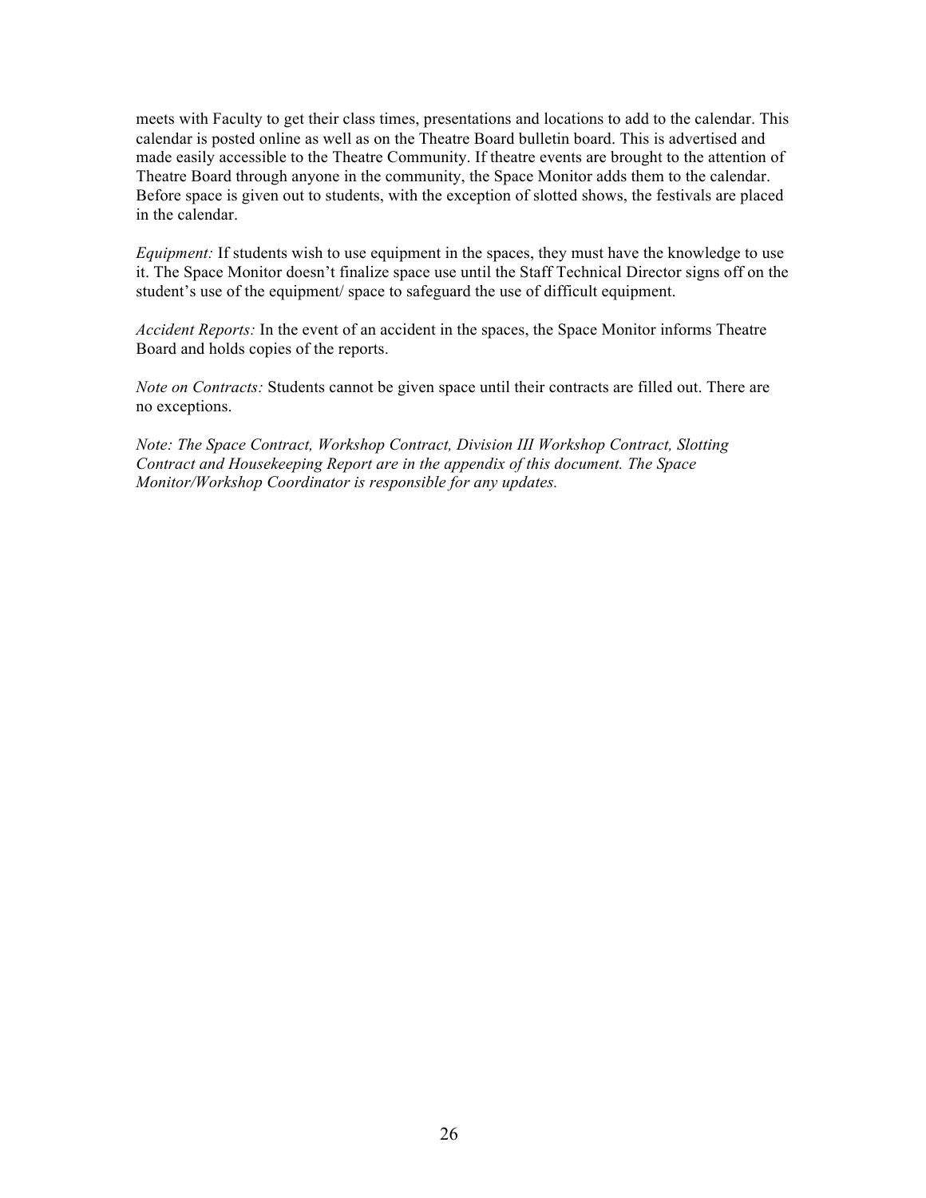meets with Faculty to get their class times, presentations and locations to add to the calendar. This calendar is posted online as well as on the Theatre Board bulletin board. This is advertised and made easily accessible to the Theatre Community. If theatre events are brought to the attention of Theatre Board through anyone in the community, the Space Monitor adds them to the calendar. Before space is given out to students, with the exception of slotted shows, the festivals are placed in the calendar.

*Equipment:* If students wish to use equipment in the spaces, they must have the knowledge to use it. The Space Monitor doesn't finalize space use until the Staff Technical Director signs off on the student's use of the equipment/ space to safeguard the use of difficult equipment.

*Accident Reports:* In the event of an accident in the spaces, the Space Monitor informs Theatre Board and holds copies of the reports.

*Note on Contracts:* Students cannot be given space until their contracts are filled out. There are no exceptions.

*Note: The Space Contract, Workshop Contract, Division III Workshop Contract, Slotting Contract and Housekeeping Report are in the appendix of this document. The Space Monitor/Workshop Coordinator is responsible for any updates.*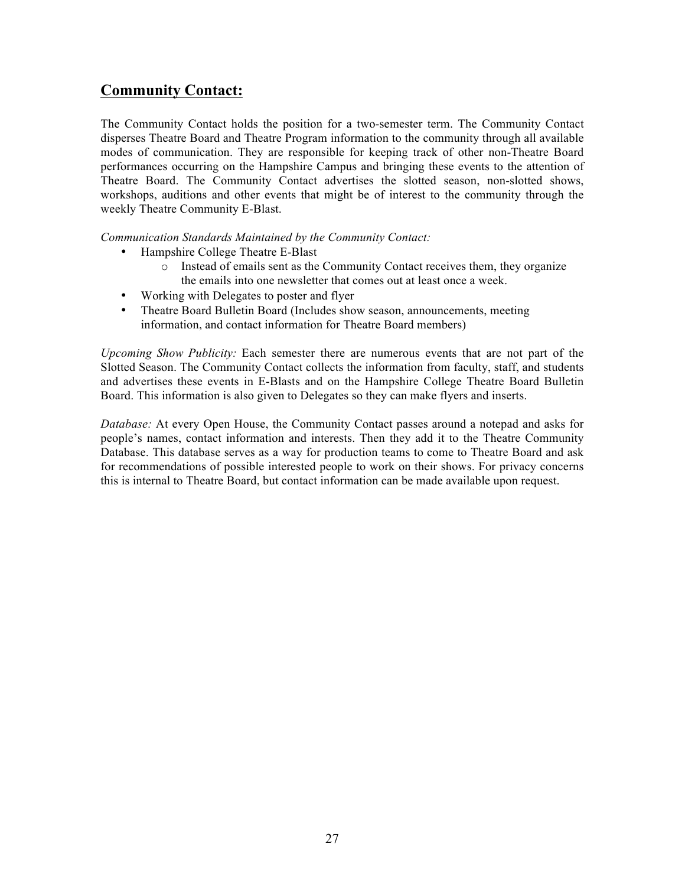## Community Contact:

The Community Contact holds the position for a two-semester term. The Community Contact disperses Theatre Board and Theatre Program information to the community through all available modes of communication. They are responsible for keeping track of other non-Theatre Board performances occurring on the Hampshire Campus and bringing these events to the attention of Theatre Board. The Community Contact advertises the slotted season, non-slotted shows, workshops, auditions and other events that might be of interest to the community through the weekly Theatre Community E-Blast.

*Communication Standards Maintained by the Community Contact:*

- Hampshire College Theatre E-Blast
  - Instead of emails sent as the Community Contact receives them, they organize the emails into one newsletter that comes out at least once a week.
- Working with Delegates to poster and flyer
- Theatre Board Bulletin Board (Includes show season, announcements, meeting information, and contact information for Theatre Board members)

*Upcoming Show Publicity:* Each semester there are numerous events that are not part of the Slotted Season. The Community Contact collects the information from faculty, staff, and students and advertises these events in E-Blasts and on the Hampshire College Theatre Board Bulletin Board. This information is also given to Delegates so they can make flyers and inserts.

*Database:* At every Open House, the Community Contact passes around a notepad and asks for people's names, contact information and interests. Then they add it to the Theatre Community Database. This database serves as a way for production teams to come to Theatre Board and ask for recommendations of possible interested people to work on their shows. For privacy concerns this is internal to Theatre Board, but contact information can be made available upon request.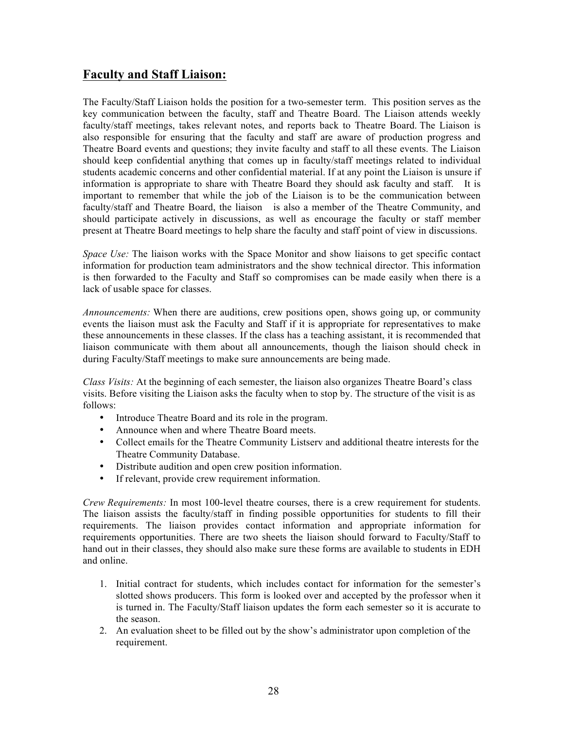## Faculty and Staff Liaison:

The Faculty/Staff Liaison holds the position for a two-semester term. This position serves as the key communication between the faculty, staff and Theatre Board. The Liaison attends weekly faculty/staff meetings, takes relevant notes, and reports back to Theatre Board. The Liaison is also responsible for ensuring that the faculty and staff are aware of production progress and Theatre Board events and questions; they invite faculty and staff to all these events. The Liaison should keep confidential anything that comes up in faculty/staff meetings related to individual students academic concerns and other confidential material. If at any point the Liaison is unsure if information is appropriate to share with Theatre Board they should ask faculty and staff. It is important to remember that while the job of the Liaison is to be the communication between faculty/staff and Theatre Board, the liaison is also a member of the Theatre Community, and should participate actively in discussions, as well as encourage the faculty or staff member present at Theatre Board meetings to help share the faculty and staff point of view in discussions.

*Space Use:* The liaison works with the Space Monitor and show liaisons to get specific contact information for production team administrators and the show technical director. This information is then forwarded to the Faculty and Staff so compromises can be made easily when there is a lack of usable space for classes.

*Announcements:* When there are auditions, crew positions open, shows going up, or community events the liaison must ask the Faculty and Staff if it is appropriate for representatives to make these announcements in these classes. If the class has a teaching assistant, it is recommended that liaison communicate with them about all announcements, though the liaison should check in during Faculty/Staff meetings to make sure announcements are being made.

*Class Visits:* At the beginning of each semester, the liaison also organizes Theatre Board's class visits. Before visiting the Liaison asks the faculty when to stop by. The structure of the visit is as follows:

- Introduce Theatre Board and its role in the program.
- Announce when and where Theatre Board meets.
- Collect emails for the Theatre Community Listserv and additional theatre interests for the Theatre Community Database.
- Distribute audition and open crew position information.
- If relevant, provide crew requirement information.

*Crew Requirements:* In most 100-level theatre courses, there is a crew requirement for students. The liaison assists the faculty/staff in finding possible opportunities for students to fill their requirements. The liaison provides contact information and appropriate information for requirements opportunities. There are two sheets the liaison should forward to Faculty/Staff to hand out in their classes, they should also make sure these forms are available to students in EDH and online.

1. Initial contract for students, which includes contact for information for the semester's slotted shows producers. This form is looked over and accepted by the professor when it is turned in. The Faculty/Staff liaison updates the form each semester so it is accurate to the season.
2. An evaluation sheet to be filled out by the show's administrator upon completion of the requirement.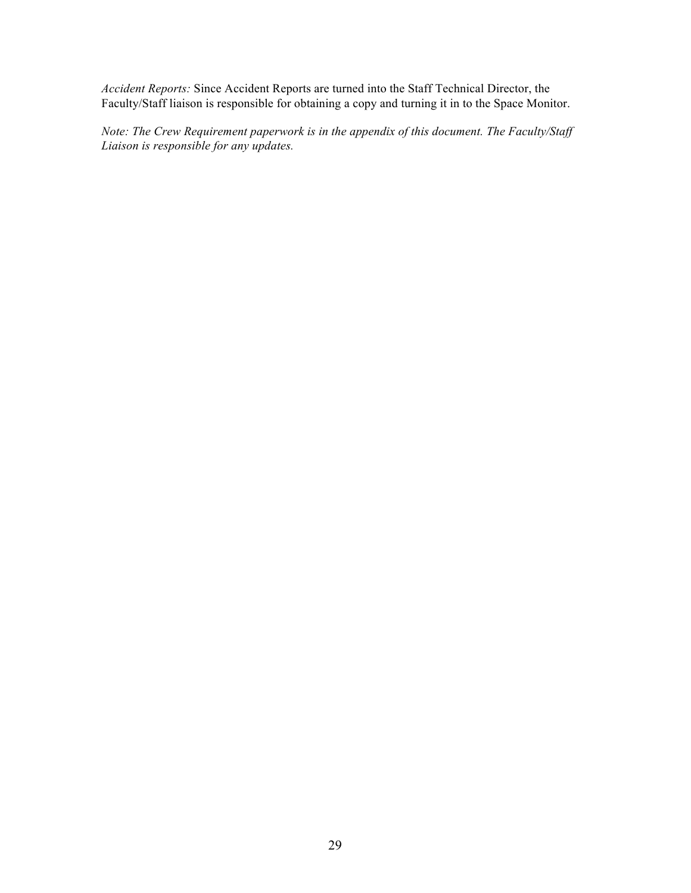*Accident Reports:* Since Accident Reports are turned into the Staff Technical Director, the Faculty/Staff liaison is responsible for obtaining a copy and turning it in to the Space Monitor.

*Note: The Crew Requirement paperwork is in the appendix of this document. The Faculty/Staff Liaison is responsible for any updates.*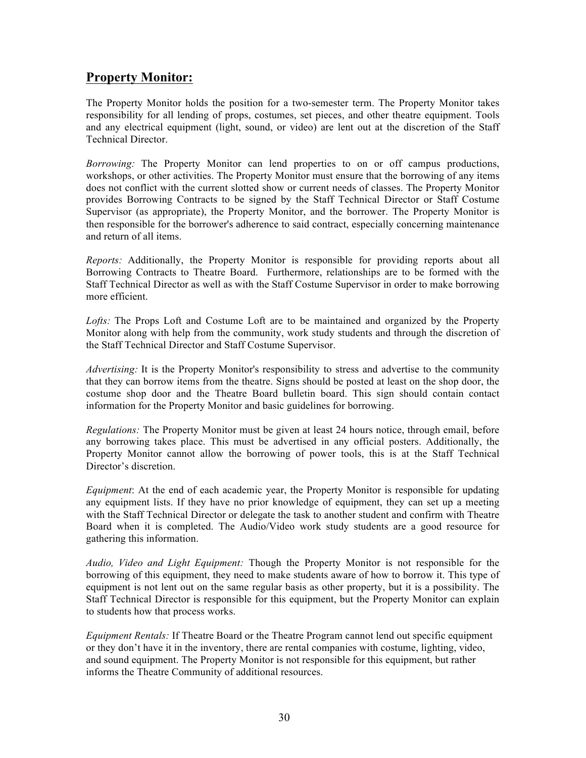## **Property Monitor:**

The Property Monitor holds the position for a two-semester term. The Property Monitor takes responsibility for all lending of props, costumes, set pieces, and other theatre equipment. Tools and any electrical equipment (light, sound, or video) are lent out at the discretion of the Staff Technical Director.

*Borrowing:* The Property Monitor can lend properties to on or off campus productions, workshops, or other activities. The Property Monitor must ensure that the borrowing of any items does not conflict with the current slotted show or current needs of classes. The Property Monitor provides Borrowing Contracts to be signed by the Staff Technical Director or Staff Costume Supervisor (as appropriate), the Property Monitor, and the borrower. The Property Monitor is then responsible for the borrower's adherence to said contract, especially concerning maintenance and return of all items.

*Reports:* Additionally, the Property Monitor is responsible for providing reports about all Borrowing Contracts to Theatre Board. Furthermore, relationships are to be formed with the Staff Technical Director as well as with the Staff Costume Supervisor in order to make borrowing more efficient.

*Lofts:* The Props Loft and Costume Loft are to be maintained and organized by the Property Monitor along with help from the community, work study students and through the discretion of the Staff Technical Director and Staff Costume Supervisor.

*Advertising:* It is the Property Monitor's responsibility to stress and advertise to the community that they can borrow items from the theatre. Signs should be posted at least on the shop door, the costume shop door and the Theatre Board bulletin board. This sign should contain contact information for the Property Monitor and basic guidelines for borrowing.

*Regulations:* The Property Monitor must be given at least 24 hours notice, through email, before any borrowing takes place. This must be advertised in any official posters. Additionally, the Property Monitor cannot allow the borrowing of power tools, this is at the Staff Technical Director's discretion.

*Equipment*: At the end of each academic year, the Property Monitor is responsible for updating any equipment lists. If they have no prior knowledge of equipment, they can set up a meeting with the Staff Technical Director or delegate the task to another student and confirm with Theatre Board when it is completed. The Audio/Video work study students are a good resource for gathering this information.

*Audio, Video and Light Equipment:* Though the Property Monitor is not responsible for the borrowing of this equipment, they need to make students aware of how to borrow it. This type of equipment is not lent out on the same regular basis as other property, but it is a possibility. The Staff Technical Director is responsible for this equipment, but the Property Monitor can explain to students how that process works.

*Equipment Rentals:* If Theatre Board or the Theatre Program cannot lend out specific equipment or they don't have it in the inventory, there are rental companies with costume, lighting, video, and sound equipment. The Property Monitor is not responsible for this equipment, but rather informs the Theatre Community of additional resources.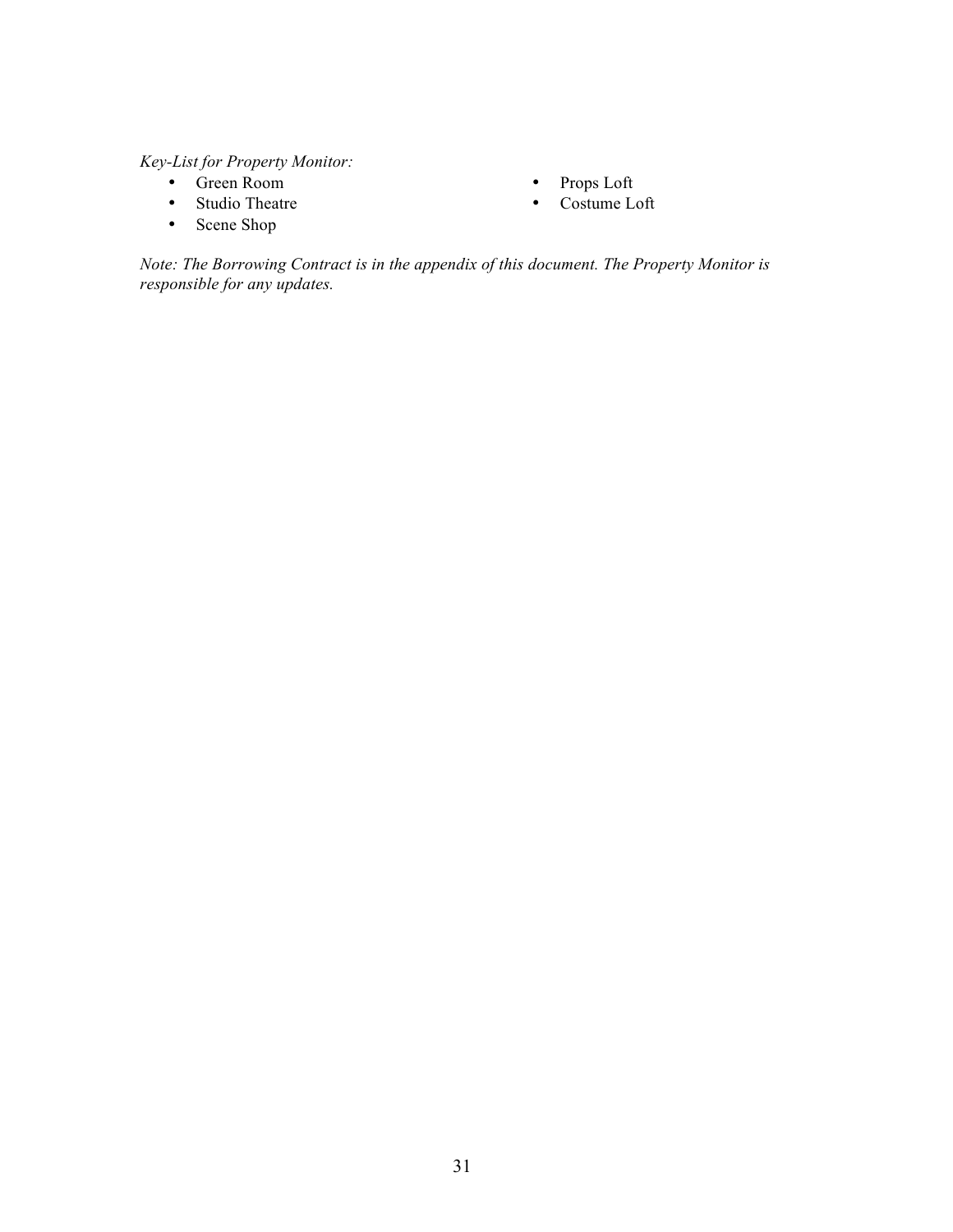*Key-List for Property Monitor:*

- Green Room
- Studio Theatre
- Scene Shop
- Props Loft
- Costume Loft

*Note: The Borrowing Contract is in the appendix of this document. The Property Monitor is responsible for any updates.*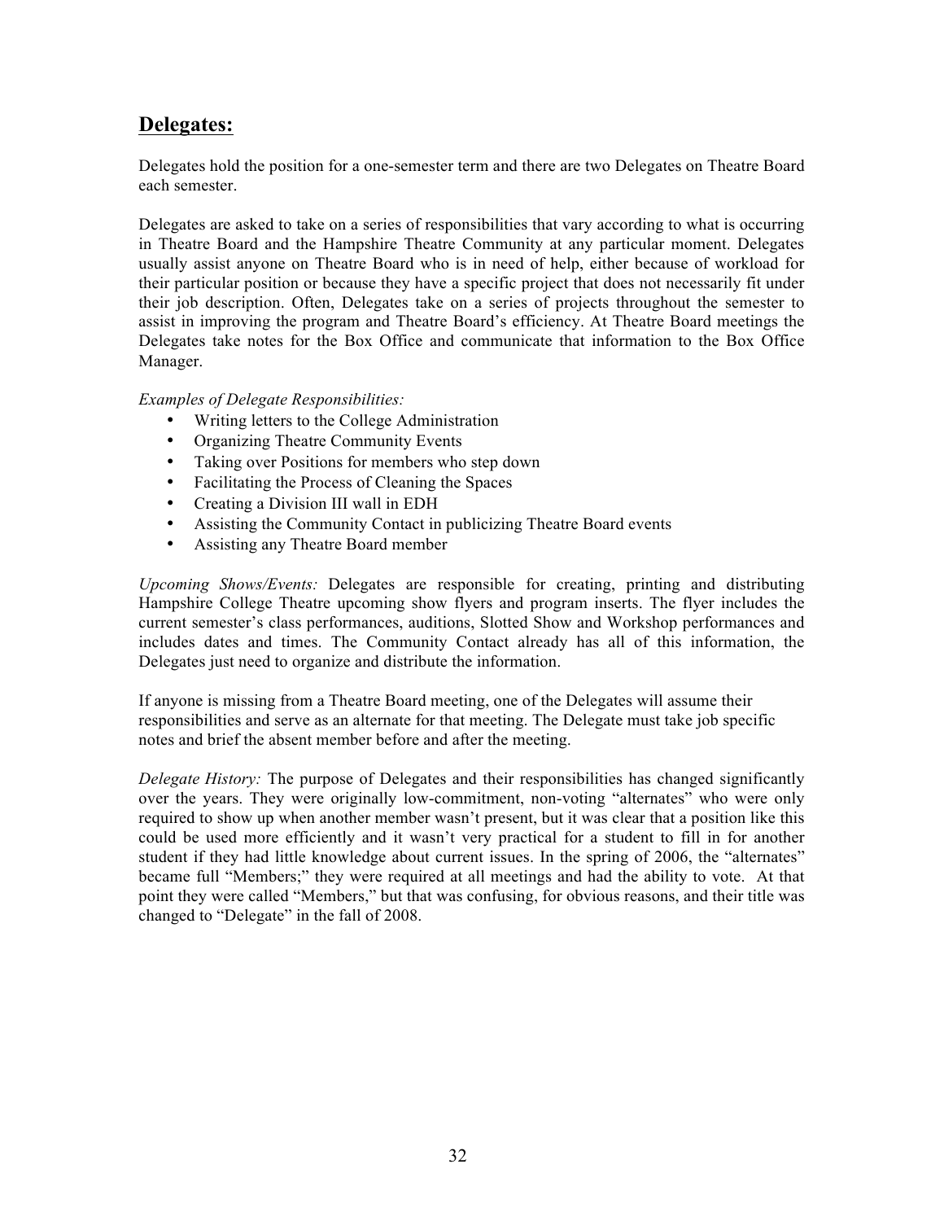## **Delegates:**

Delegates hold the position for a one-semester term and there are two Delegates on Theatre Board each semester.

Delegates are asked to take on a series of responsibilities that vary according to what is occurring in Theatre Board and the Hampshire Theatre Community at any particular moment. Delegates usually assist anyone on Theatre Board who is in need of help, either because of workload for their particular position or because they have a specific project that does not necessarily fit under their job description. Often, Delegates take on a series of projects throughout the semester to assist in improving the program and Theatre Board's efficiency. At Theatre Board meetings the Delegates take notes for the Box Office and communicate that information to the Box Office Manager.

*Examples of Delegate Responsibilities:*

- Writing letters to the College Administration
- Organizing Theatre Community Events
- Taking over Positions for members who step down
- Facilitating the Process of Cleaning the Spaces
- Creating a Division III wall in EDH
- Assisting the Community Contact in publicizing Theatre Board events
- Assisting any Theatre Board member

*Upcoming Shows/Events:* Delegates are responsible for creating, printing and distributing Hampshire College Theatre upcoming show flyers and program inserts. The flyer includes the current semester's class performances, auditions, Slotted Show and Workshop performances and includes dates and times. The Community Contact already has all of this information, the Delegates just need to organize and distribute the information.

If anyone is missing from a Theatre Board meeting, one of the Delegates will assume their responsibilities and serve as an alternate for that meeting. The Delegate must take job specific notes and brief the absent member before and after the meeting.

*Delegate History:* The purpose of Delegates and their responsibilities has changed significantly over the years. They were originally low-commitment, non-voting "alternates" who were only required to show up when another member wasn't present, but it was clear that a position like this could be used more efficiently and it wasn't very practical for a student to fill in for another student if they had little knowledge about current issues. In the spring of 2006, the "alternates" became full "Members;" they were required at all meetings and had the ability to vote. At that point they were called "Members," but that was confusing, for obvious reasons, and their title was changed to "Delegate" in the fall of 2008.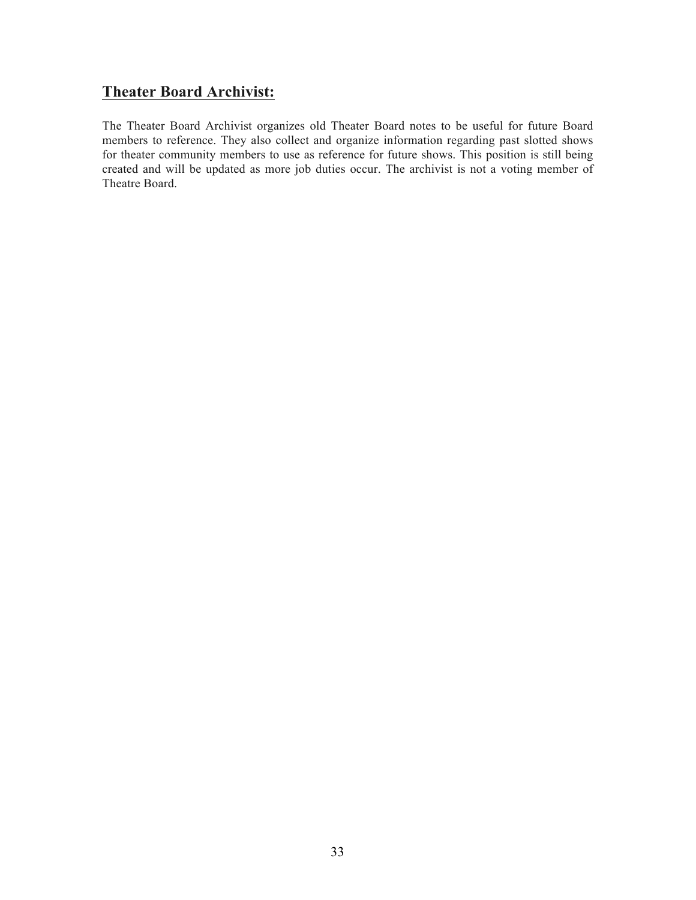## Theater Board Archivist:

The Theater Board Archivist organizes old Theater Board notes to be useful for future Board members to reference. They also collect and organize information regarding past slotted shows for theater community members to use as reference for future shows. This position is still being created and will be updated as more job duties occur. The archivist is not a voting member of Theatre Board.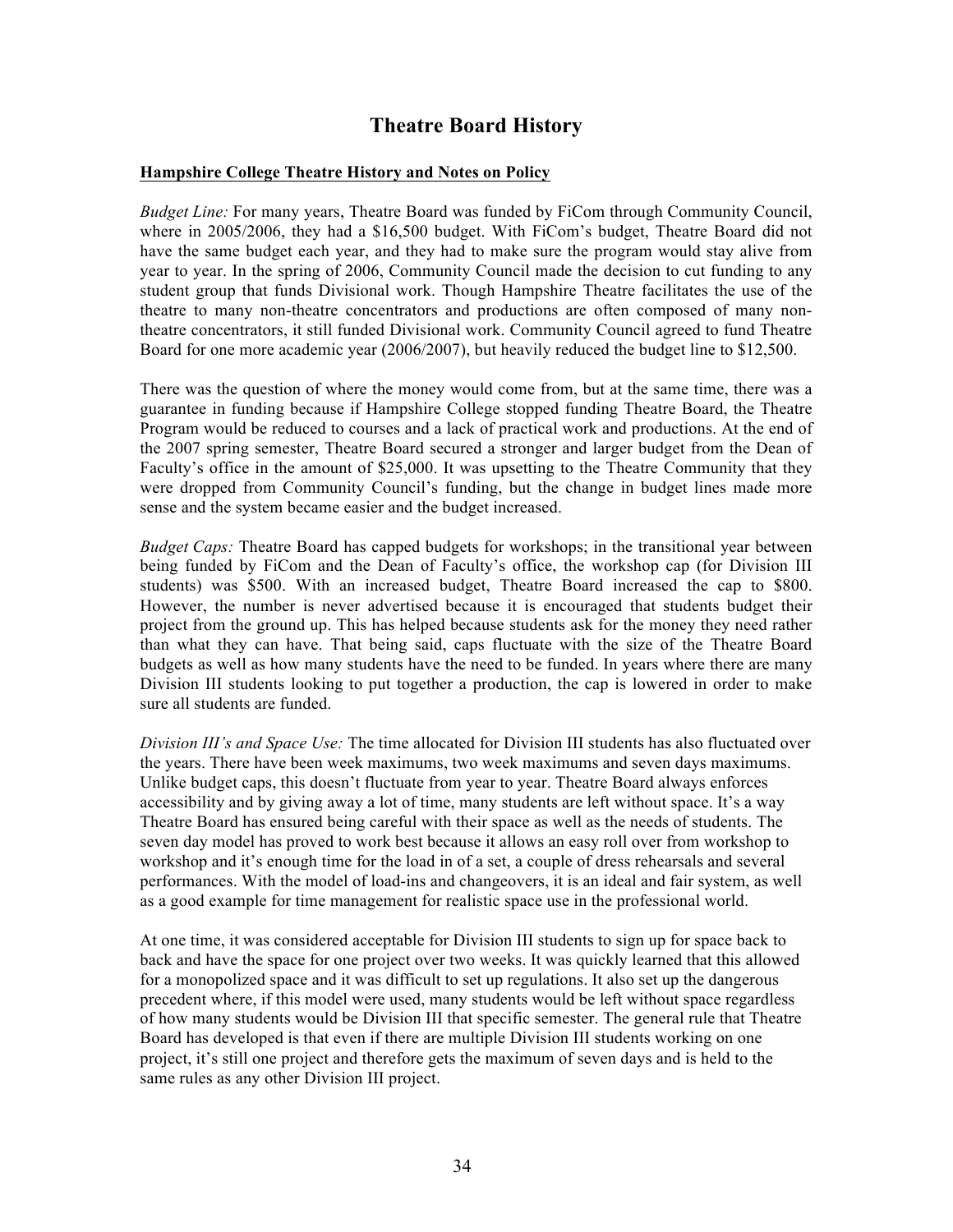# Theatre Board History

**Hampshire College Theatre History and Notes on Policy**

*Budget Line:* For many years, Theatre Board was funded by FiCom through Community Council, where in 2005/2006, they had a $16,500 budget. With FiCom's budget, Theatre Board did not have the same budget each year, and they had to make sure the program would stay alive from year to year. In the spring of 2006, Community Council made the decision to cut funding to any student group that funds Divisional work. Though Hampshire Theatre facilitates the use of the theatre to many non-theatre concentrators and productions are often composed of many non-theatre concentrators, it still funded Divisional work. Community Council agreed to fund Theatre Board for one more academic year (2006/2007), but heavily reduced the budget line to $12,500.

There was the question of where the money would come from, but at the same time, there was a guarantee in funding because if Hampshire College stopped funding Theatre Board, the Theatre Program would be reduced to courses and a lack of practical work and productions. At the end of the 2007 spring semester, Theatre Board secured a stronger and larger budget from the Dean of Faculty's office in the amount of $25,000. It was upsetting to the Theatre Community that they were dropped from Community Council's funding, but the change in budget lines made more sense and the system became easier and the budget increased.

*Budget Caps:* Theatre Board has capped budgets for workshops; in the transitional year between being funded by FiCom and the Dean of Faculty's office, the workshop cap (for Division III students) was $500. With an increased budget, Theatre Board increased the cap to $800. However, the number is never advertised because it is encouraged that students budget their project from the ground up. This has helped because students ask for the money they need rather than what they can have. That being said, caps fluctuate with the size of the Theatre Board budgets as well as how many students have the need to be funded. In years where there are many Division III students looking to put together a production, the cap is lowered in order to make sure all students are funded.

*Division III's and Space Use:* The time allocated for Division III students has also fluctuated over the years. There have been week maximums, two week maximums and seven days maximums. Unlike budget caps, this doesn't fluctuate from year to year. Theatre Board always enforces accessibility and by giving away a lot of time, many students are left without space. It's a way Theatre Board has ensured being careful with their space as well as the needs of students. The seven day model has proved to work best because it allows an easy roll over from workshop to workshop and it's enough time for the load in of a set, a couple of dress rehearsals and several performances. With the model of load-ins and changeovers, it is an ideal and fair system, as well as a good example for time management for realistic space use in the professional world.

At one time, it was considered acceptable for Division III students to sign up for space back to back and have the space for one project over two weeks. It was quickly learned that this allowed for a monopolized space and it was difficult to set up regulations. It also set up the dangerous precedent where, if this model were used, many students would be left without space regardless of how many students would be Division III that specific semester. The general rule that Theatre Board has developed is that even if there are multiple Division III students working on one project, it's still one project and therefore gets the maximum of seven days and is held to the same rules as any other Division III project.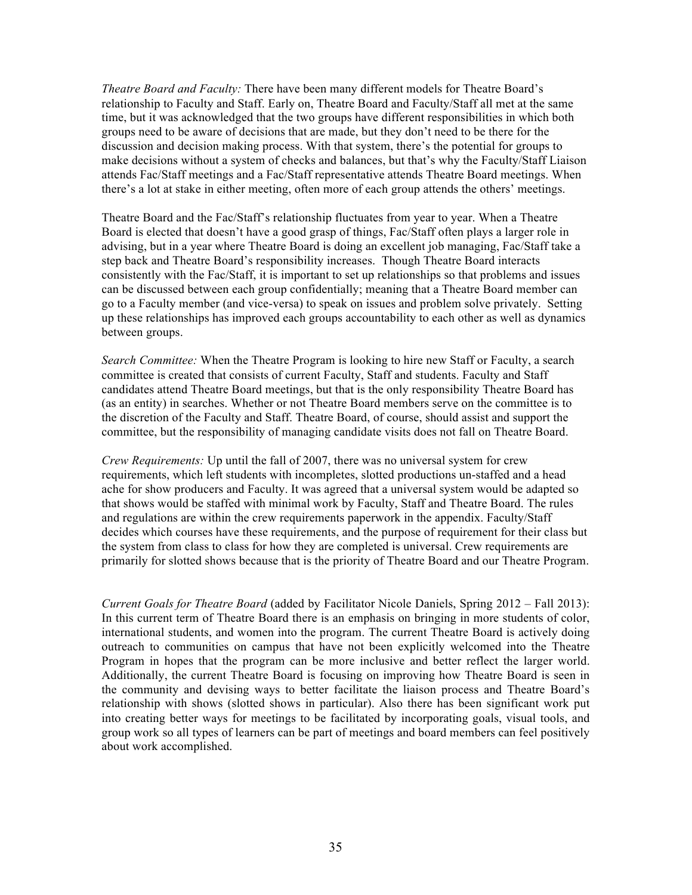*Theatre Board and Faculty:* There have been many different models for Theatre Board's relationship to Faculty and Staff. Early on, Theatre Board and Faculty/Staff all met at the same time, but it was acknowledged that the two groups have different responsibilities in which both groups need to be aware of decisions that are made, but they don't need to be there for the discussion and decision making process. With that system, there's the potential for groups to make decisions without a system of checks and balances, but that's why the Faculty/Staff Liaison attends Fac/Staff meetings and a Fac/Staff representative attends Theatre Board meetings. When there's a lot at stake in either meeting, often more of each group attends the others' meetings.

Theatre Board and the Fac/Staff's relationship fluctuates from year to year. When a Theatre Board is elected that doesn't have a good grasp of things, Fac/Staff often plays a larger role in advising, but in a year where Theatre Board is doing an excellent job managing, Fac/Staff take a step back and Theatre Board's responsibility increases. Though Theatre Board interacts consistently with the Fac/Staff, it is important to set up relationships so that problems and issues can be discussed between each group confidentially; meaning that a Theatre Board member can go to a Faculty member (and vice-versa) to speak on issues and problem solve privately. Setting up these relationships has improved each groups accountability to each other as well as dynamics between groups.

*Search Committee:* When the Theatre Program is looking to hire new Staff or Faculty, a search committee is created that consists of current Faculty, Staff and students. Faculty and Staff candidates attend Theatre Board meetings, but that is the only responsibility Theatre Board has (as an entity) in searches. Whether or not Theatre Board members serve on the committee is to the discretion of the Faculty and Staff. Theatre Board, of course, should assist and support the committee, but the responsibility of managing candidate visits does not fall on Theatre Board.

*Crew Requirements:* Up until the fall of 2007, there was no universal system for crew requirements, which left students with incompletes, slotted productions un-staffed and a head ache for show producers and Faculty. It was agreed that a universal system would be adapted so that shows would be staffed with minimal work by Faculty, Staff and Theatre Board. The rules and regulations are within the crew requirements paperwork in the appendix. Faculty/Staff decides which courses have these requirements, and the purpose of requirement for their class but the system from class to class for how they are completed is universal. Crew requirements are primarily for slotted shows because that is the priority of Theatre Board and our Theatre Program.

*Current Goals for Theatre Board* (added by Facilitator Nicole Daniels, Spring 2012 – Fall 2013): In this current term of Theatre Board there is an emphasis on bringing in more students of color, international students, and women into the program. The current Theatre Board is actively doing outreach to communities on campus that have not been explicitly welcomed into the Theatre Program in hopes that the program can be more inclusive and better reflect the larger world. Additionally, the current Theatre Board is focusing on improving how Theatre Board is seen in the community and devising ways to better facilitate the liaison process and Theatre Board's relationship with shows (slotted shows in particular). Also there has been significant work put into creating better ways for meetings to be facilitated by incorporating goals, visual tools, and group work so all types of learners can be part of meetings and board members can feel positively about work accomplished.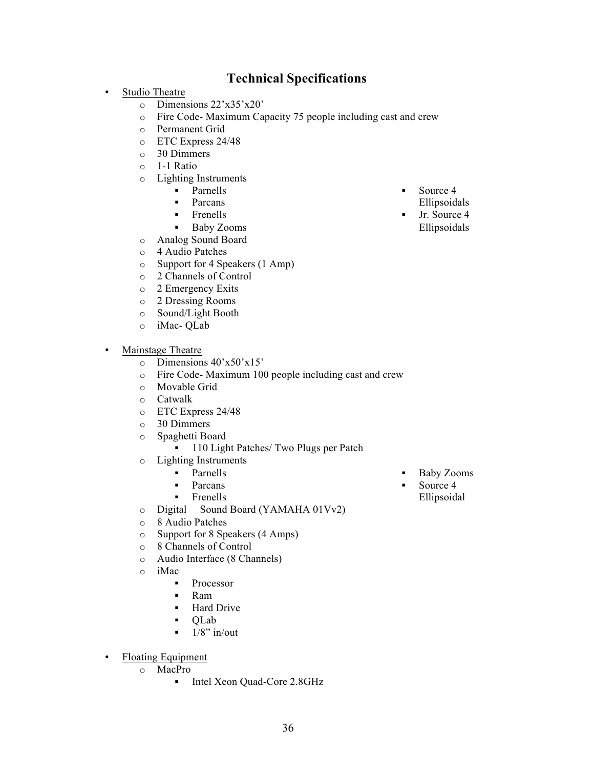## Technical Specifications

- Studio Theatre
  - Dimensions 22'x35'x20'
  - Fire Code- Maximum Capacity 75 people including cast and crew
  - Permanent Grid
  - ETC Express 24/48
  - 30 Dimmers
  - 1-1 Ratio
  - Lighting Instruments
    - Parnells
    - Parcans
    - Frenells
    - Baby Zooms
    - Source 4 Ellipsoidals
    - Jr. Source 4 Ellipsoidals
  - Analog Sound Board
  - 4 Audio Patches
  - Support for 4 Speakers (1 Amp)
  - 2 Channels of Control
  - 2 Emergency Exits
  - 2 Dressing Rooms
  - Sound/Light Booth
  - iMac- QLab

- Mainstage Theatre
  - Dimensions 40'x50'x15'
  - Fire Code- Maximum 100 people including cast and crew
  - Movable Grid
  - Catwalk
  - ETC Express 24/48
  - 30 Dimmers
  - Spaghetti Board
    - 110 Light Patches/ Two Plugs per Patch
  - Lighting Instruments
    - Parnells
    - Parcans
    - Frenells
    - Baby Zooms
    - Source 4 Ellipsoidal
  - Digital Sound Board (YAMAHA 01Vv2)
  - 8 Audio Patches
  - Support for 8 Speakers (4 Amps)
  - 8 Channels of Control
  - Audio Interface (8 Channels)
  - iMac
    - Processor
    - Ram
    - Hard Drive
    - QLab
    - 1/8" in/out

- Floating Equipment
  - MacPro
    - Intel Xeon Quad-Core 2.8GHz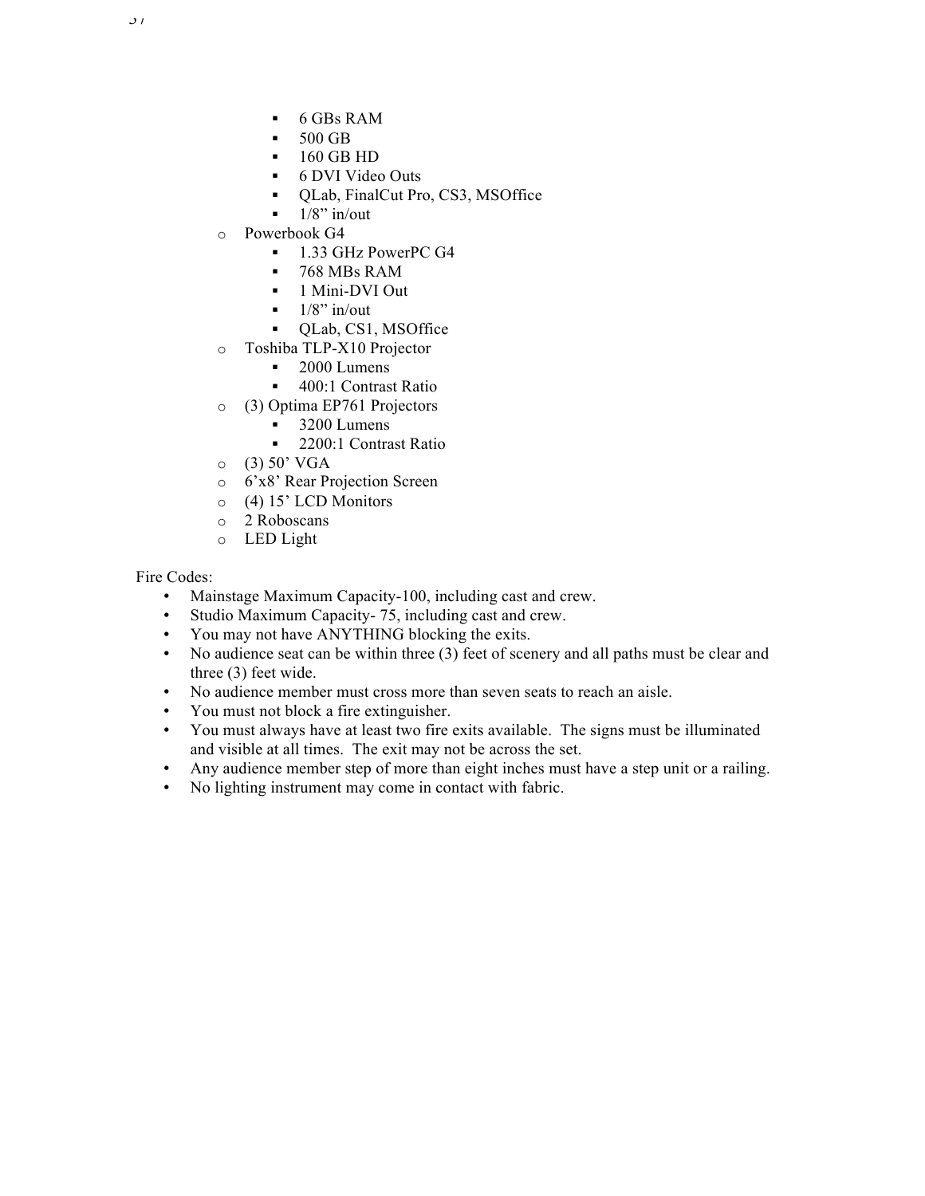- 6 GBs RAM
        - 500 GB
        - 160 GB HD
        - 6 DVI Video Outs
        - QLab, FinalCut Pro, CS3, MSOffice
        - 1/8” in/out
    - Powerbook G4
        - 1.33 GHz PowerPC G4
        - 768 MBs RAM
        - 1 Mini-DVI Out
        - 1/8” in/out
        - QLab, CS1, MSOffice
    - Toshiba TLP-X10 Projector
        - 2000 Lumens
        - 400:1 Contrast Ratio
    - (3) Optima EP761 Projectors
        - 3200 Lumens
        - 2200:1 Contrast Ratio
    - (3) 50’ VGA
    - 6’x8’ Rear Projection Screen
    - (4) 15’ LCD Monitors
    - 2 Roboscans
    - LED Light

Fire Codes:

- Mainstage Maximum Capacity-100, including cast and crew.
- Studio Maximum Capacity- 75, including cast and crew.
- You may not have ANYTHING blocking the exits.
- No audience seat can be within three (3) feet of scenery and all paths must be clear and three (3) feet wide.
- No audience member must cross more than seven seats to reach an aisle.
- You must not block a fire extinguisher.
- You must always have at least two fire exits available. The signs must be illuminated and visible at all times. The exit may not be across the set.
- Any audience member step of more than eight inches must have a step unit or a railing.
- No lighting instrument may come in contact with fabric.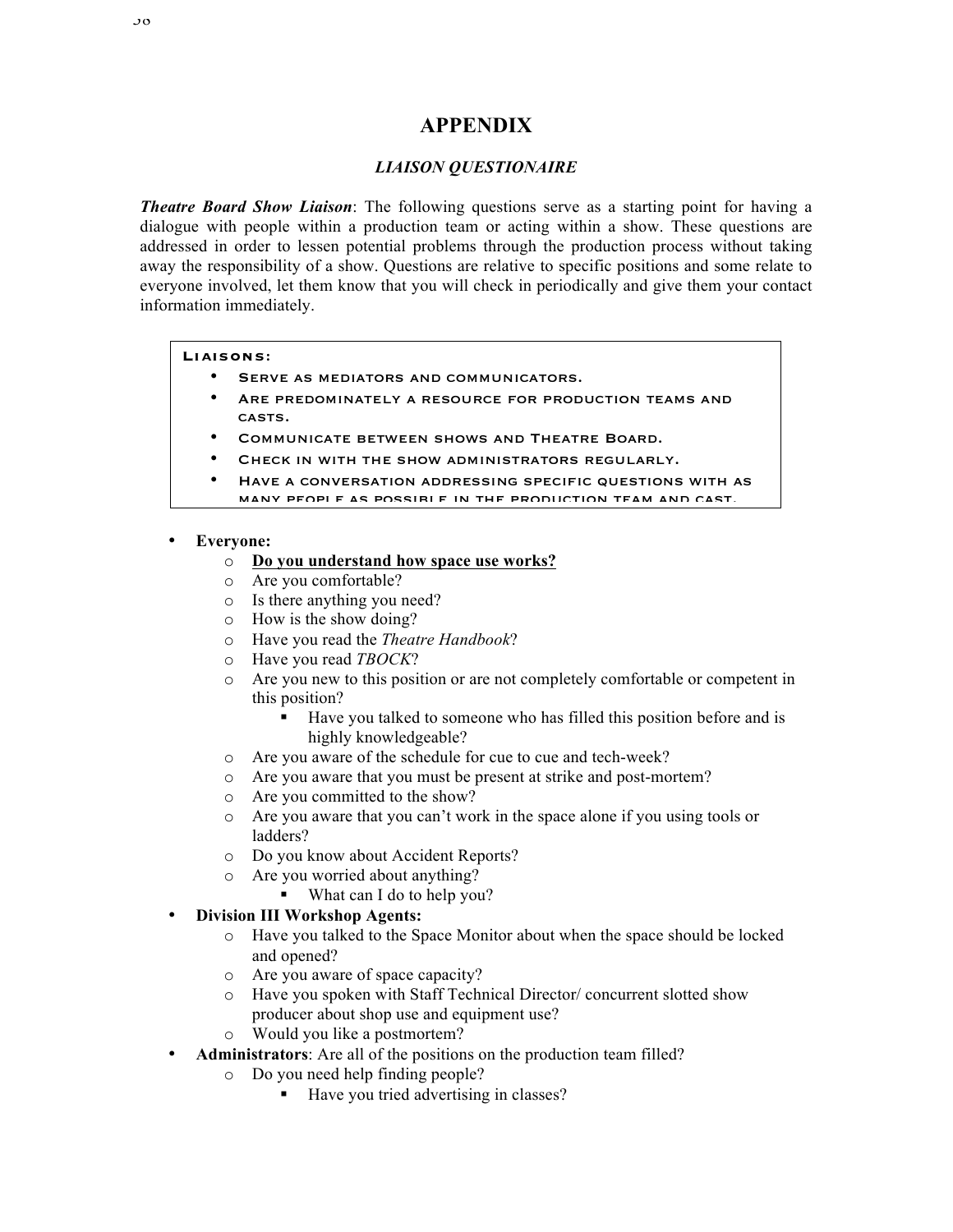# APPENDIX

## *LIAISON QUESTIONAIRE*

***Theatre Board Show Liaison***: The following questions serve as a starting point for having a dialogue with people within a production team or acting within a show. These questions are addressed in order to lessen potential problems through the production process without taking away the responsibility of a show. Questions are relative to specific positions and some relate to everyone involved, let them know that you will check in periodically and give them your contact information immediately.

> **Liaisons:**
> - Serve as mediators and communicators.
> - Are predominately a resource for production teams and casts.
> - Communicate between shows and Theatre Board.
> - Check in with the show administrators regularly.
> - Have a conversation addressing specific questions with as many people as possible in the production team and cast.

- **Everyone:**
  - **<u>Do you understand how space use works?</u>**
  - Are you comfortable?
  - Is there anything you need?
  - How is the show doing?
  - Have you read the *Theatre Handbook*?
  - Have you read *TBOCK*?
  - Are you new to this position or are not completely comfortable or competent in this position?
    - Have you talked to someone who has filled this position before and is highly knowledgeable?
  - Are you aware of the schedule for cue to cue and tech-week?
  - Are you aware that you must be present at strike and post-mortem?
  - Are you committed to the show?
  - Are you aware that you can't work in the space alone if you using tools or ladders?
  - Do you know about Accident Reports?
  - Are you worried about anything?
    - What can I do to help you?
- **Division III Workshop Agents:**
  - Have you talked to the Space Monitor about when the space should be locked and opened?
  - Are you aware of space capacity?
  - Have you spoken with Staff Technical Director/ concurrent slotted show producer about shop use and equipment use?
  - Would you like a postmortem?
- **Administrators**: Are all of the positions on the production team filled?
  - Do you need help finding people?
    - Have you tried advertising in classes?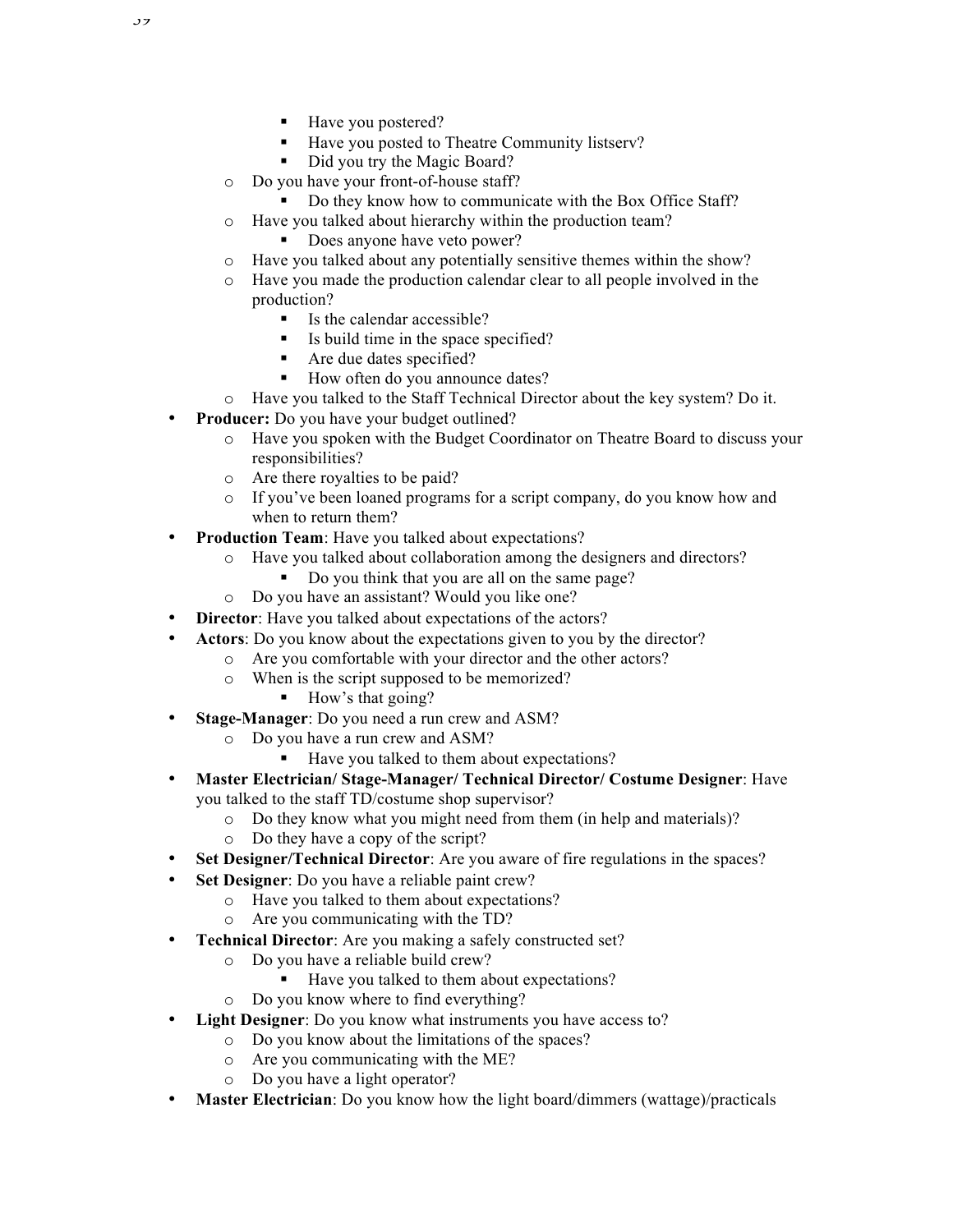- Have you postered?
        - Have you posted to Theatre Community listserv?
        - Did you try the Magic Board?
    - Do you have your front-of-house staff?
        - Do they know how to communicate with the Box Office Staff?
    - Have you talked about hierarchy within the production team?
        - Does anyone have veto power?
    - Have you talked about any potentially sensitive themes within the show?
    - Have you made the production calendar clear to all people involved in the production?
        - Is the calendar accessible?
        - Is build time in the space specified?
        - Are due dates specified?
        - How often do you announce dates?
    - Have you talked to the Staff Technical Director about the key system? Do it.
- **Producer:** Do you have your budget outlined?
    - Have you spoken with the Budget Coordinator on Theatre Board to discuss your responsibilities?
    - Are there royalties to be paid?
    - If you've been loaned programs for a script company, do you know how and when to return them?
- **Production Team**: Have you talked about expectations?
    - Have you talked about collaboration among the designers and directors?
        - Do you think that you are all on the same page?
    - Do you have an assistant? Would you like one?
- **Director**: Have you talked about expectations of the actors?
- **Actors**: Do you know about the expectations given to you by the director?
    - Are you comfortable with your director and the other actors?
    - When is the script supposed to be memorized?
        - How's that going?
- **Stage-Manager**: Do you need a run crew and ASM?
    - Do you have a run crew and ASM?
        - Have you talked to them about expectations?
- **Master Electrician/ Stage-Manager/ Technical Director/ Costume Designer**: Have you talked to the staff TD/costume shop supervisor?
    - Do they know what you might need from them (in help and materials)?
    - Do they have a copy of the script?
- **Set Designer/Technical Director**: Are you aware of fire regulations in the spaces?
- **Set Designer**: Do you have a reliable paint crew?
    - Have you talked to them about expectations?
    - Are you communicating with the TD?
- **Technical Director**: Are you making a safely constructed set?
    - Do you have a reliable build crew?
        - Have you talked to them about expectations?
    - Do you know where to find everything?
- **Light Designer**: Do you know what instruments you have access to?
    - Do you know about the limitations of the spaces?
    - Are you communicating with the ME?
    - Do you have a light operator?
- **Master Electrician**: Do you know how the light board/dimmers (wattage)/practicals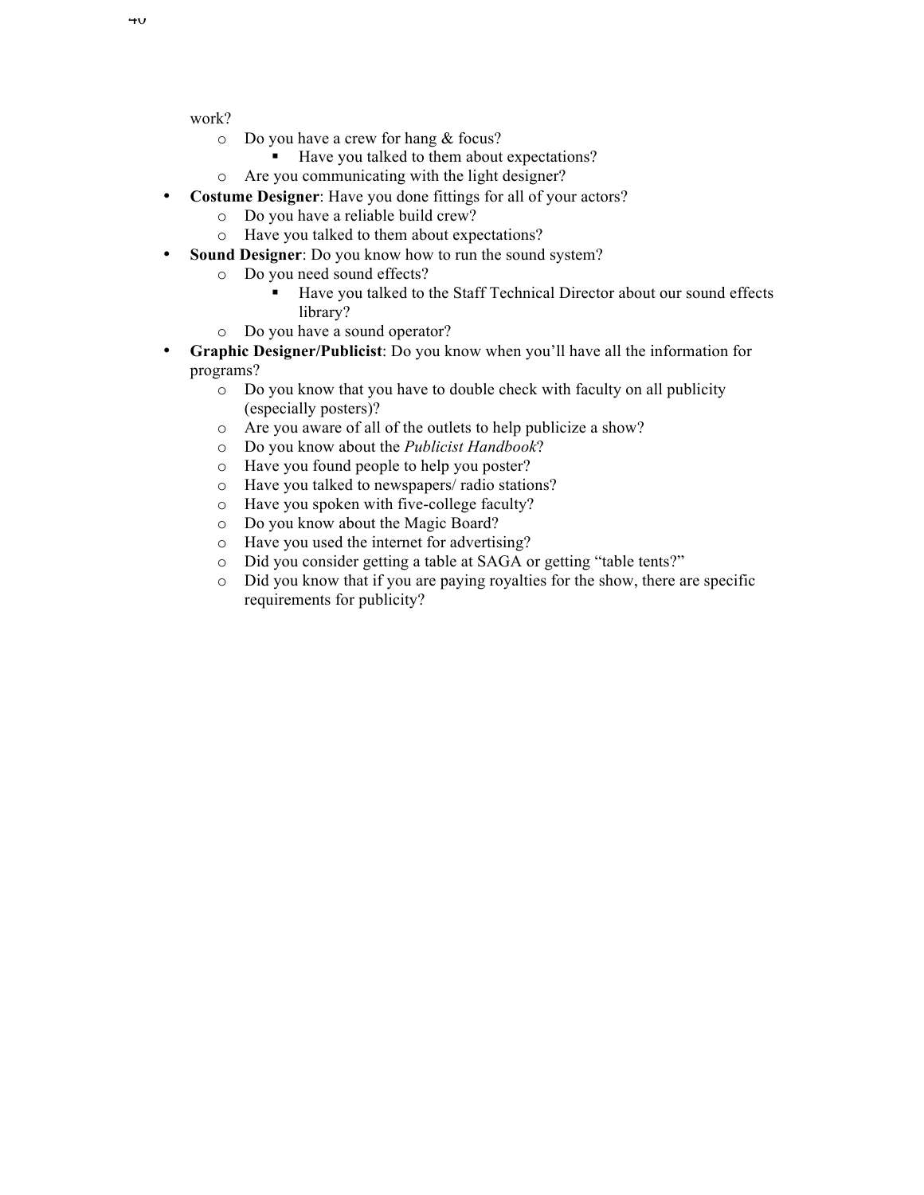work?

  - Do you have a crew for hang & focus?
    - Have you talked to them about expectations?
  - Are you communicating with the light designer?
- **Costume Designer**: Have you done fittings for all of your actors?
  - Do you have a reliable build crew?
  - Have you talked to them about expectations?
- **Sound Designer**: Do you know how to run the sound system?
  - Do you need sound effects?
    - Have you talked to the Staff Technical Director about our sound effects library?
  - Do you have a sound operator?
- **Graphic Designer/Publicist**: Do you know when you'll have all the information for programs?
  - Do you know that you have to double check with faculty on all publicity (especially posters)?
  - Are you aware of all of the outlets to help publicize a show?
  - Do you know about the *Publicist Handbook*?
  - Have you found people to help you poster?
  - Have you talked to newspapers/ radio stations?
  - Have you spoken with five-college faculty?
  - Do you know about the Magic Board?
  - Have you used the internet for advertising?
  - Did you consider getting a table at SAGA or getting "table tents?"
  - Did you know that if you are paying royalties for the show, there are specific requirements for publicity?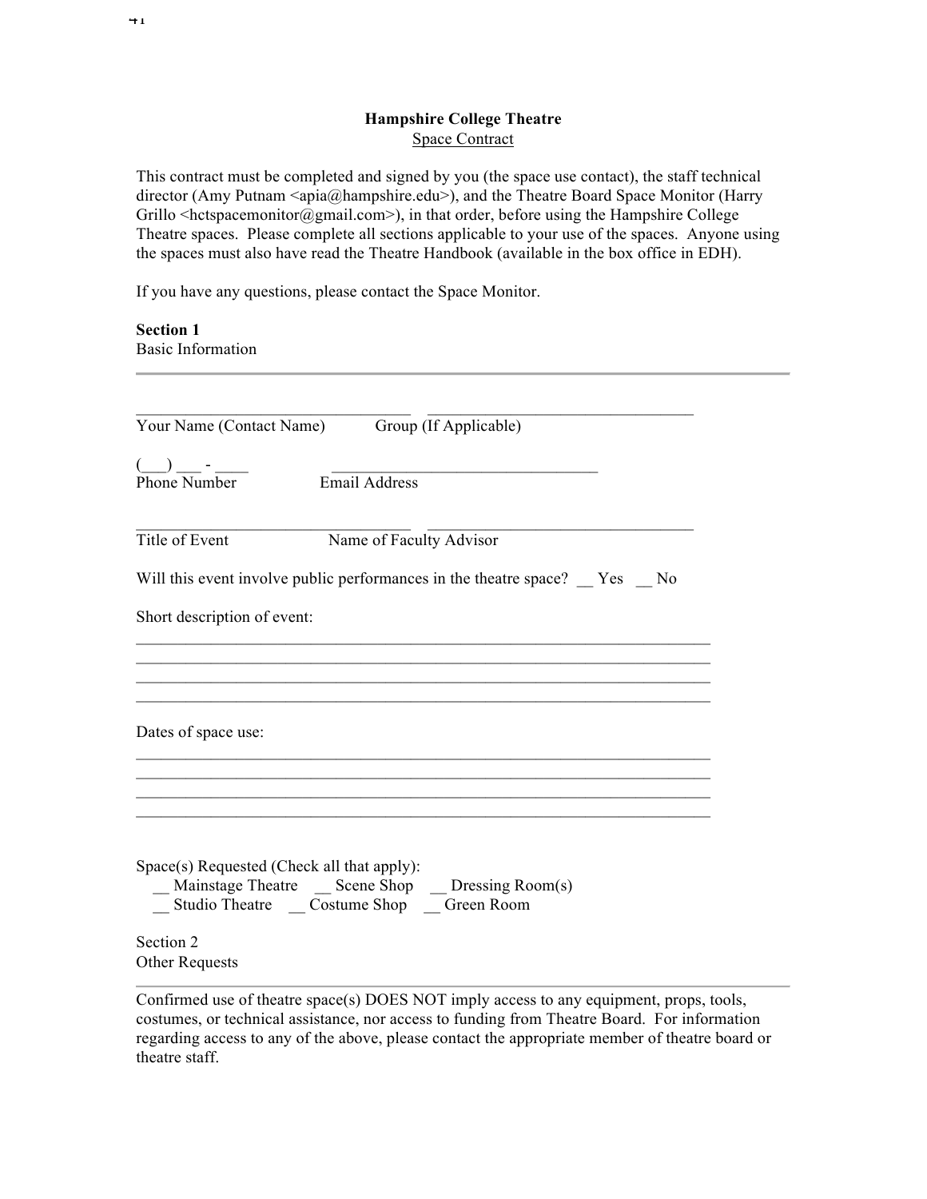**Hampshire College Theatre**
Space Contract

This contract must be completed and signed by you (the space use contact), the staff technical director (Amy Putnam <apia@hampshire.edu>), and the Theatre Board Space Monitor (Harry Grillo <hctspacemonitor@gmail.com>), in that order, before using the Hampshire College Theatre spaces. Please complete all sections applicable to your use of the spaces. Anyone using the spaces must also have read the Theatre Handbook (available in the box office in EDH).

If you have any questions, please contact the Space Monitor.

**Section 1**
Basic Information

---

______________________________ ______________________________
Your Name (Contact Name) Group (If Applicable)

(___) ___ - ____ ______________________________
Phone Number Email Address

______________________________ ______________________________
Title of Event Name of Faculty Advisor

Will this event involve public performances in the theatre space? __ Yes __ No

Short description of event:

_________________________________________________________________
_________________________________________________________________
_________________________________________________________________
_________________________________________________________________

Dates of space use:

_________________________________________________________________
_________________________________________________________________
_________________________________________________________________
_________________________________________________________________

Space(s) Requested (Check all that apply):
__ Mainstage Theatre __ Scene Shop __ Dressing Room(s)
__ Studio Theatre __ Costume Shop __ Green Room

Section 2
Other Requests

---

Confirmed use of theatre space(s) DOES NOT imply access to any equipment, props, tools, costumes, or technical assistance, nor access to funding from Theatre Board. For information regarding access to any of the above, please contact the appropriate member of theatre board or theatre staff.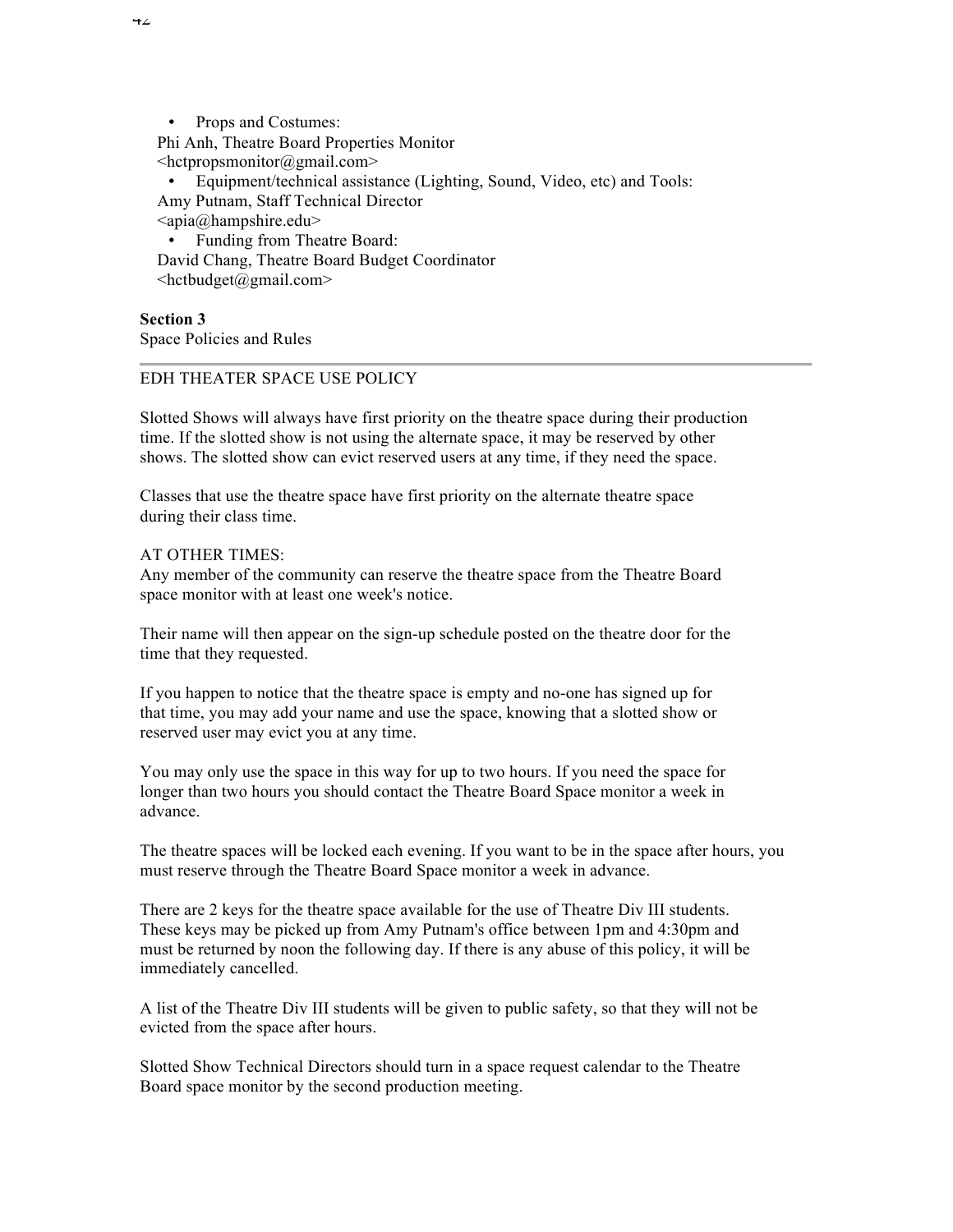- Props and Costumes:  
Phi Anh, Theatre Board Properties Monitor  
<hctpropsmonitor@gmail.com>
- Equipment/technical assistance (Lighting, Sound, Video, etc) and Tools:  
Amy Putnam, Staff Technical Director  
<apia@hampshire.edu>
- Funding from Theatre Board:  
David Chang, Theatre Board Budget Coordinator  
<hctbudget@gmail.com>

**Section 3**  
Space Policies and Rules

---

EDH THEATER SPACE USE POLICY

Slotted Shows will always have first priority on the theatre space during their production time. If the slotted show is not using the alternate space, it may be reserved by other shows. The slotted show can evict reserved users at any time, if they need the space.

Classes that use the theatre space have first priority on the alternate theatre space during their class time.

AT OTHER TIMES:  
Any member of the community can reserve the theatre space from the Theatre Board space monitor with at least one week's notice.

Their name will then appear on the sign-up schedule posted on the theatre door for the time that they requested.

If you happen to notice that the theatre space is empty and no-one has signed up for that time, you may add your name and use the space, knowing that a slotted show or reserved user may evict you at any time.

You may only use the space in this way for up to two hours. If you need the space for longer than two hours you should contact the Theatre Board Space monitor a week in advance.

The theatre spaces will be locked each evening. If you want to be in the space after hours, you must reserve through the Theatre Board Space monitor a week in advance.

There are 2 keys for the theatre space available for the use of Theatre Div III students. These keys may be picked up from Amy Putnam's office between 1pm and 4:30pm and must be returned by noon the following day. If there is any abuse of this policy, it will be immediately cancelled.

A list of the Theatre Div III students will be given to public safety, so that they will not be evicted from the space after hours.

Slotted Show Technical Directors should turn in a space request calendar to the Theatre Board space monitor by the second production meeting.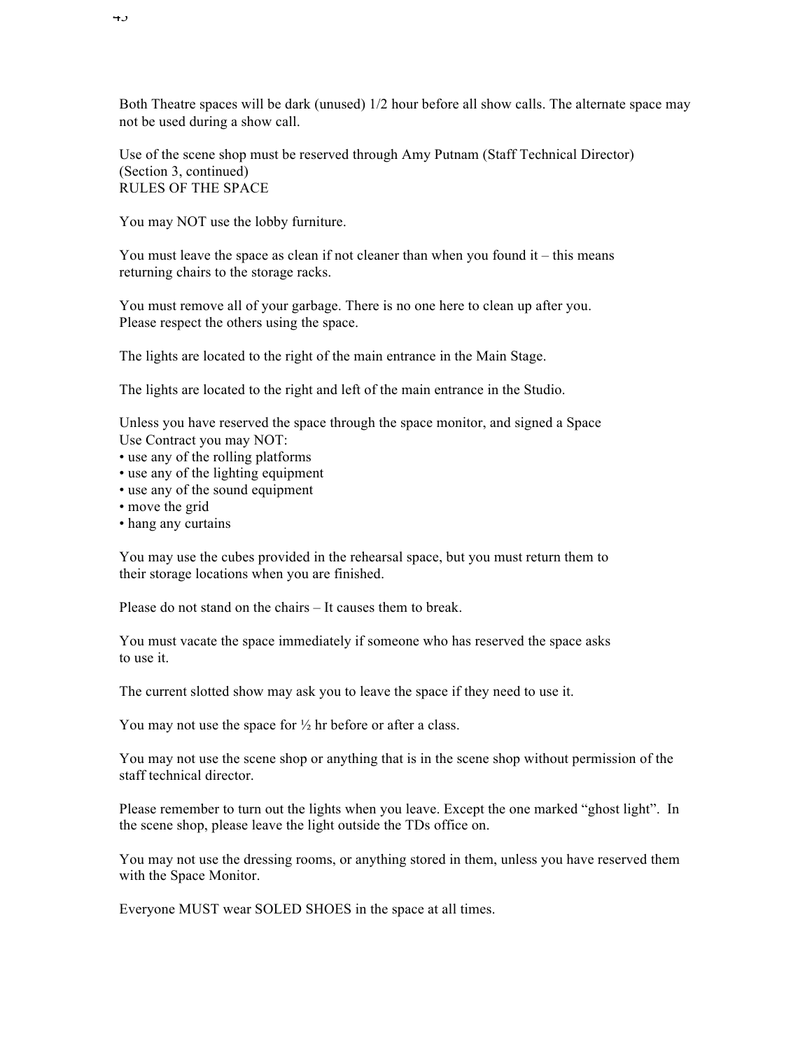Both Theatre spaces will be dark (unused) 1/2 hour before all show calls. The alternate space may not be used during a show call.

Use of the scene shop must be reserved through Amy Putnam (Staff Technical Director)
(Section 3, continued)
RULES OF THE SPACE

You may NOT use the lobby furniture.

You must leave the space as clean if not cleaner than when you found it – this means returning chairs to the storage racks.

You must remove all of your garbage. There is no one here to clean up after you. Please respect the others using the space.

The lights are located to the right of the main entrance in the Main Stage.

The lights are located to the right and left of the main entrance in the Studio.

Unless you have reserved the space through the space monitor, and signed a Space Use Contract you may NOT:

- use any of the rolling platforms
- use any of the lighting equipment
- use any of the sound equipment
- move the grid
- hang any curtains

You may use the cubes provided in the rehearsal space, but you must return them to their storage locations when you are finished.

Please do not stand on the chairs – It causes them to break.

You must vacate the space immediately if someone who has reserved the space asks to use it.

The current slotted show may ask you to leave the space if they need to use it.

You may not use the space for ½ hr before or after a class.

You may not use the scene shop or anything that is in the scene shop without permission of the staff technical director.

Please remember to turn out the lights when you leave. Except the one marked "ghost light". In the scene shop, please leave the light outside the TDs office on.

You may not use the dressing rooms, or anything stored in them, unless you have reserved them with the Space Monitor.

Everyone MUST wear SOLED SHOES in the space at all times.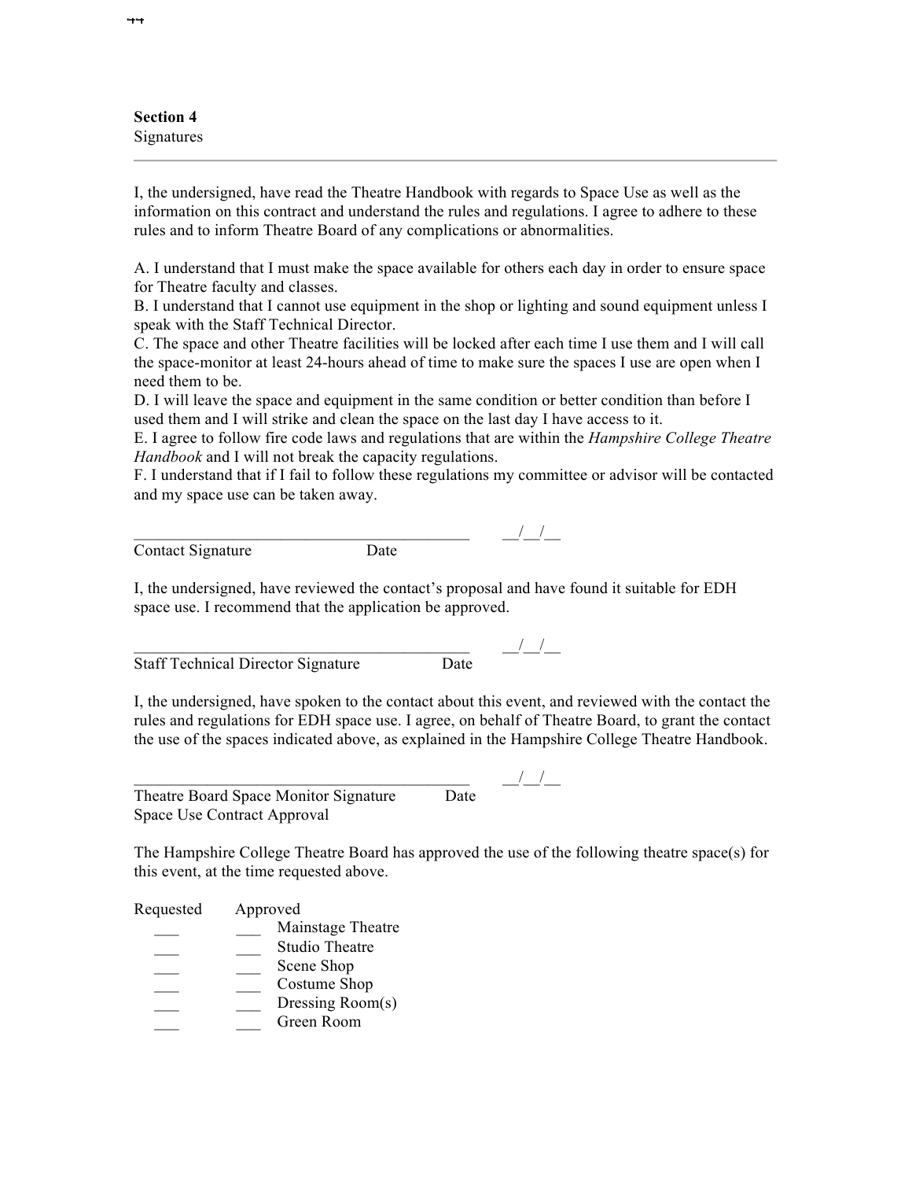**Section 4**
Signatures

---

I, the undersigned, have read the Theatre Handbook with regards to Space Use as well as the information on this contract and understand the rules and regulations. I agree to adhere to these rules and to inform Theatre Board of any complications or abnormalities.

A. I understand that I must make the space available for others each day in order to ensure space for Theatre faculty and classes.
B. I understand that I cannot use equipment in the shop or lighting and sound equipment unless I speak with the Staff Technical Director.
C. The space and other Theatre facilities will be locked after each time I use them and I will call the space-monitor at least 24-hours ahead of time to make sure the spaces I use are open when I need them to be.
D. I will leave the space and equipment in the same condition or better condition than before I used them and I will strike and clean the space on the last day I have access to it.
E. I agree to follow fire code laws and regulations that are within the *Hampshire College Theatre Handbook* and I will not break the capacity regulations.
F. I understand that if I fail to follow these regulations my committee or advisor will be contacted and my space use can be taken away.

\_\_\_\_\_\_\_\_\_\_\_\_\_\_\_\_\_\_\_\_\_\_\_\_\_\_\_\_\_\_\_\_\_\_\_\_\_\_\_\_\_ \_\_/\_\_/\_\_
Contact Signature Date

I, the undersigned, have reviewed the contact's proposal and have found it suitable for EDH space use. I recommend that the application be approved.

\_\_\_\_\_\_\_\_\_\_\_\_\_\_\_\_\_\_\_\_\_\_\_\_\_\_\_\_\_\_\_\_\_\_\_\_\_\_\_\_\_ \_\_/\_\_/\_\_
Staff Technical Director Signature Date

I, the undersigned, have spoken to the contact about this event, and reviewed with the contact the rules and regulations for EDH space use. I agree, on behalf of Theatre Board, to grant the contact the use of the spaces indicated above, as explained in the Hampshire College Theatre Handbook.

\_\_\_\_\_\_\_\_\_\_\_\_\_\_\_\_\_\_\_\_\_\_\_\_\_\_\_\_\_\_\_\_\_\_\_\_\_\_\_\_\_ \_\_/\_\_/\_\_
Theatre Board Space Monitor Signature Date
Space Use Contract Approval

The Hampshire College Theatre Board has approved the use of the following theatre space(s) for this event, at the time requested above.

| Requested | Approved | |
|---|---|---|
| \_\_\_ | \_\_\_ | Mainstage Theatre |
| \_\_\_ | \_\_\_ | Studio Theatre |
| \_\_\_ | \_\_\_ | Scene Shop |
| \_\_\_ | \_\_\_ | Costume Shop |
| \_\_\_ | \_\_\_ | Dressing Room(s) |
| \_\_\_ | \_\_\_ | Green Room |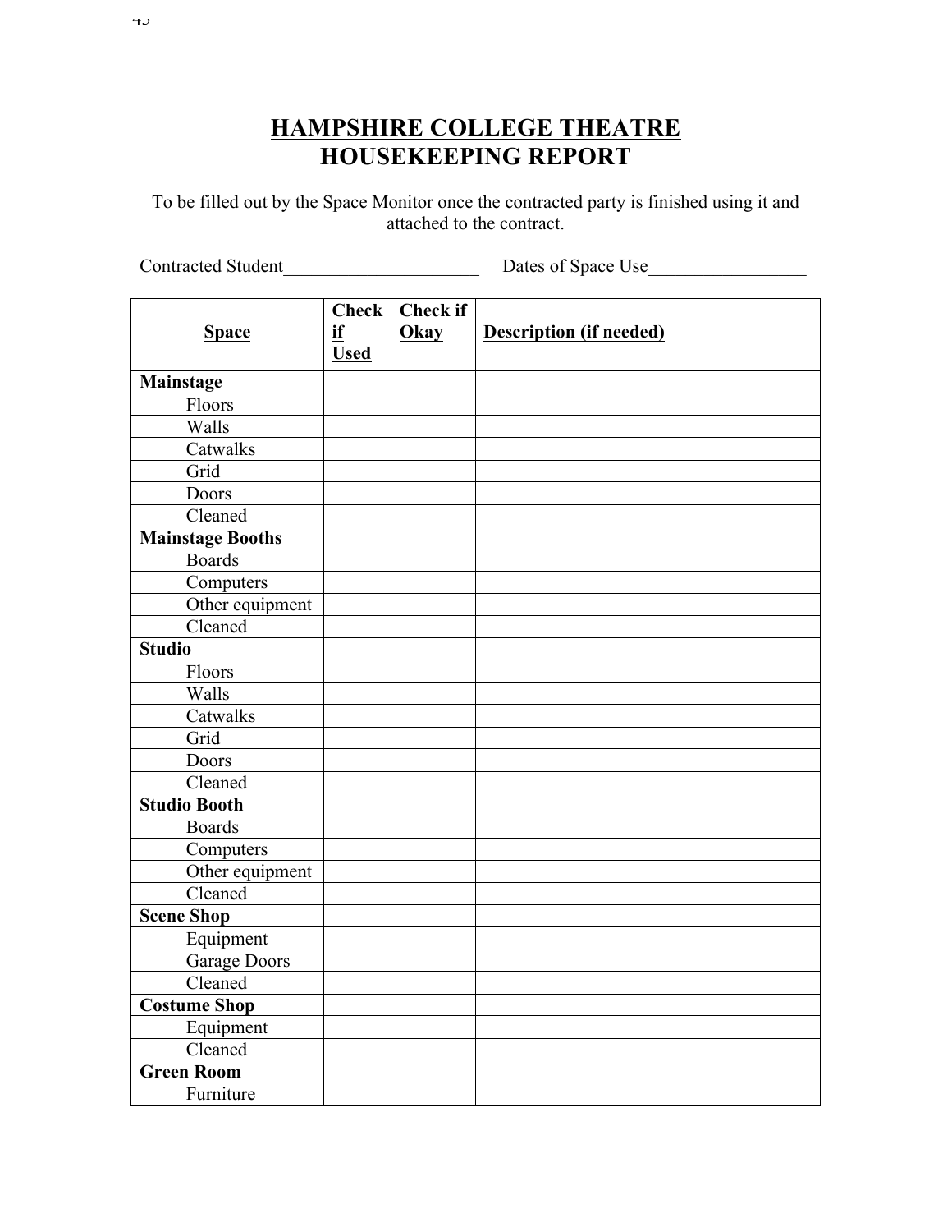# HAMPSHIRE COLLEGE THEATRE HOUSEKEEPING REPORT

To be filled out by the Space Monitor once the contracted party is finished using it and attached to the contract.

Contracted Student\_\_\_\_\_\_\_\_\_\_\_\_\_\_\_\_\_\_\_\_\_\_ Dates of Space Use\_\_\_\_\_\_\_\_\_\_\_\_\_\_\_\_\_\_

| Space | Check if Used | Check if Okay | Description (if needed) |
|---|---|---|---|
| **Mainstage** | | | |
| Floors | | | |
| Walls | | | |
| Catwalks | | | |
| Grid | | | |
| Doors | | | |
| Cleaned | | | |
| **Mainstage Booths** | | | |
| Boards | | | |
| Computers | | | |
| Other equipment | | | |
| Cleaned | | | |
| **Studio** | | | |
| Floors | | | |
| Walls | | | |
| Catwalks | | | |
| Grid | | | |
| Doors | | | |
| Cleaned | | | |
| **Studio Booth** | | | |
| Boards | | | |
| Computers | | | |
| Other equipment | | | |
| Cleaned | | | |
| **Scene Shop** | | | |
| Equipment | | | |
| Garage Doors | | | |
| Cleaned | | | |
| **Costume Shop** | | | |
| Equipment | | | |
| Cleaned | | | |
| **Green Room** | | | |
| Furniture | | | |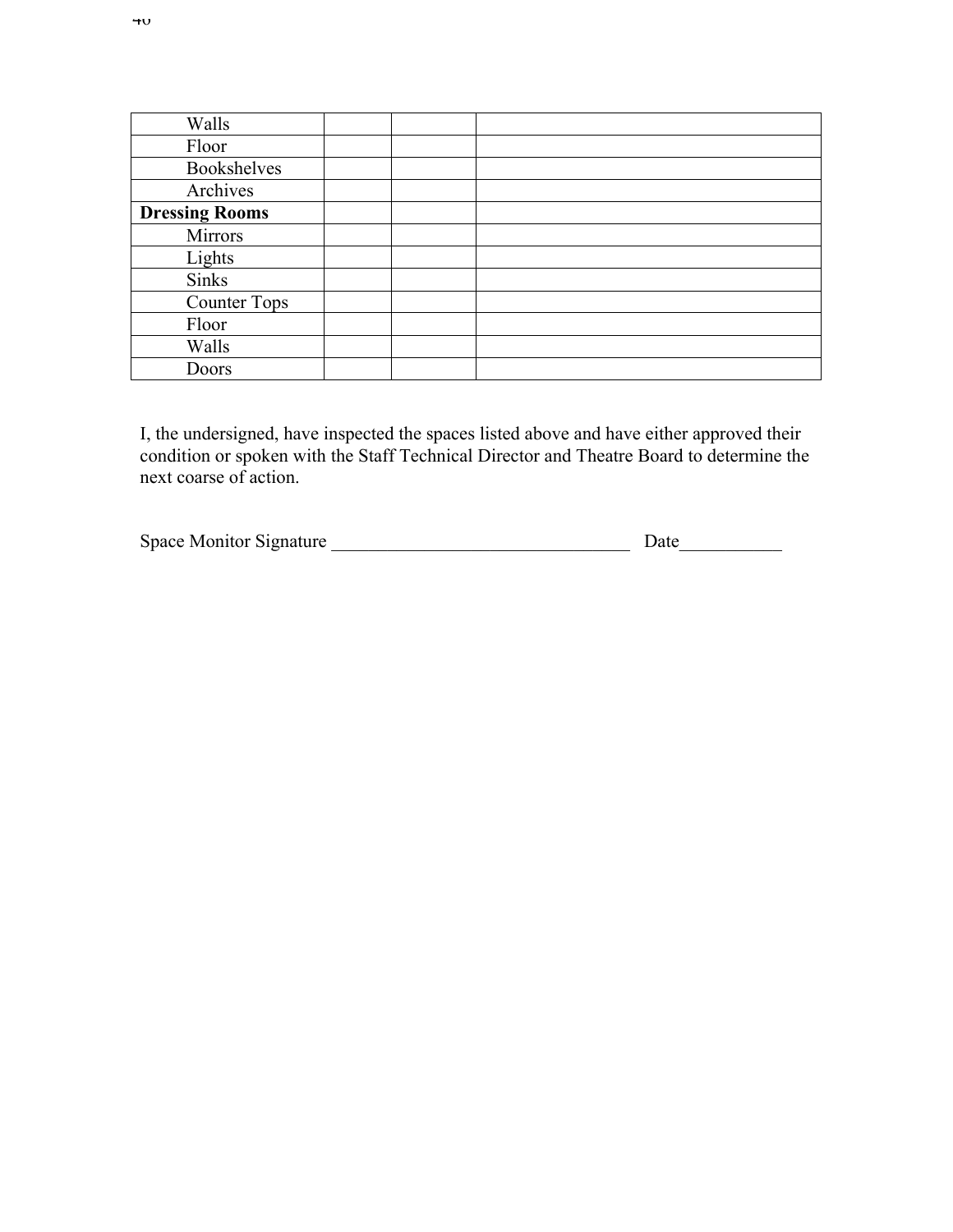| | | | |
|---|---|---|---|
| Walls | | | |
| Floor | | | |
| Bookshelves | | | |
| Archives | | | |
| **Dressing Rooms** | | | |
| Mirrors | | | |
| Lights | | | |
| Sinks | | | |
| Counter Tops | | | |
| Floor | | | |
| Walls | | | |
| Doors | | | |

I, the undersigned, have inspected the spaces listed above and have either approved their condition or spoken with the Staff Technical Director and Theatre Board to determine the next coarse of action.

Space Monitor Signature _________________________________ Date___________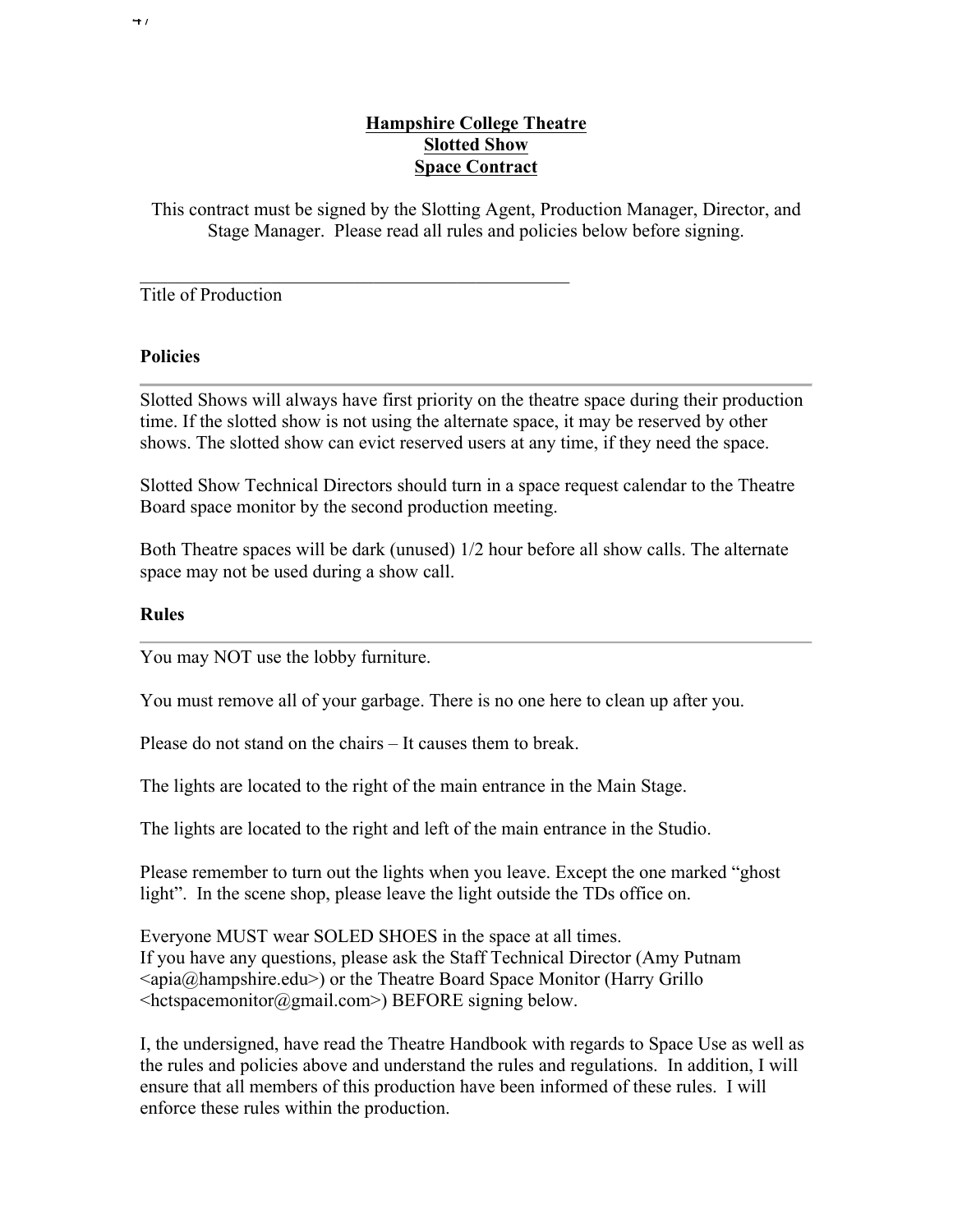**Hampshire College Theatre**
**Slotted Show**
**Space Contract**

This contract must be signed by the Slotting Agent, Production Manager, Director, and Stage Manager. Please read all rules and policies below before signing.

\_\_\_\_\_\_\_\_\_\_\_\_\_\_\_\_\_\_\_\_\_\_\_\_\_\_\_\_\_\_\_\_\_\_\_\_\_\_\_\_\_\_\_\_\_\_\_\_

Title of Production

### Policies

Slotted Shows will always have first priority on the theatre space during their production time. If the slotted show is not using the alternate space, it may be reserved by other shows. The slotted show can evict reserved users at any time, if they need the space.

Slotted Show Technical Directors should turn in a space request calendar to the Theatre Board space monitor by the second production meeting.

Both Theatre spaces will be dark (unused) 1/2 hour before all show calls. The alternate space may not be used during a show call.

### Rules

You may NOT use the lobby furniture.

You must remove all of your garbage. There is no one here to clean up after you.

Please do not stand on the chairs – It causes them to break.

The lights are located to the right of the main entrance in the Main Stage.

The lights are located to the right and left of the main entrance in the Studio.

Please remember to turn out the lights when you leave. Except the one marked "ghost light". In the scene shop, please leave the light outside the TDs office on.

Everyone MUST wear SOLED SHOES in the space at all times.
If you have any questions, please ask the Staff Technical Director (Amy Putnam <apia@hampshire.edu>) or the Theatre Board Space Monitor (Harry Grillo <hctspacemonitor@gmail.com>) BEFORE signing below.

I, the undersigned, have read the Theatre Handbook with regards to Space Use as well as the rules and policies above and understand the rules and regulations. In addition, I will ensure that all members of this production have been informed of these rules. I will enforce these rules within the production.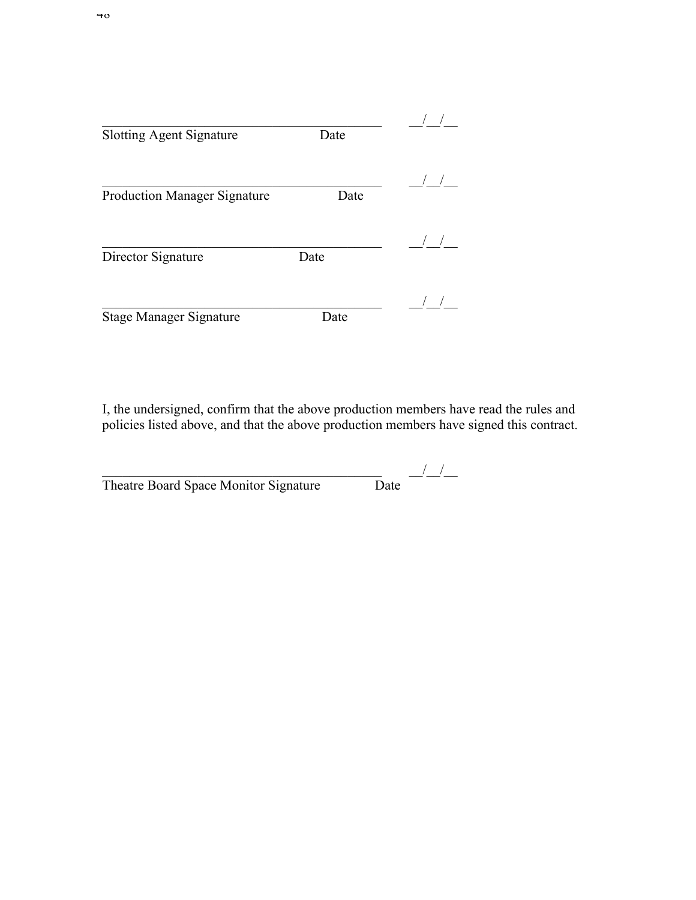________________________________________ __/__/__
Slotting Agent Signature Date

________________________________________ __/__/__
Production Manager Signature Date

________________________________________ __/__/__
Director Signature Date

________________________________________ __/__/__
Stage Manager Signature Date

I, the undersigned, confirm that the above production members have read the rules and policies listed above, and that the above production members have signed this contract.

________________________________________ __/__/__
Theatre Board Space Monitor Signature Date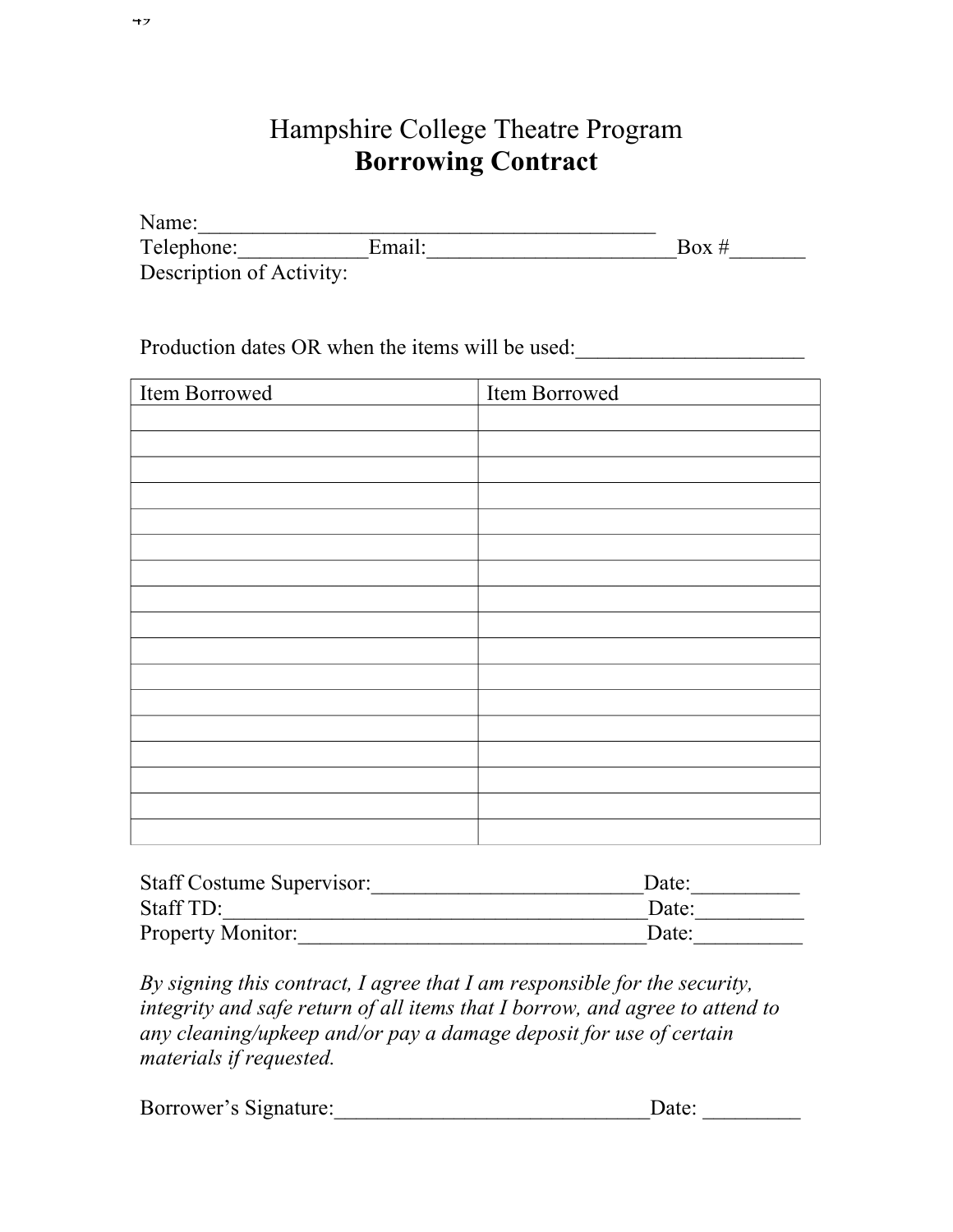# Hampshire College Theatre Program
## Borrowing Contract

Name:___________________________________________

Telephone:____________Email:________________________Box #_______

Description of Activity:

Production dates OR when the items will be used:_____________________

| Item Borrowed | Item Borrowed |
|---|---|
| | |
| | |
| | |
| | |
| | |
| | |
| | |
| | |
| | |
| | |
| | |
| | |
| | |
| | |
| | |
| | |
| | |

Staff Costume Supervisor:_________________________Date:__________

Staff TD:________________________________________Date:__________

Property Monitor:_________________________________Date:__________

*By signing this contract, I agree that I am responsible for the security, integrity and safe return of all items that I borrow, and agree to attend to any cleaning/upkeep and/or pay a damage deposit for use of certain materials if requested.*

Borrower's Signature:_____________________________Date: _________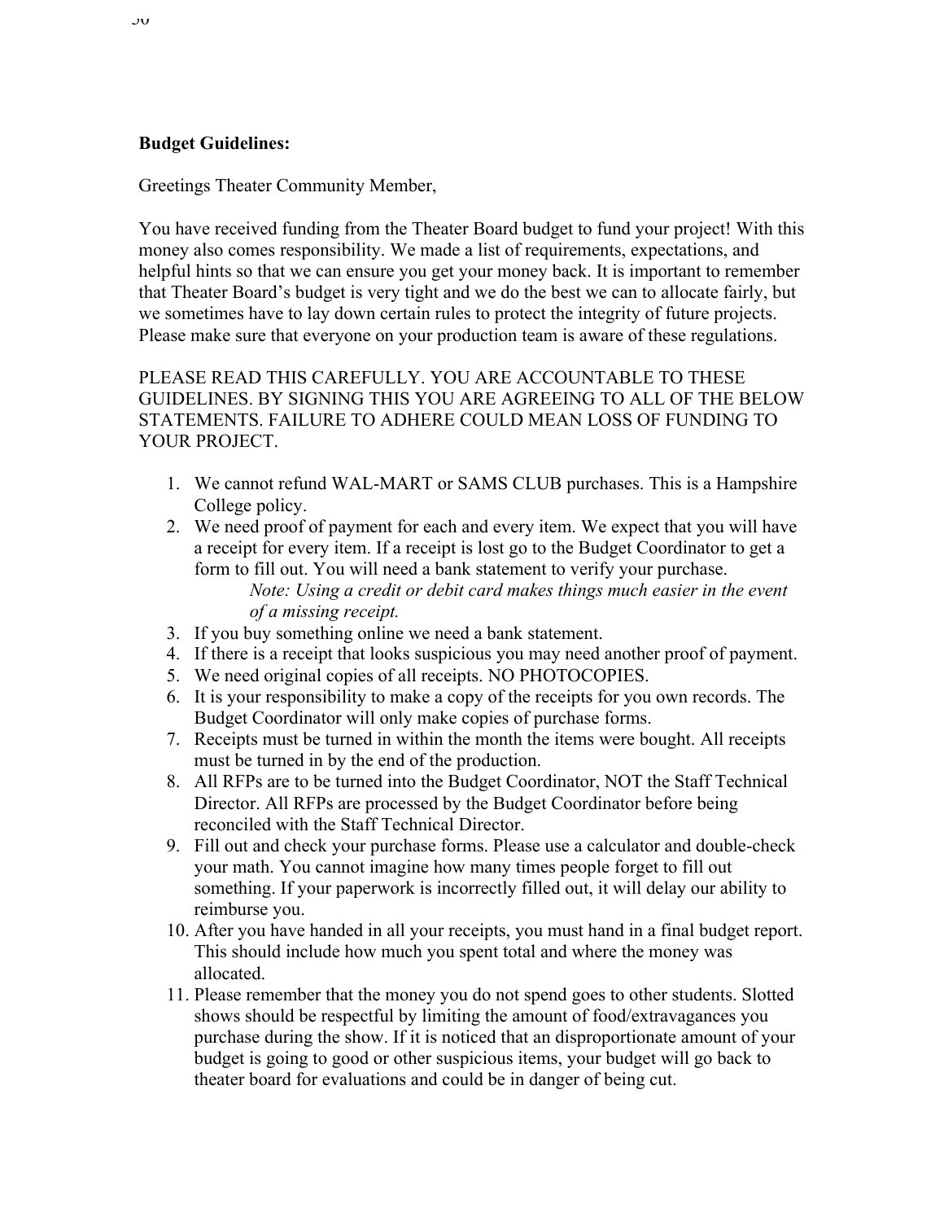**Budget Guidelines:**

Greetings Theater Community Member,

You have received funding from the Theater Board budget to fund your project! With this money also comes responsibility. We made a list of requirements, expectations, and helpful hints so that we can ensure you get your money back. It is important to remember that Theater Board's budget is very tight and we do the best we can to allocate fairly, but we sometimes have to lay down certain rules to protect the integrity of future projects. Please make sure that everyone on your production team is aware of these regulations.

PLEASE READ THIS CAREFULLY. YOU ARE ACCOUNTABLE TO THESE GUIDELINES. BY SIGNING THIS YOU ARE AGREEING TO ALL OF THE BELOW STATEMENTS. FAILURE TO ADHERE COULD MEAN LOSS OF FUNDING TO YOUR PROJECT.

1. We cannot refund WAL-MART or SAMS CLUB purchases. This is a Hampshire College policy.
2. We need proof of payment for each and every item. We expect that you will have a receipt for every item. If a receipt is lost go to the Budget Coordinator to get a form to fill out. You will need a bank statement to verify your purchase.
   *Note: Using a credit or debit card makes things much easier in the event of a missing receipt.*
3. If you buy something online we need a bank statement.
4. If there is a receipt that looks suspicious you may need another proof of payment.
5. We need original copies of all receipts. NO PHOTOCOPIES.
6. It is your responsibility to make a copy of the receipts for you own records. The Budget Coordinator will only make copies of purchase forms.
7. Receipts must be turned in within the month the items were bought. All receipts must be turned in by the end of the production.
8. All RFPs are to be turned into the Budget Coordinator, NOT the Staff Technical Director. All RFPs are processed by the Budget Coordinator before being reconciled with the Staff Technical Director.
9. Fill out and check your purchase forms. Please use a calculator and double-check your math. You cannot imagine how many times people forget to fill out something. If your paperwork is incorrectly filled out, it will delay our ability to reimburse you.
10. After you have handed in all your receipts, you must hand in a final budget report. This should include how much you spent total and where the money was allocated.
11. Please remember that the money you do not spend goes to other students. Slotted shows should be respectful by limiting the amount of food/extravagances you purchase during the show. If it is noticed that an disproportionate amount of your budget is going to good or other suspicious items, your budget will go back to theater board for evaluations and could be in danger of being cut.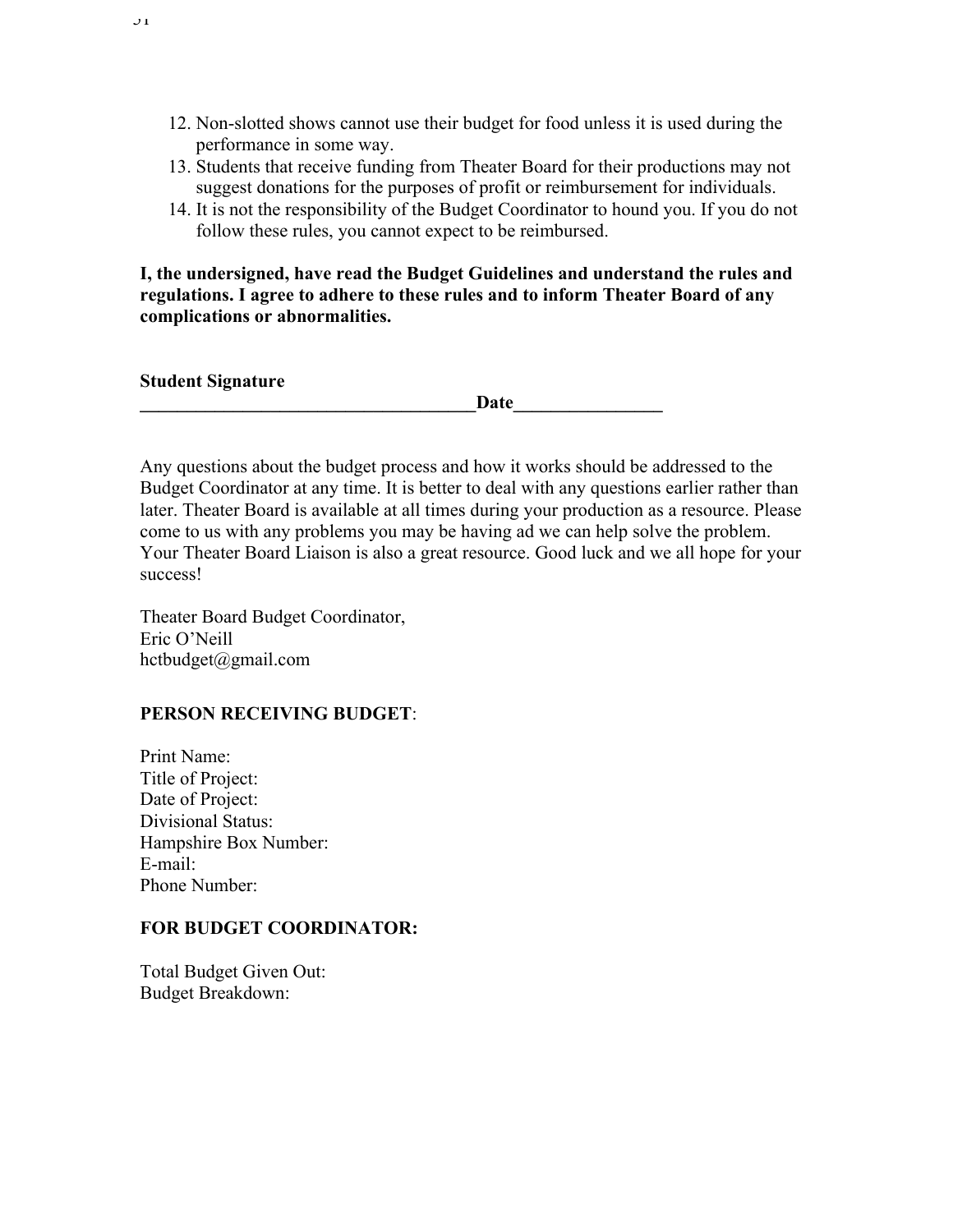12. Non-slotted shows cannot use their budget for food unless it is used during the performance in some way.
13. Students that receive funding from Theater Board for their productions may not suggest donations for the purposes of profit or reimbursement for individuals.
14. It is not the responsibility of the Budget Coordinator to hound you. If you do not follow these rules, you cannot expect to be reimbursed.

**I, the undersigned, have read the Budget Guidelines and understand the rules and regulations. I agree to adhere to these rules and to inform Theater Board of any complications or abnormalities.**

**Student Signature**
**____________________________________Date________________**

Any questions about the budget process and how it works should be addressed to the Budget Coordinator at any time. It is better to deal with any questions earlier rather than later. Theater Board is available at all times during your production as a resource. Please come to us with any problems you may be having ad we can help solve the problem. Your Theater Board Liaison is also a great resource. Good luck and we all hope for your success!

Theater Board Budget Coordinator,
Eric O'Neill
hctbudget@gmail.com

**PERSON RECEIVING BUDGET**:

Print Name:
Title of Project:
Date of Project:
Divisional Status:
Hampshire Box Number:
E-mail:
Phone Number:

**FOR BUDGET COORDINATOR:**

Total Budget Given Out:
Budget Breakdown: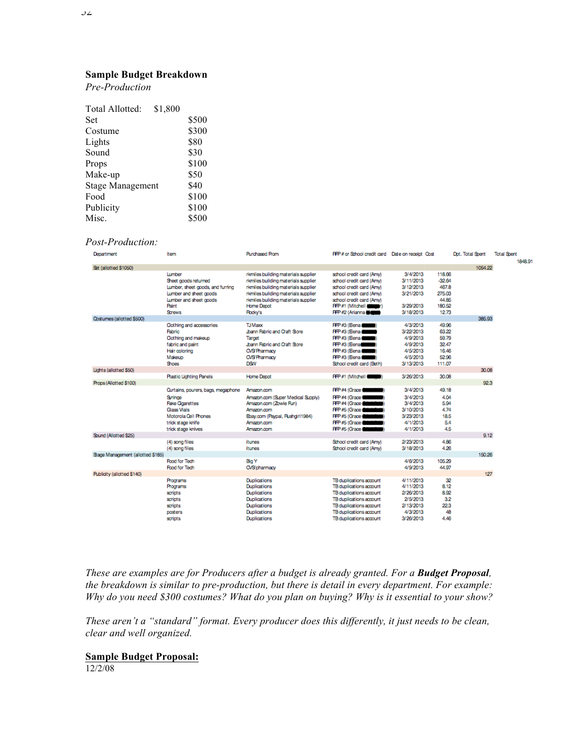**Sample Budget Breakdown**

*Pre-Production*

| Total Allotted: | $1,800 |
|---|---|
| Set | $500 |
| Costume | $300 |
| Lights | $80 |
| Sound | $30 |
| Props | $100 |
| Make-up | $50 |
| Stage Management | $40 |
| Food | $100 |
| Publicity | $100 |
| Misc. | $500 |

*Post-Production:*

| Department | Item | Purchased From | RFP # or School credit card | Date on receipt | Cost | Dpt. Total Spent | Total Spent |
|---|---|---|---|---|---|---|---|
| | | | | | | | 1848.91 |
| Set (allotted $1050) | | | | | | 1054.22 | |
| | Lumber | rkmiles building materials supplier | school credit card (Amy) | 3/4/2013 | 118.66 | | |
| | Sheet goods returned | rkmiles building materials supplier | school credit card (Amy) | 3/11/2013 | -32.64 | | |
| | Lumber, sheet goods, and furring | rkmiles building materials supplier | school credit card (Amy) | 3/12/2013 | 467.8 | | |
| | Lumber and sheet goods | rkmiles building materials supplier | school credit card (Amy) | 3/21/2013 | 275.03 | | |
| | Lumber and sheet goods | rkmiles building materials supplier | school credit card (Amy) | | 44.85 | | |
| | Paint | Home Depot | RFP #1 (Mitchell ████) | 3/29/2013 | 180.52 | | |
| | Screws | Rocky's | RFP #2 (Arianna ████) | 3/18/2013 | 12.73 | | |
| Costumes (allotted $500) | | | | | | 385.93 | |
| | Clothing and accessories | TJ Maxx | RFP #3 (Bena ████) | 4/3/2013 | 49.96 | | |
| | Fabric | Joann Fabric and Craft Store | RFP #3 (Bena ████) | 3/22/2013 | 63.22 | | |
| | Clothing and makeup | Target | RFP #3 (Bena ████) | 4/9/2013 | 59.79 | | |
| | fabric and paint | Joann Fabric and Craft Store | RFP #3 (Bena ████) | 4/9/2013 | 32.47 | | |
| | Hair coloring | CVS Pharmacy | RFP #3 (Bena ████) | 4/5/2013 | 16.46 | | |
| | Makeup | CVS Pharmacy | RFP #3 (Bena ████) | 4/5/2013 | 52.96 | | |
| | Shoes | DSW | School credit card (Beth) | 3/13/2013 | 111.07 | | |
| Lights (allotted $50) | | | | | | 30.08 | |
| | Plastic Lighting Panels | Home Depot | RFP #1 (Mitchell ████) | 3/26/2013 | 30.08 | | |
| Props (Allotted $100) | | | | | | 92.3 | |
| | Curtains, pourers, bags, megaphone | Amazon.com | RFP #4 (Grace ████) | 3/4/2013 | 49.18 | | |
| | Syringe | Amazon.com (Super Medical Supply) | RFP #4 (Grace ████) | 3/4/2013 | 4.04 | | |
| | Fake Cigarettes | Amazon.com (Zowie Fun) | RFP #4 (Grace ████) | 3/4/2013 | 5.94 | | |
| | Glass Vials | Amazon.com | RFP #5 (Grace ████) | 3/10/2013 | 4.74 | | |
| | Motorola Cell Phones | Ebay.com (Paypal, Rushgirl1984) | RFP #5 (Grace ████) | 3/23/2013 | 18.5 | | |
| | trick stage knife | Amazon.com | RFP #5 (Grace ████) | 4/1/2013 | 5.4 | | |
| | trick stage knives | Amazon.com | RFP #5 (Grace ████) | 4/1/2013 | 4.5 | | |
| Sound (Allotted $25) | | | | | | 9.12 | |
| | (4) song files | itunes | School credit card (Amy) | 2/23/2013 | 4.86 | | |
| | (4) song files | itunes | School credit card (Amy) | 3/18/2013 | 4.26 | | |
| Stage Management (allotted $185) | | | | | | 150.26 | |
| | Food for Tech | Big Y | | 4/6/2013 | 105.29 | | |
| | Food for Tech | CVS pharmacy | | 4/9/2013 | 44.97 | | |
| Publicity (allotted $140) | | | | | | 127 | |
| | Programs | Duplications | TB duplications account | 4/11/2013 | 32 | | |
| | Programs | Duplications | TB duplications account | 4/11/2013 | 8.12 | | |
| | scripts | Duplications | TB duplications account | 2/26/2013 | 8.92 | | |
| | scripts | Duplications | TB duplications account | 2/5/2013 | 3.2 | | |
| | scripts | Duplications | TB duplications account | 2/13/2013 | 22.3 | | |
| | posters | Duplications | TB duplications account | 4/3/2013 | 48 | | |
| | scripts | Duplications | TB duplications account | 3/26/2013 | 4.46 | | |

*These are examples are for Producers after a budget is already granted. For a **Budget Proposal**, the breakdown is similar to pre-production, but there is detail in every department. For example: Why do you need $300 costumes? What do you plan on buying? Why is it essential to your show?*

*These aren't a "standard" format. Every producer does this differently, it just needs to be clean, clear and well organized.*

**<u>Sample Budget Proposal:</u>**

12/2/08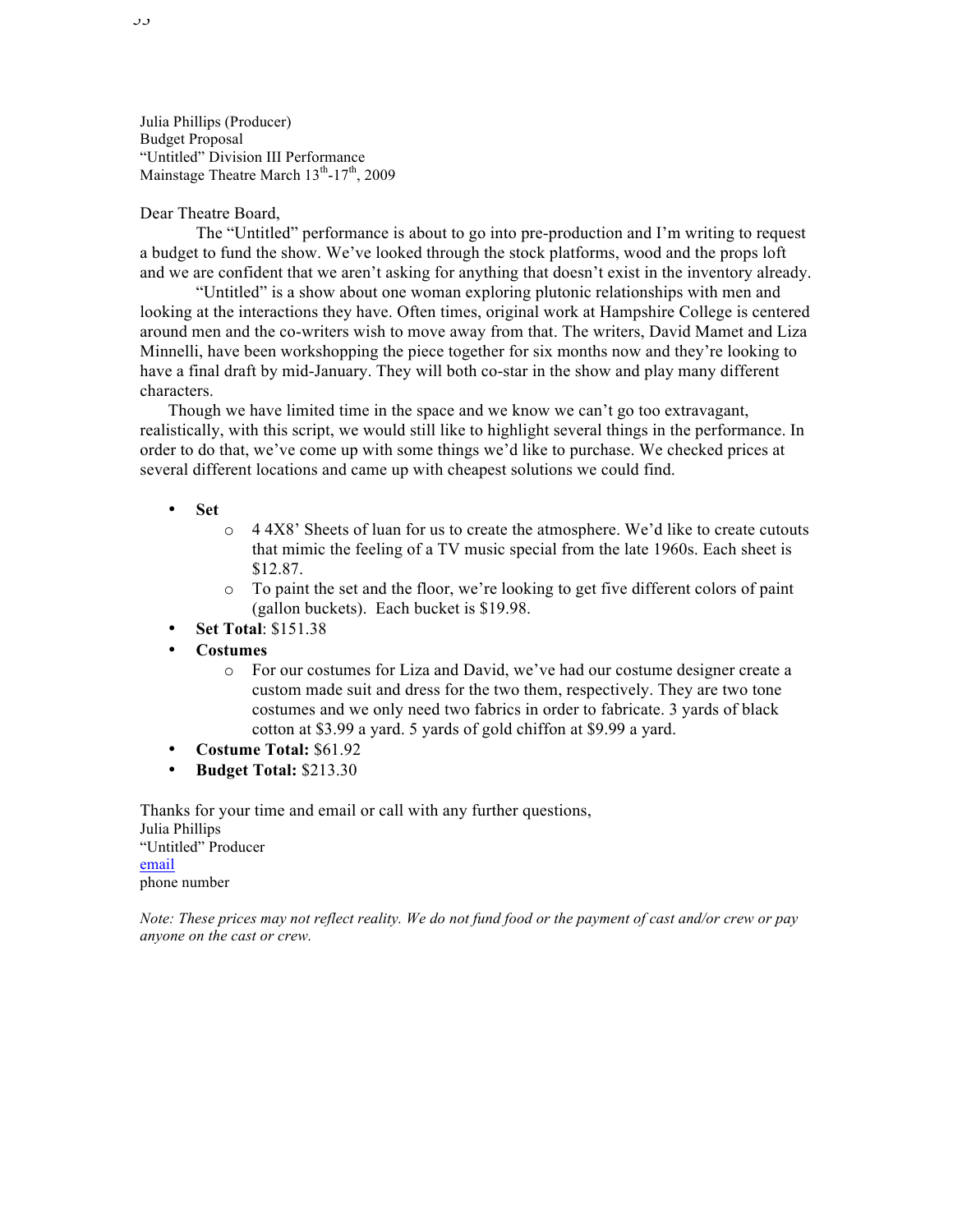Julia Phillips (Producer)
Budget Proposal
"Untitled" Division III Performance
Mainstage Theatre March 13th-17th, 2009

Dear Theatre Board,

The "Untitled" performance is about to go into pre-production and I'm writing to request a budget to fund the show. We've looked through the stock platforms, wood and the props loft and we are confident that we aren't asking for anything that doesn't exist in the inventory already.

"Untitled" is a show about one woman exploring plutonic relationships with men and looking at the interactions they have. Often times, original work at Hampshire College is centered around men and the co-writers wish to move away from that. The writers, David Mamet and Liza Minnelli, have been workshopping the piece together for six months now and they're looking to have a final draft by mid-January. They will both co-star in the show and play many different characters.

Though we have limited time in the space and we know we can't go too extravagant, realistically, with this script, we would still like to highlight several things in the performance. In order to do that, we've come up with some things we'd like to purchase. We checked prices at several different locations and came up with cheapest solutions we could find.

- **Set**
  - 4 4X8' Sheets of luan for us to create the atmosphere. We'd like to create cutouts that mimic the feeling of a TV music special from the late 1960s. Each sheet is $12.87.
  - To paint the set and the floor, we're looking to get five different colors of paint (gallon buckets). Each bucket is $19.98.
- **Set Total**: $151.38
- **Costumes**
  - For our costumes for Liza and David, we've had our costume designer create a custom made suit and dress for the two them, respectively. They are two tone costumes and we only need two fabrics in order to fabricate. 3 yards of black cotton at $3.99 a yard. 5 yards of gold chiffon at $9.99 a yard.
- **Costume Total:** $61.92
- **Budget Total:** $213.30

Thanks for your time and email or call with any further questions,
Julia Phillips
"Untitled" Producer
email
phone number

*Note: These prices may not reflect reality. We do not fund food or the payment of cast and/or crew or pay anyone on the cast or crew.*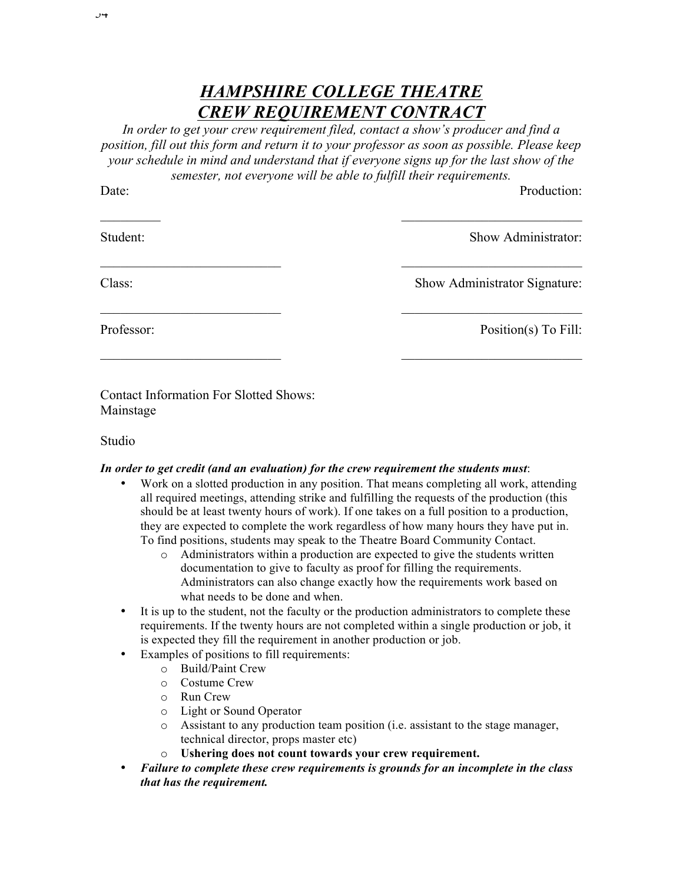# ***HAMPSHIRE COLLEGE THEATRE CREW REQUIREMENT CONTRACT***

*In order to get your crew requirement filed, contact a show's producer and find a position, fill out this form and return it to your professor as soon as possible. Please keep your schedule in mind and understand that if everyone signs up for the last show of the semester, not everyone will be able to fulfill their requirements.*

Date: _________

Production: ___________________________

Student: ___________________________

Show Administrator: ___________________________

Class: ___________________________

Show Administrator Signature: ___________________________

Professor: ___________________________

Position(s) To Fill: ___________________________

Contact Information For Slotted Shows:
Mainstage

Studio

***In order to get credit (and an evaluation) for the crew requirement the students must***:

- Work on a slotted production in any position. That means completing all work, attending all required meetings, attending strike and fulfilling the requests of the production (this should be at least twenty hours of work). If one takes on a full position to a production, they are expected to complete the work regardless of how many hours they have put in. To find positions, students may speak to the Theatre Board Community Contact.
  - Administrators within a production are expected to give the students written documentation to give to faculty as proof for filling the requirements. Administrators can also change exactly how the requirements work based on what needs to be done and when.
- It is up to the student, not the faculty or the production administrators to complete these requirements. If the twenty hours are not completed within a single production or job, it is expected they fill the requirement in another production or job.
- Examples of positions to fill requirements:
  - Build/Paint Crew
  - Costume Crew
  - Run Crew
  - Light or Sound Operator
  - Assistant to any production team position (i.e. assistant to the stage manager, technical director, props master etc)
  - **Ushering does not count towards your crew requirement.**
- ***Failure to complete these crew requirements is grounds for an incomplete in the class that has the requirement.***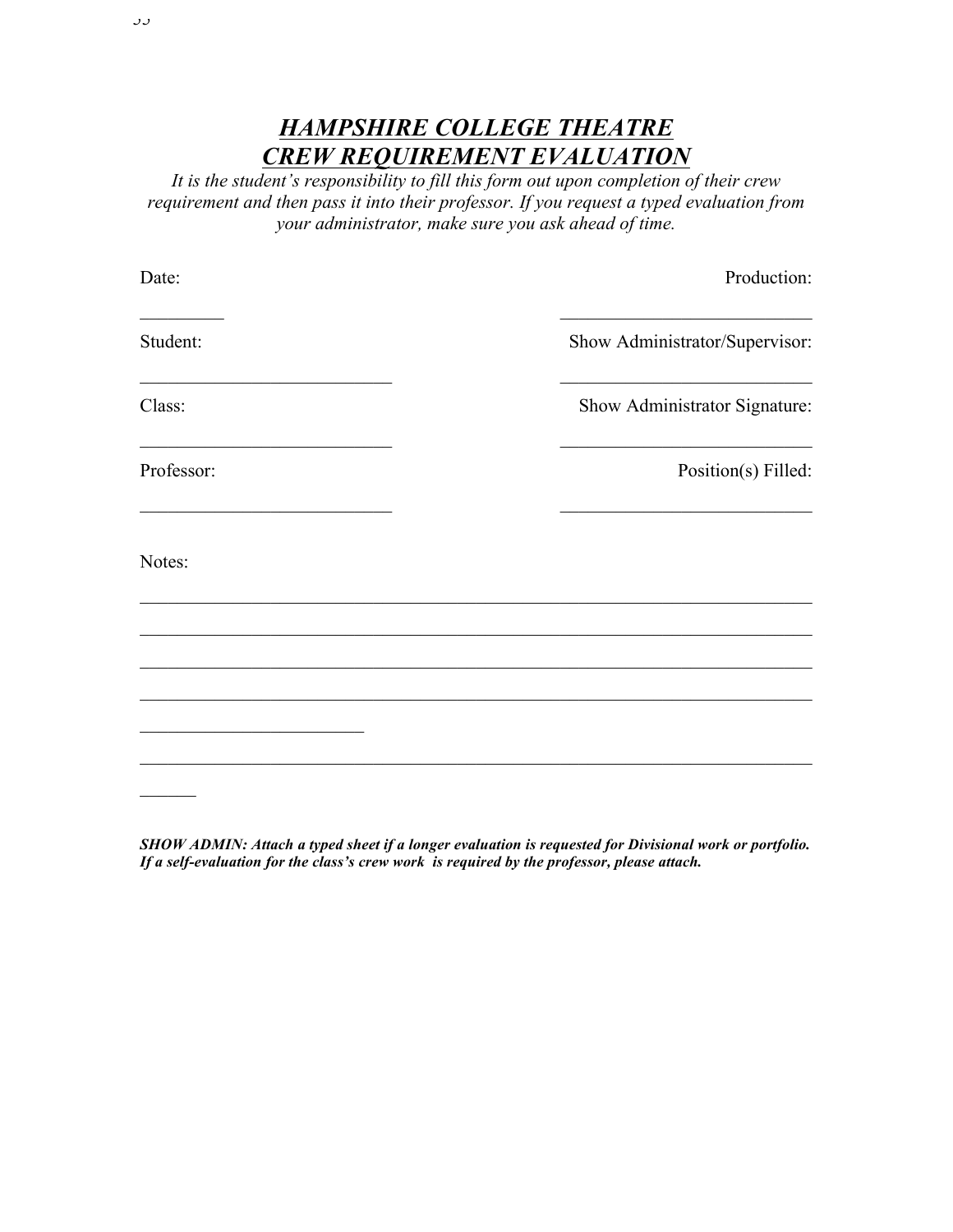# ***HAMPSHIRE COLLEGE THEATRE***
# ***CREW REQUIREMENT EVALUATION***

*It is the student's responsibility to fill this form out upon completion of their crew requirement and then pass it into their professor. If you request a typed evaluation from your administrator, make sure you ask ahead of time.*

Date: _________

Production: ____________________________

Student: ____________________________

Show Administrator/Supervisor: ____________________________

Class: ____________________________

Show Administrator Signature: ____________________________

Professor: ____________________________

Position(s) Filled: ____________________________

Notes:

__________________________________________________________________________

__________________________________________________________________________

__________________________________________________________________________

__________________________________________________________________________

_________________________

__________________________________________________________________________

______

***SHOW ADMIN: Attach a typed sheet if a longer evaluation is requested for Divisional work or portfolio. If a self-evaluation for the class's crew work is required by the professor, please attach.***